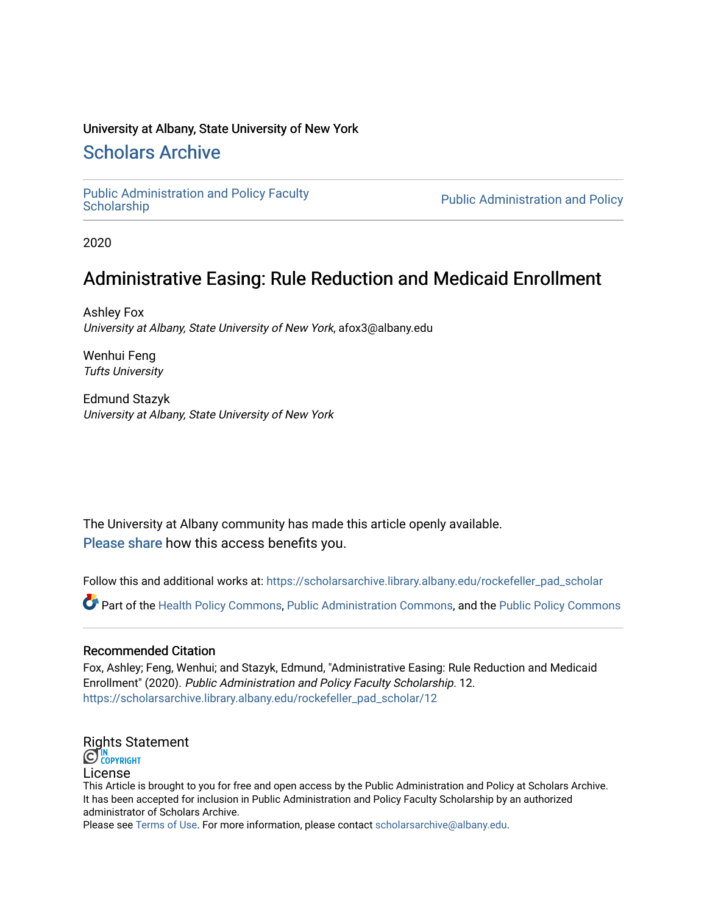University at Albany, State University of New York

## Scholars Archive

Public Administration and Policy Faculty Scholarship | Public Administration and Policy

2020

# Administrative Easing: Rule Reduction and Medicaid Enrollment

Ashley Fox
*University at Albany, State University of New York*, afox3@albany.edu

Wenhui Feng
*Tufts University*

Edmund Stazyk
*University at Albany, State University of New York*

The University at Albany community has made this article openly available.
Please share how this access benefits you.

Follow this and additional works at: https://scholarsarchive.library.albany.edu/rockefeller_pad_scholar

Part of the Health Policy Commons, Public Administration Commons, and the Public Policy Commons

### Recommended Citation

Fox, Ashley; Feng, Wenhui; and Stazyk, Edmund, "Administrative Easing: Rule Reduction and Medicaid Enrollment" (2020). *Public Administration and Policy Faculty Scholarship*. 12.
https://scholarsarchive.library.albany.edu/rockefeller_pad_scholar/12

### Rights Statement

IN COPYRIGHT

### License

This Article is brought to you for free and open access by the Public Administration and Policy at Scholars Archive. It has been accepted for inclusion in Public Administration and Policy Faculty Scholarship by an authorized administrator of Scholars Archive.
Please see Terms of Use. For more information, please contact scholarsarchive@albany.edu.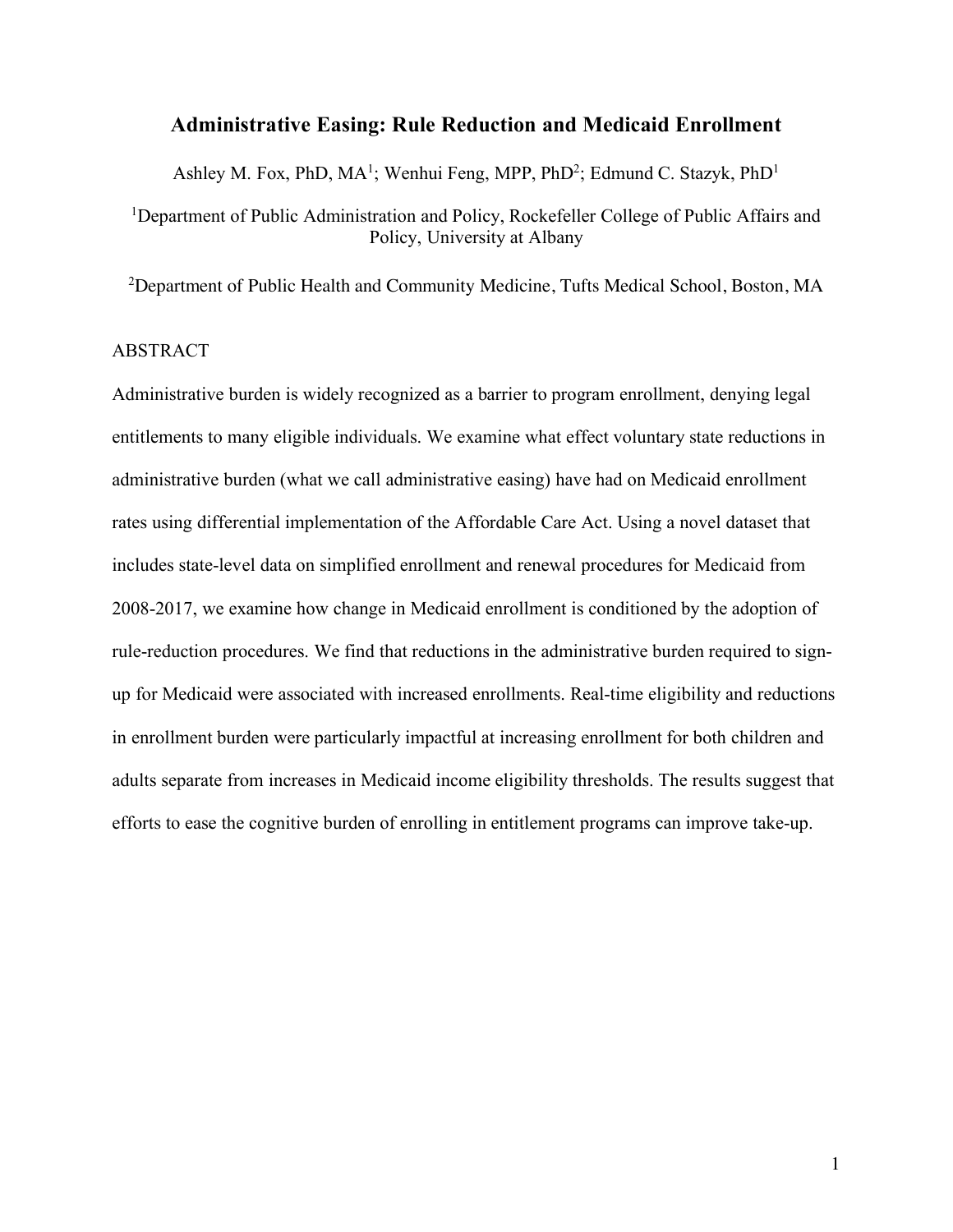# Administrative Easing: Rule Reduction and Medicaid Enrollment

Ashley M. Fox, PhD, MA[1]; Wenhui Feng, MPP, PhD[2]; Edmund C. Stazyk, PhD[1]

[1]Department of Public Administration and Policy, Rockefeller College of Public Affairs and Policy, University at Albany

[2]Department of Public Health and Community Medicine, Tufts Medical School, Boston, MA

## ABSTRACT

Administrative burden is widely recognized as a barrier to program enrollment, denying legal entitlements to many eligible individuals. We examine what effect voluntary state reductions in administrative burden (what we call administrative easing) have had on Medicaid enrollment rates using differential implementation of the Affordable Care Act. Using a novel dataset that includes state-level data on simplified enrollment and renewal procedures for Medicaid from 2008-2017, we examine how change in Medicaid enrollment is conditioned by the adoption of rule-reduction procedures. We find that reductions in the administrative burden required to sign-up for Medicaid were associated with increased enrollments. Real-time eligibility and reductions in enrollment burden were particularly impactful at increasing enrollment for both children and adults separate from increases in Medicaid income eligibility thresholds. The results suggest that efforts to ease the cognitive burden of enrolling in entitlement programs can improve take-up.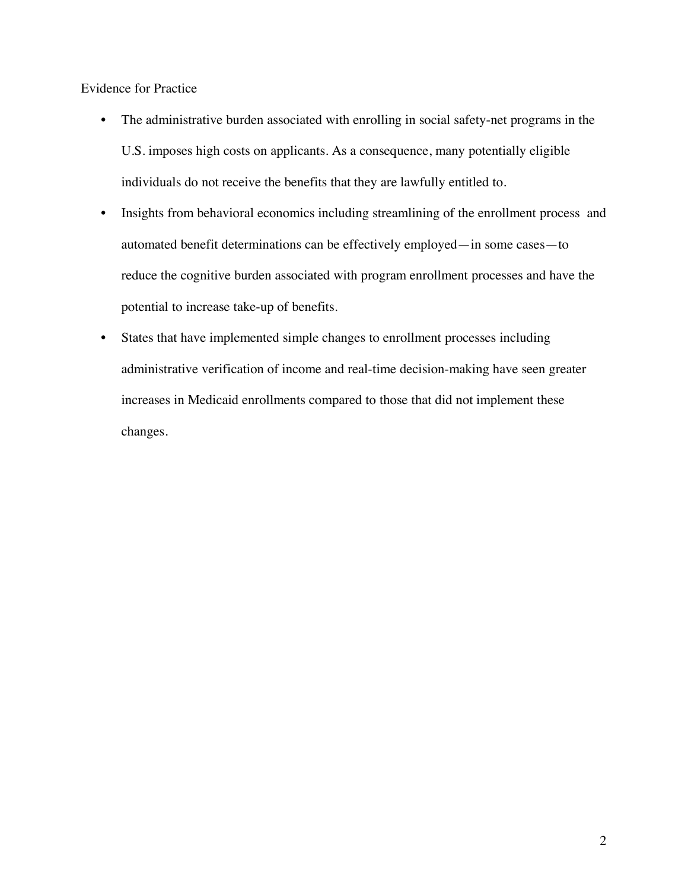Evidence for Practice

- The administrative burden associated with enrolling in social safety-net programs in the U.S. imposes high costs on applicants. As a consequence, many potentially eligible individuals do not receive the benefits that they are lawfully entitled to.
- Insights from behavioral economics including streamlining of the enrollment process and automated benefit determinations can be effectively employed—in some cases—to reduce the cognitive burden associated with program enrollment processes and have the potential to increase take-up of benefits.
- States that have implemented simple changes to enrollment processes including administrative verification of income and real-time decision-making have seen greater increases in Medicaid enrollments compared to those that did not implement these changes.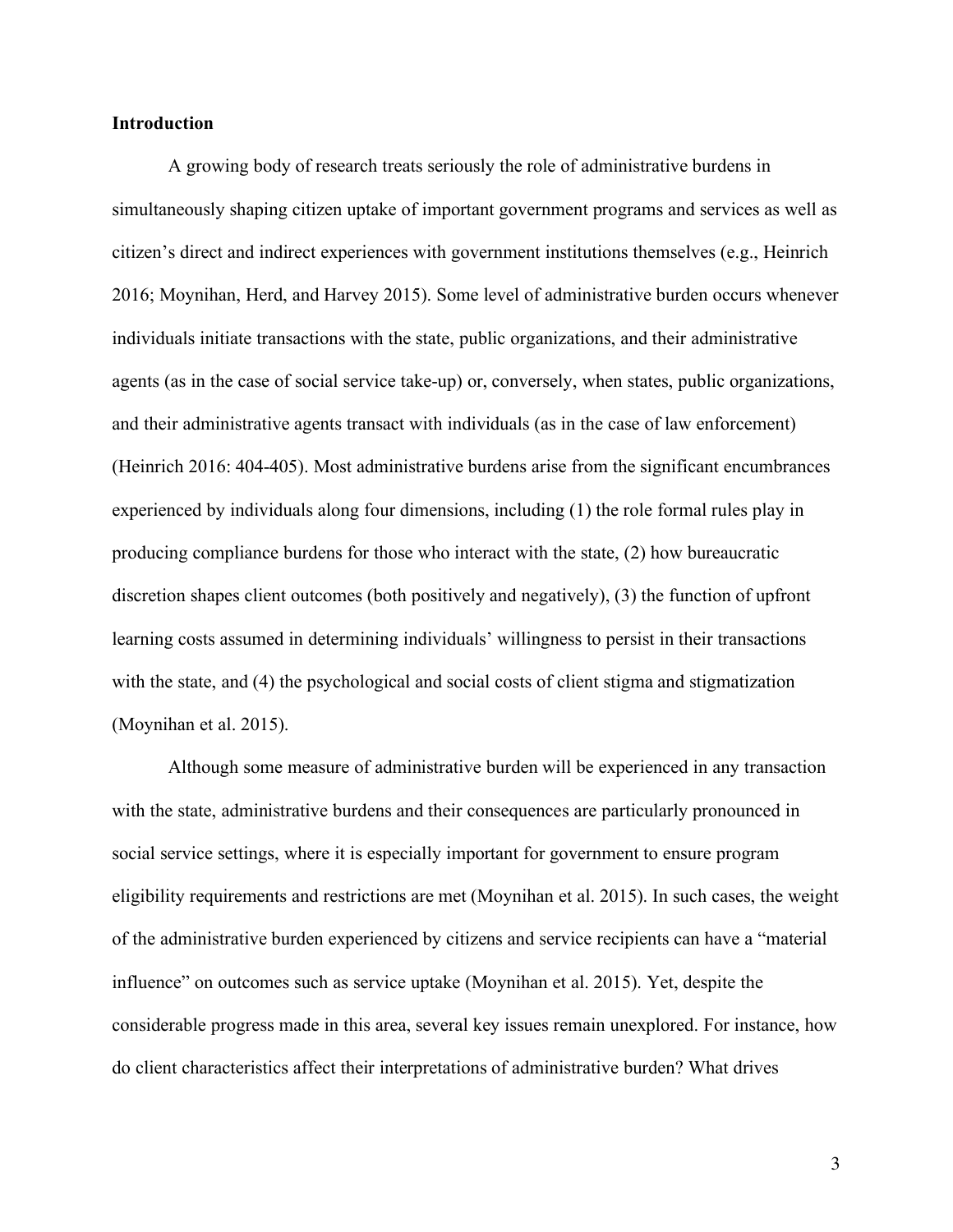**Introduction**

A growing body of research treats seriously the role of administrative burdens in simultaneously shaping citizen uptake of important government programs and services as well as citizen's direct and indirect experiences with government institutions themselves (e.g., Heinrich 2016; Moynihan, Herd, and Harvey 2015). Some level of administrative burden occurs whenever individuals initiate transactions with the state, public organizations, and their administrative agents (as in the case of social service take-up) or, conversely, when states, public organizations, and their administrative agents transact with individuals (as in the case of law enforcement) (Heinrich 2016: 404-405). Most administrative burdens arise from the significant encumbrances experienced by individuals along four dimensions, including (1) the role formal rules play in producing compliance burdens for those who interact with the state, (2) how bureaucratic discretion shapes client outcomes (both positively and negatively), (3) the function of upfront learning costs assumed in determining individuals' willingness to persist in their transactions with the state, and (4) the psychological and social costs of client stigma and stigmatization (Moynihan et al. 2015).

Although some measure of administrative burden will be experienced in any transaction with the state, administrative burdens and their consequences are particularly pronounced in social service settings, where it is especially important for government to ensure program eligibility requirements and restrictions are met (Moynihan et al. 2015). In such cases, the weight of the administrative burden experienced by citizens and service recipients can have a "material influence" on outcomes such as service uptake (Moynihan et al. 2015). Yet, despite the considerable progress made in this area, several key issues remain unexplored. For instance, how do client characteristics affect their interpretations of administrative burden? What drives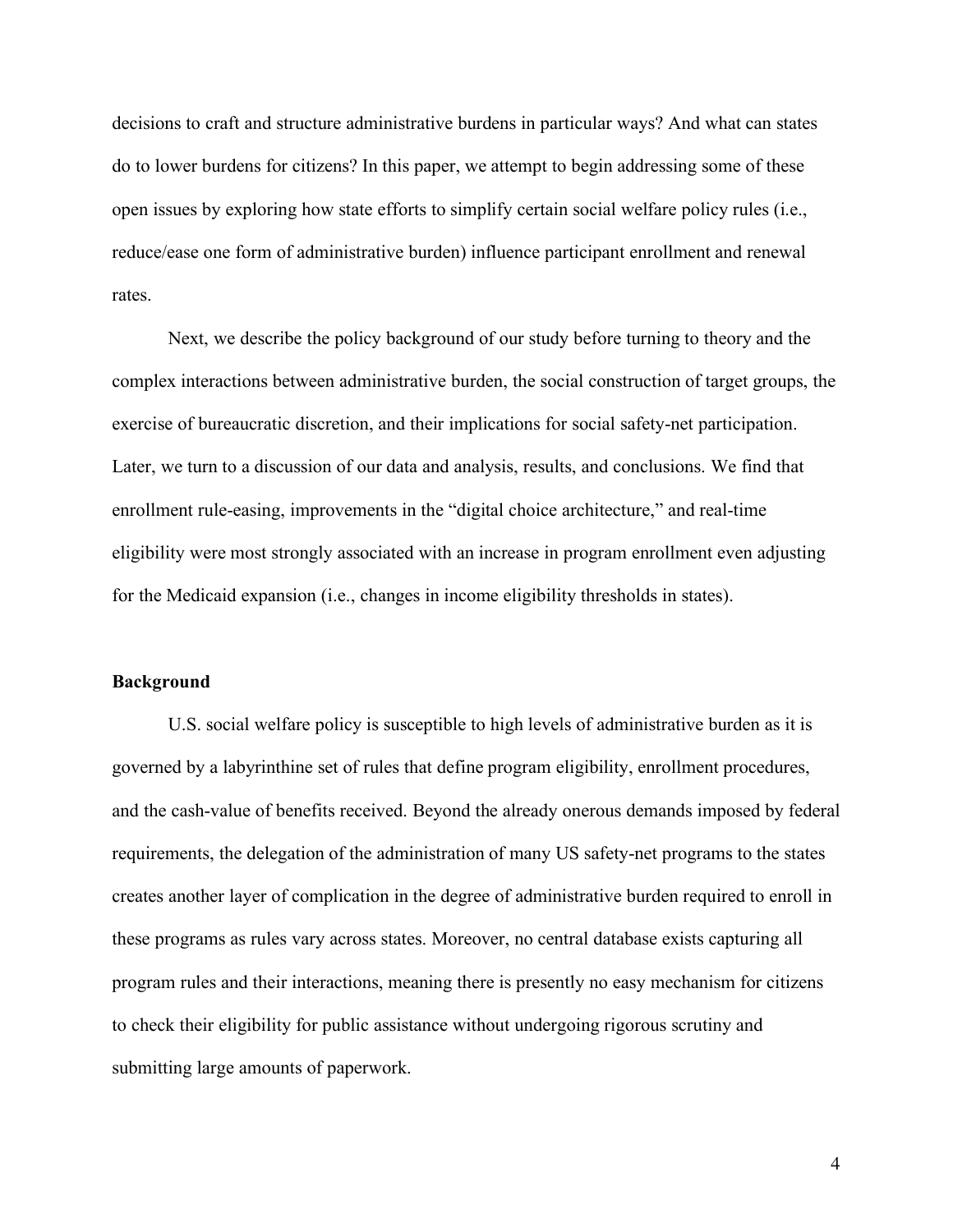decisions to craft and structure administrative burdens in particular ways? And what can states do to lower burdens for citizens? In this paper, we attempt to begin addressing some of these open issues by exploring how state efforts to simplify certain social welfare policy rules (i.e., reduce/ease one form of administrative burden) influence participant enrollment and renewal rates.

Next, we describe the policy background of our study before turning to theory and the complex interactions between administrative burden, the social construction of target groups, the exercise of bureaucratic discretion, and their implications for social safety-net participation. Later, we turn to a discussion of our data and analysis, results, and conclusions. We find that enrollment rule-easing, improvements in the "digital choice architecture," and real-time eligibility were most strongly associated with an increase in program enrollment even adjusting for the Medicaid expansion (i.e., changes in income eligibility thresholds in states).

## Background

U.S. social welfare policy is susceptible to high levels of administrative burden as it is governed by a labyrinthine set of rules that define program eligibility, enrollment procedures, and the cash-value of benefits received. Beyond the already onerous demands imposed by federal requirements, the delegation of the administration of many US safety-net programs to the states creates another layer of complication in the degree of administrative burden required to enroll in these programs as rules vary across states. Moreover, no central database exists capturing all program rules and their interactions, meaning there is presently no easy mechanism for citizens to check their eligibility for public assistance without undergoing rigorous scrutiny and submitting large amounts of paperwork.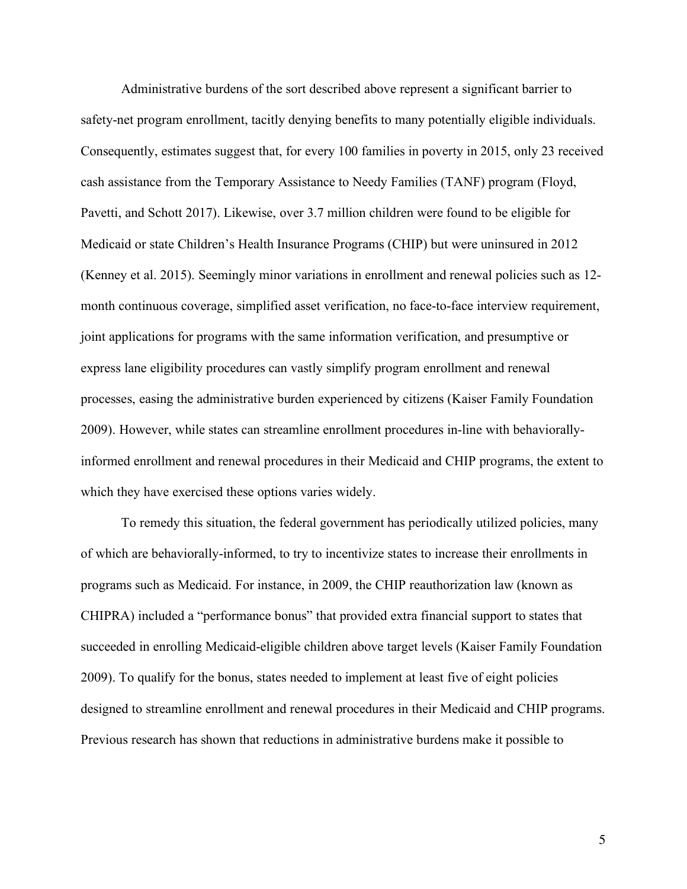Administrative burdens of the sort described above represent a significant barrier to safety-net program enrollment, tacitly denying benefits to many potentially eligible individuals. Consequently, estimates suggest that, for every 100 families in poverty in 2015, only 23 received cash assistance from the Temporary Assistance to Needy Families (TANF) program (Floyd, Pavetti, and Schott 2017). Likewise, over 3.7 million children were found to be eligible for Medicaid or state Children's Health Insurance Programs (CHIP) but were uninsured in 2012 (Kenney et al. 2015). Seemingly minor variations in enrollment and renewal policies such as 12-month continuous coverage, simplified asset verification, no face-to-face interview requirement, joint applications for programs with the same information verification, and presumptive or express lane eligibility procedures can vastly simplify program enrollment and renewal processes, easing the administrative burden experienced by citizens (Kaiser Family Foundation 2009). However, while states can streamline enrollment procedures in-line with behaviorally-informed enrollment and renewal procedures in their Medicaid and CHIP programs, the extent to which they have exercised these options varies widely.

To remedy this situation, the federal government has periodically utilized policies, many of which are behaviorally-informed, to try to incentivize states to increase their enrollments in programs such as Medicaid. For instance, in 2009, the CHIP reauthorization law (known as CHIPRA) included a "performance bonus" that provided extra financial support to states that succeeded in enrolling Medicaid-eligible children above target levels (Kaiser Family Foundation 2009). To qualify for the bonus, states needed to implement at least five of eight policies designed to streamline enrollment and renewal procedures in their Medicaid and CHIP programs. Previous research has shown that reductions in administrative burdens make it possible to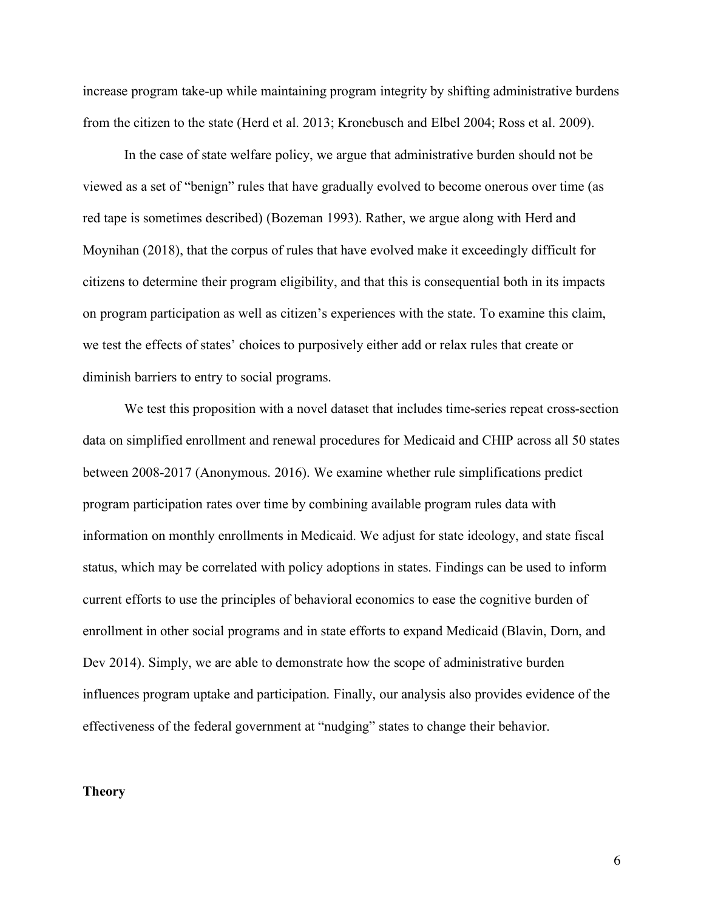increase program take-up while maintaining program integrity by shifting administrative burdens from the citizen to the state (Herd et al. 2013; Kronebusch and Elbel 2004; Ross et al. 2009).

In the case of state welfare policy, we argue that administrative burden should not be viewed as a set of "benign" rules that have gradually evolved to become onerous over time (as red tape is sometimes described) (Bozeman 1993). Rather, we argue along with Herd and Moynihan (2018), that the corpus of rules that have evolved make it exceedingly difficult for citizens to determine their program eligibility, and that this is consequential both in its impacts on program participation as well as citizen's experiences with the state. To examine this claim, we test the effects of states' choices to purposively either add or relax rules that create or diminish barriers to entry to social programs.

We test this proposition with a novel dataset that includes time-series repeat cross-section data on simplified enrollment and renewal procedures for Medicaid and CHIP across all 50 states between 2008-2017 (Anonymous. 2016). We examine whether rule simplifications predict program participation rates over time by combining available program rules data with information on monthly enrollments in Medicaid. We adjust for state ideology, and state fiscal status, which may be correlated with policy adoptions in states. Findings can be used to inform current efforts to use the principles of behavioral economics to ease the cognitive burden of enrollment in other social programs and in state efforts to expand Medicaid (Blavin, Dorn, and Dev 2014). Simply, we are able to demonstrate how the scope of administrative burden influences program uptake and participation. Finally, our analysis also provides evidence of the effectiveness of the federal government at "nudging" states to change their behavior.

## Theory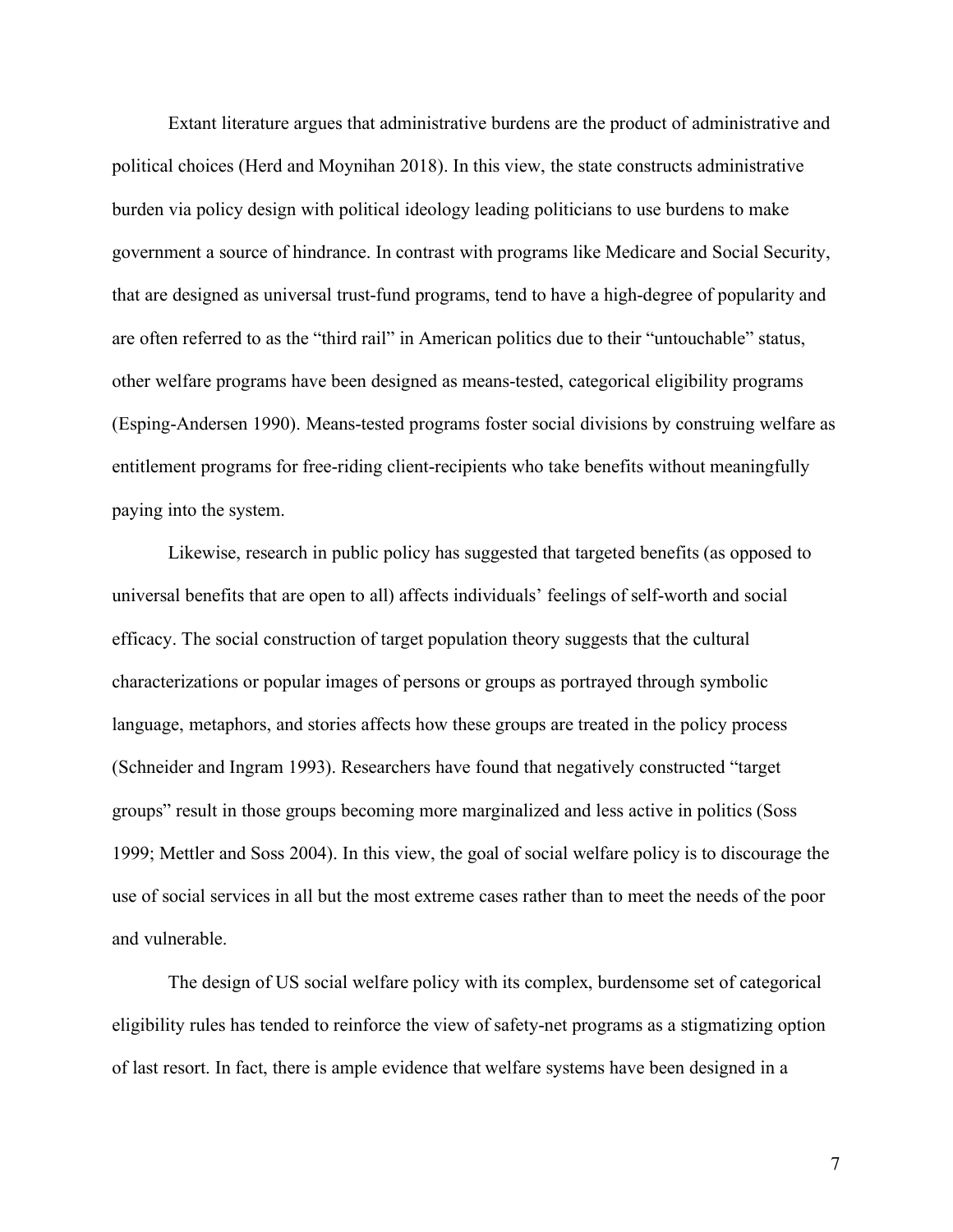Extant literature argues that administrative burdens are the product of administrative and political choices (Herd and Moynihan 2018). In this view, the state constructs administrative burden via policy design with political ideology leading politicians to use burdens to make government a source of hindrance. In contrast with programs like Medicare and Social Security, that are designed as universal trust-fund programs, tend to have a high-degree of popularity and are often referred to as the "third rail" in American politics due to their "untouchable" status, other welfare programs have been designed as means-tested, categorical eligibility programs (Esping-Andersen 1990). Means-tested programs foster social divisions by construing welfare as entitlement programs for free-riding client-recipients who take benefits without meaningfully paying into the system.

Likewise, research in public policy has suggested that targeted benefits (as opposed to universal benefits that are open to all) affects individuals' feelings of self-worth and social efficacy. The social construction of target population theory suggests that the cultural characterizations or popular images of persons or groups as portrayed through symbolic language, metaphors, and stories affects how these groups are treated in the policy process (Schneider and Ingram 1993). Researchers have found that negatively constructed "target groups" result in those groups becoming more marginalized and less active in politics (Soss 1999; Mettler and Soss 2004). In this view, the goal of social welfare policy is to discourage the use of social services in all but the most extreme cases rather than to meet the needs of the poor and vulnerable.

The design of US social welfare policy with its complex, burdensome set of categorical eligibility rules has tended to reinforce the view of safety-net programs as a stigmatizing option of last resort. In fact, there is ample evidence that welfare systems have been designed in a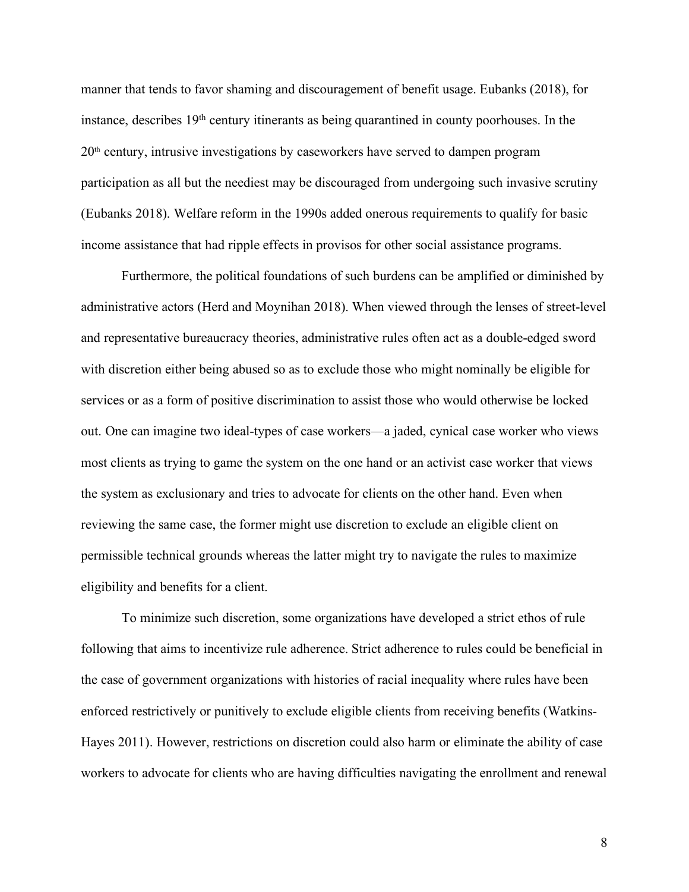manner that tends to favor shaming and discouragement of benefit usage. Eubanks (2018), for instance, describes 19th century itinerants as being quarantined in county poorhouses. In the 20th century, intrusive investigations by caseworkers have served to dampen program participation as all but the neediest may be discouraged from undergoing such invasive scrutiny (Eubanks 2018). Welfare reform in the 1990s added onerous requirements to qualify for basic income assistance that had ripple effects in provisos for other social assistance programs.

Furthermore, the political foundations of such burdens can be amplified or diminished by administrative actors (Herd and Moynihan 2018). When viewed through the lenses of street-level and representative bureaucracy theories, administrative rules often act as a double-edged sword with discretion either being abused so as to exclude those who might nominally be eligible for services or as a form of positive discrimination to assist those who would otherwise be locked out. One can imagine two ideal-types of case workers—a jaded, cynical case worker who views most clients as trying to game the system on the one hand or an activist case worker that views the system as exclusionary and tries to advocate for clients on the other hand. Even when reviewing the same case, the former might use discretion to exclude an eligible client on permissible technical grounds whereas the latter might try to navigate the rules to maximize eligibility and benefits for a client.

To minimize such discretion, some organizations have developed a strict ethos of rule following that aims to incentivize rule adherence. Strict adherence to rules could be beneficial in the case of government organizations with histories of racial inequality where rules have been enforced restrictively or punitively to exclude eligible clients from receiving benefits (Watkins-Hayes 2011). However, restrictions on discretion could also harm or eliminate the ability of case workers to advocate for clients who are having difficulties navigating the enrollment and renewal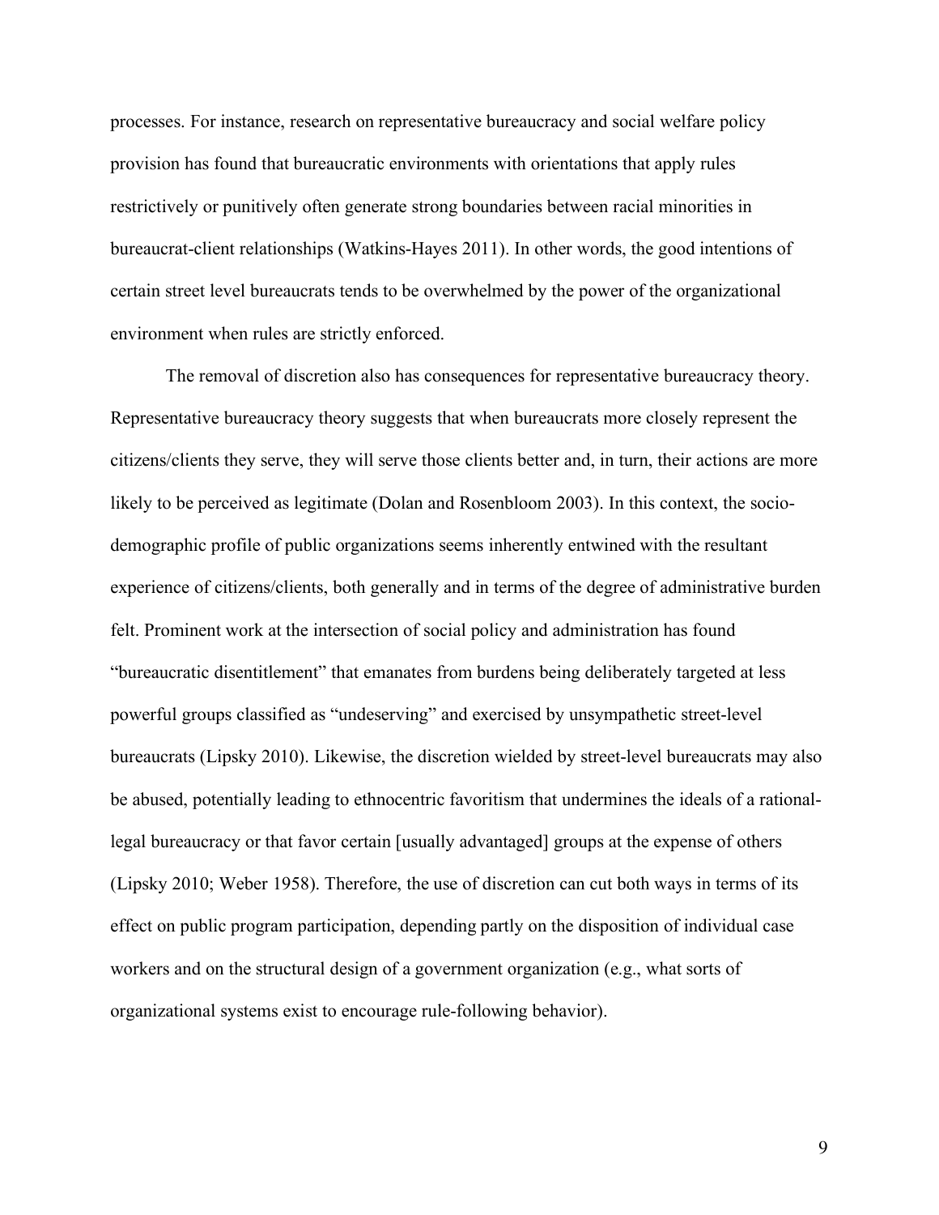processes. For instance, research on representative bureaucracy and social welfare policy provision has found that bureaucratic environments with orientations that apply rules restrictively or punitively often generate strong boundaries between racial minorities in bureaucrat-client relationships (Watkins-Hayes 2011). In other words, the good intentions of certain street level bureaucrats tends to be overwhelmed by the power of the organizational environment when rules are strictly enforced.

The removal of discretion also has consequences for representative bureaucracy theory. Representative bureaucracy theory suggests that when bureaucrats more closely represent the citizens/clients they serve, they will serve those clients better and, in turn, their actions are more likely to be perceived as legitimate (Dolan and Rosenbloom 2003). In this context, the socio-demographic profile of public organizations seems inherently entwined with the resultant experience of citizens/clients, both generally and in terms of the degree of administrative burden felt. Prominent work at the intersection of social policy and administration has found "bureaucratic disentitlement" that emanates from burdens being deliberately targeted at less powerful groups classified as "undeserving" and exercised by unsympathetic street-level bureaucrats (Lipsky 2010). Likewise, the discretion wielded by street-level bureaucrats may also be abused, potentially leading to ethnocentric favoritism that undermines the ideals of a rational-legal bureaucracy or that favor certain [usually advantaged] groups at the expense of others (Lipsky 2010; Weber 1958). Therefore, the use of discretion can cut both ways in terms of its effect on public program participation, depending partly on the disposition of individual case workers and on the structural design of a government organization (e.g., what sorts of organizational systems exist to encourage rule-following behavior).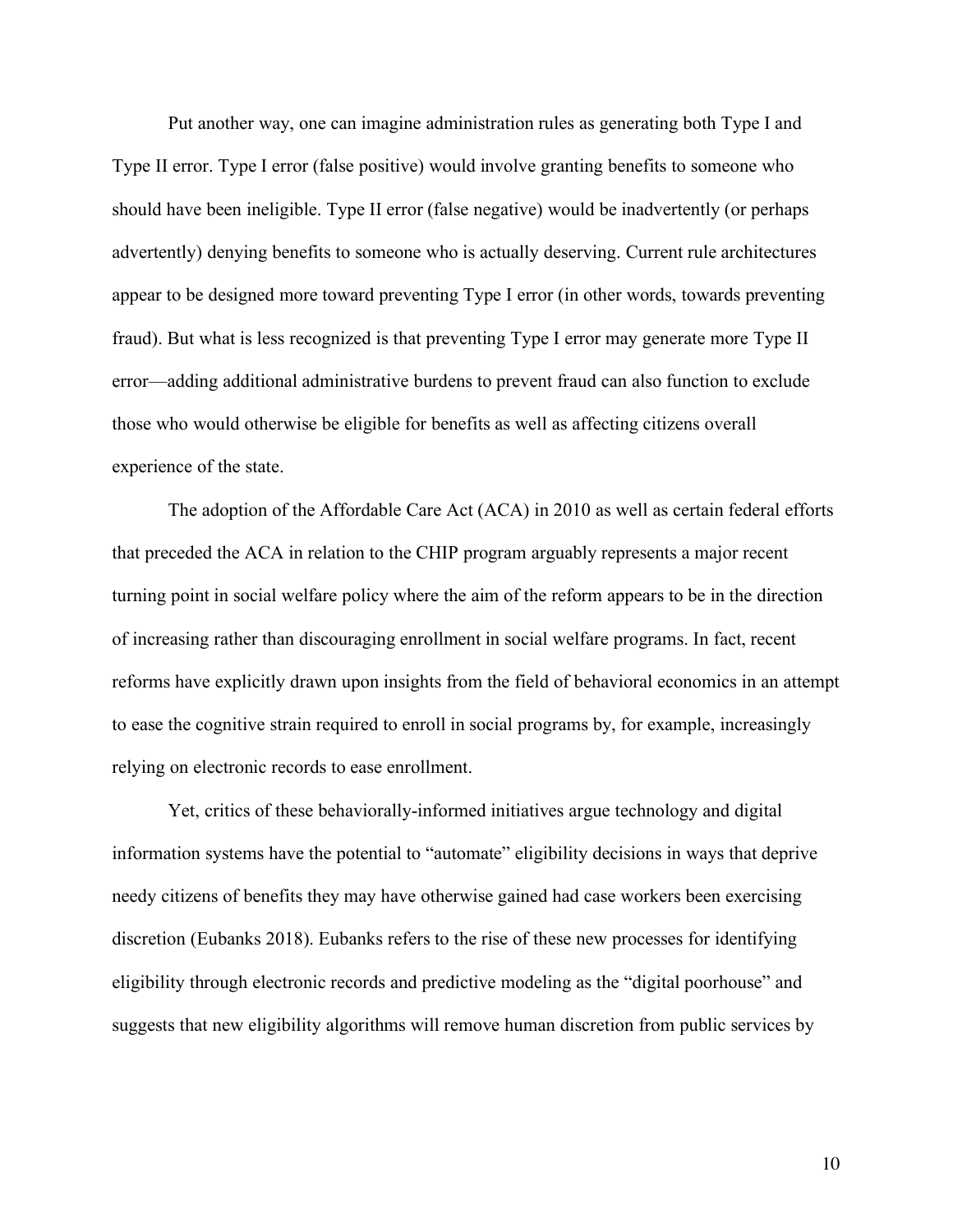Put another way, one can imagine administration rules as generating both Type I and Type II error. Type I error (false positive) would involve granting benefits to someone who should have been ineligible. Type II error (false negative) would be inadvertently (or perhaps advertently) denying benefits to someone who is actually deserving. Current rule architectures appear to be designed more toward preventing Type I error (in other words, towards preventing fraud). But what is less recognized is that preventing Type I error may generate more Type II error—adding additional administrative burdens to prevent fraud can also function to exclude those who would otherwise be eligible for benefits as well as affecting citizens overall experience of the state.

The adoption of the Affordable Care Act (ACA) in 2010 as well as certain federal efforts that preceded the ACA in relation to the CHIP program arguably represents a major recent turning point in social welfare policy where the aim of the reform appears to be in the direction of increasing rather than discouraging enrollment in social welfare programs. In fact, recent reforms have explicitly drawn upon insights from the field of behavioral economics in an attempt to ease the cognitive strain required to enroll in social programs by, for example, increasingly relying on electronic records to ease enrollment.

Yet, critics of these behaviorally-informed initiatives argue technology and digital information systems have the potential to "automate" eligibility decisions in ways that deprive needy citizens of benefits they may have otherwise gained had case workers been exercising discretion (Eubanks 2018). Eubanks refers to the rise of these new processes for identifying eligibility through electronic records and predictive modeling as the "digital poorhouse" and suggests that new eligibility algorithms will remove human discretion from public services by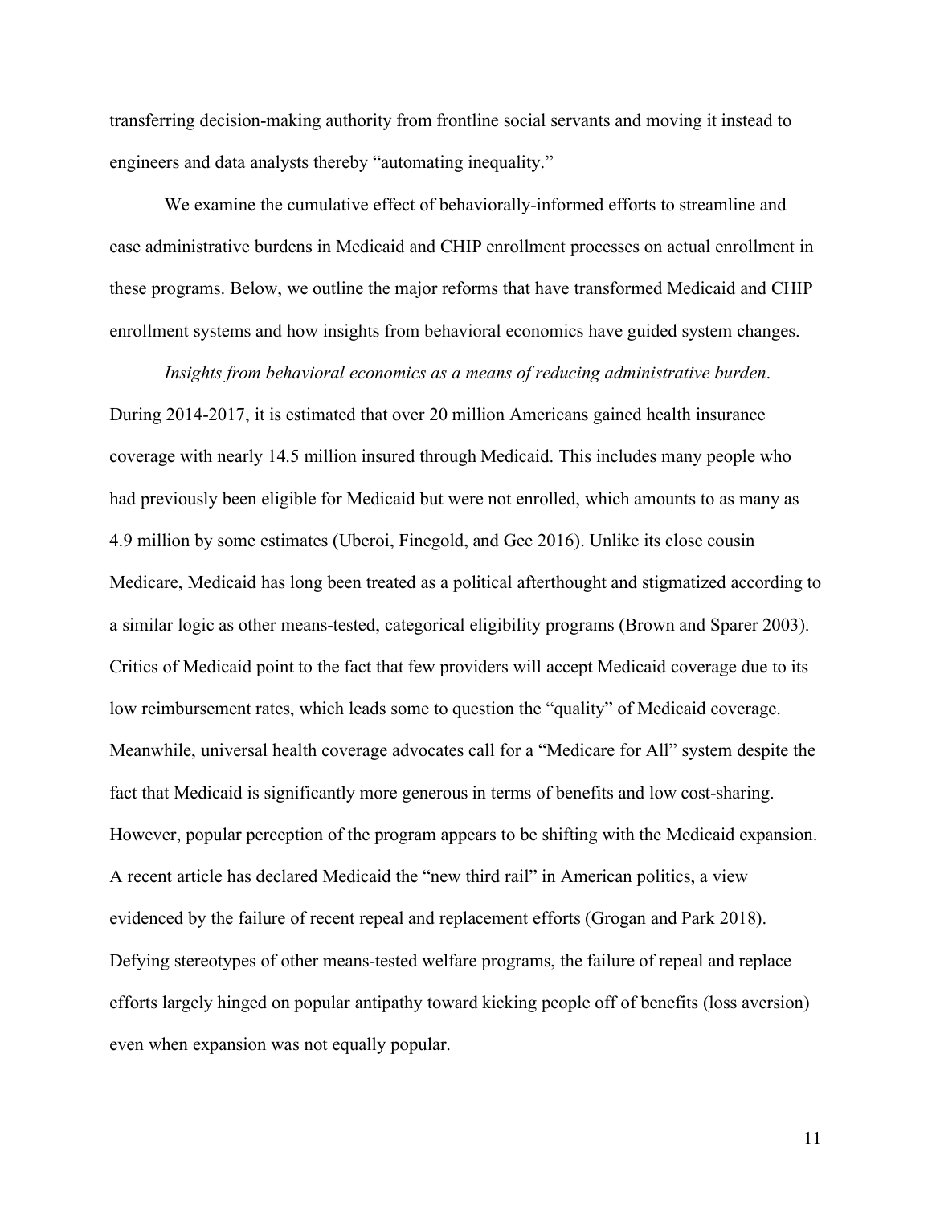transferring decision-making authority from frontline social servants and moving it instead to engineers and data analysts thereby "automating inequality."

We examine the cumulative effect of behaviorally-informed efforts to streamline and ease administrative burdens in Medicaid and CHIP enrollment processes on actual enrollment in these programs. Below, we outline the major reforms that have transformed Medicaid and CHIP enrollment systems and how insights from behavioral economics have guided system changes.

*Insights from behavioral economics as a means of reducing administrative burden*. During 2014-2017, it is estimated that over 20 million Americans gained health insurance coverage with nearly 14.5 million insured through Medicaid. This includes many people who had previously been eligible for Medicaid but were not enrolled, which amounts to as many as 4.9 million by some estimates (Uberoi, Finegold, and Gee 2016). Unlike its close cousin Medicare, Medicaid has long been treated as a political afterthought and stigmatized according to a similar logic as other means-tested, categorical eligibility programs (Brown and Sparer 2003). Critics of Medicaid point to the fact that few providers will accept Medicaid coverage due to its low reimbursement rates, which leads some to question the "quality" of Medicaid coverage. Meanwhile, universal health coverage advocates call for a "Medicare for All" system despite the fact that Medicaid is significantly more generous in terms of benefits and low cost-sharing. However, popular perception of the program appears to be shifting with the Medicaid expansion. A recent article has declared Medicaid the "new third rail" in American politics, a view evidenced by the failure of recent repeal and replacement efforts (Grogan and Park 2018). Defying stereotypes of other means-tested welfare programs, the failure of repeal and replace efforts largely hinged on popular antipathy toward kicking people off of benefits (loss aversion) even when expansion was not equally popular.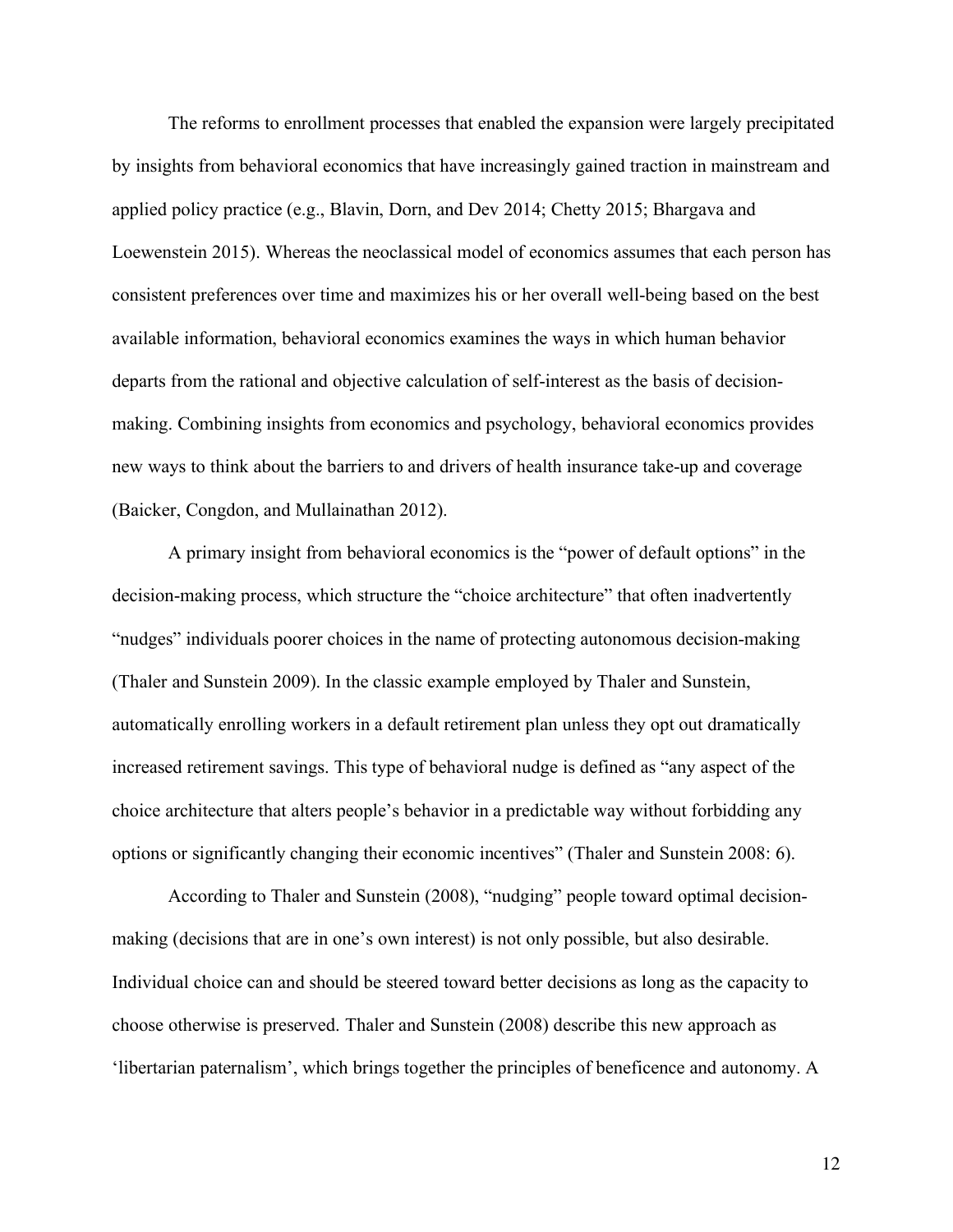The reforms to enrollment processes that enabled the expansion were largely precipitated by insights from behavioral economics that have increasingly gained traction in mainstream and applied policy practice (e.g., Blavin, Dorn, and Dev 2014; Chetty 2015; Bhargava and Loewenstein 2015). Whereas the neoclassical model of economics assumes that each person has consistent preferences over time and maximizes his or her overall well-being based on the best available information, behavioral economics examines the ways in which human behavior departs from the rational and objective calculation of self-interest as the basis of decision-making. Combining insights from economics and psychology, behavioral economics provides new ways to think about the barriers to and drivers of health insurance take-up and coverage (Baicker, Congdon, and Mullainathan 2012).

A primary insight from behavioral economics is the "power of default options" in the decision-making process, which structure the "choice architecture" that often inadvertently "nudges" individuals poorer choices in the name of protecting autonomous decision-making (Thaler and Sunstein 2009). In the classic example employed by Thaler and Sunstein, automatically enrolling workers in a default retirement plan unless they opt out dramatically increased retirement savings. This type of behavioral nudge is defined as "any aspect of the choice architecture that alters people's behavior in a predictable way without forbidding any options or significantly changing their economic incentives" (Thaler and Sunstein 2008: 6).

According to Thaler and Sunstein (2008), "nudging" people toward optimal decision-making (decisions that are in one's own interest) is not only possible, but also desirable. Individual choice can and should be steered toward better decisions as long as the capacity to choose otherwise is preserved. Thaler and Sunstein (2008) describe this new approach as 'libertarian paternalism', which brings together the principles of beneficence and autonomy. A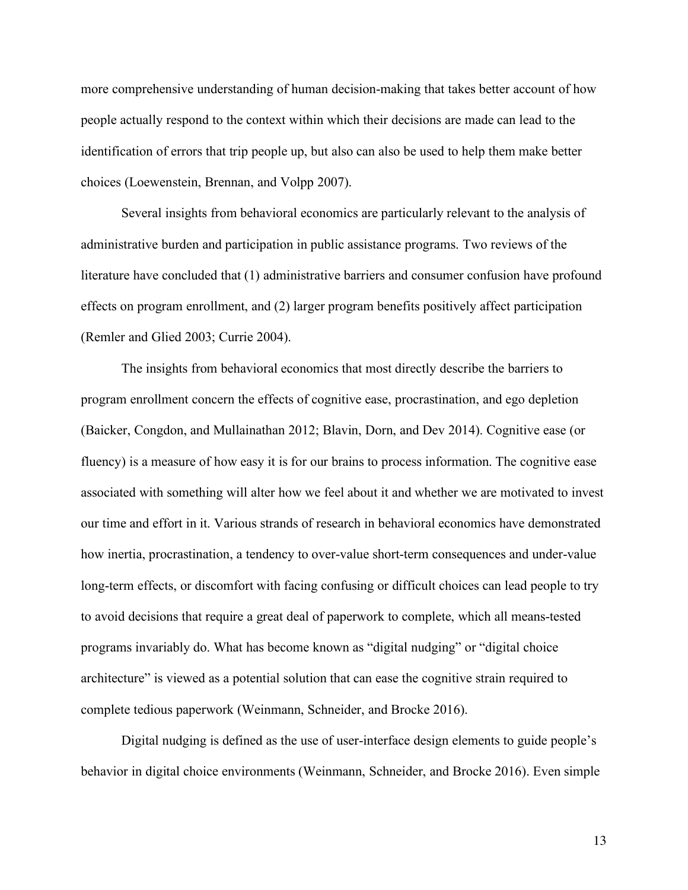more comprehensive understanding of human decision-making that takes better account of how people actually respond to the context within which their decisions are made can lead to the identification of errors that trip people up, but also can also be used to help them make better choices (Loewenstein, Brennan, and Volpp 2007).

Several insights from behavioral economics are particularly relevant to the analysis of administrative burden and participation in public assistance programs. Two reviews of the literature have concluded that (1) administrative barriers and consumer confusion have profound effects on program enrollment, and (2) larger program benefits positively affect participation (Remler and Glied 2003; Currie 2004).

The insights from behavioral economics that most directly describe the barriers to program enrollment concern the effects of cognitive ease, procrastination, and ego depletion (Baicker, Congdon, and Mullainathan 2012; Blavin, Dorn, and Dev 2014). Cognitive ease (or fluency) is a measure of how easy it is for our brains to process information. The cognitive ease associated with something will alter how we feel about it and whether we are motivated to invest our time and effort in it. Various strands of research in behavioral economics have demonstrated how inertia, procrastination, a tendency to over-value short-term consequences and under-value long-term effects, or discomfort with facing confusing or difficult choices can lead people to try to avoid decisions that require a great deal of paperwork to complete, which all means-tested programs invariably do. What has become known as "digital nudging" or "digital choice architecture" is viewed as a potential solution that can ease the cognitive strain required to complete tedious paperwork (Weinmann, Schneider, and Brocke 2016).

Digital nudging is defined as the use of user-interface design elements to guide people's behavior in digital choice environments (Weinmann, Schneider, and Brocke 2016). Even simple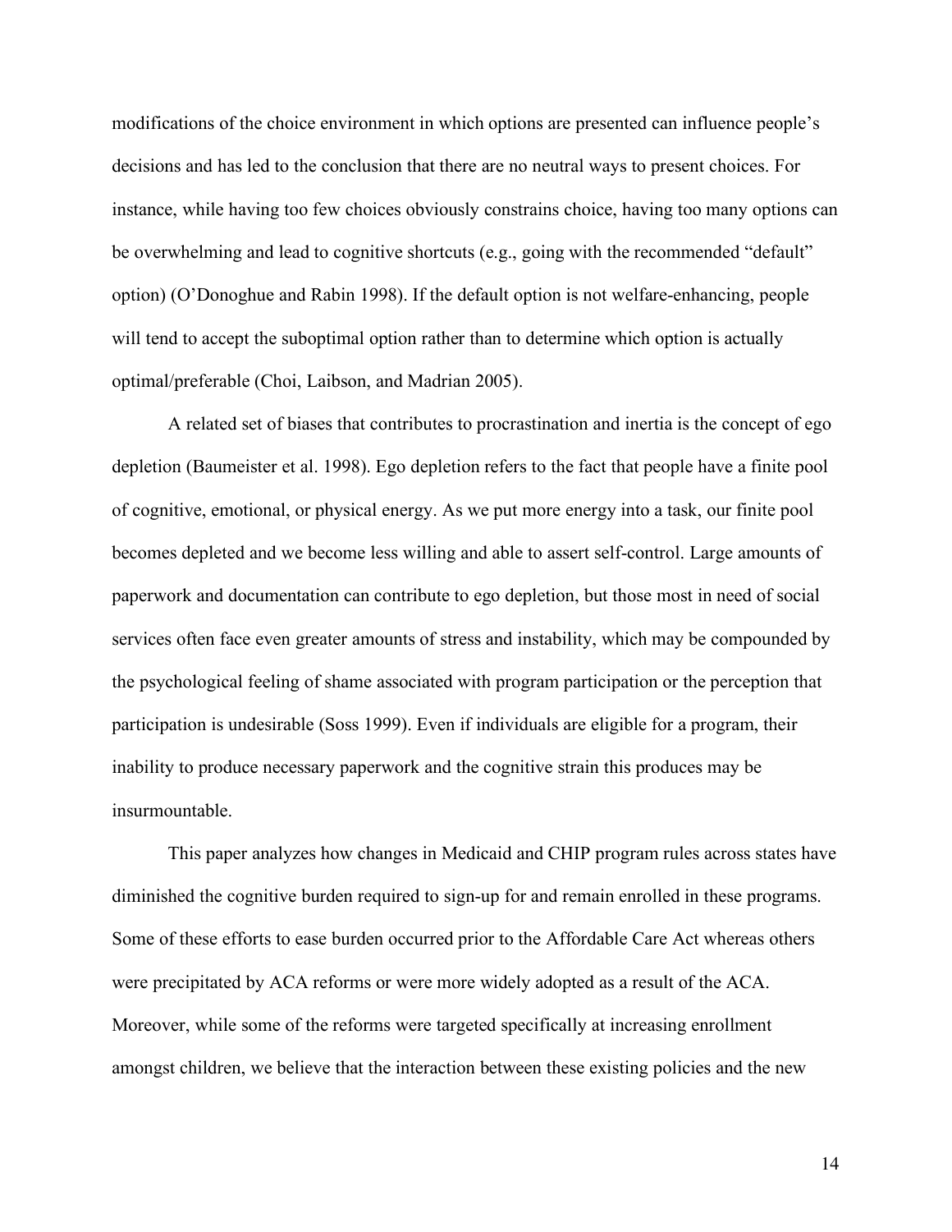modifications of the choice environment in which options are presented can influence people's decisions and has led to the conclusion that there are no neutral ways to present choices. For instance, while having too few choices obviously constrains choice, having too many options can be overwhelming and lead to cognitive shortcuts (e.g., going with the recommended "default" option) (O'Donoghue and Rabin 1998). If the default option is not welfare-enhancing, people will tend to accept the suboptimal option rather than to determine which option is actually optimal/preferable (Choi, Laibson, and Madrian 2005).

A related set of biases that contributes to procrastination and inertia is the concept of ego depletion (Baumeister et al. 1998). Ego depletion refers to the fact that people have a finite pool of cognitive, emotional, or physical energy. As we put more energy into a task, our finite pool becomes depleted and we become less willing and able to assert self-control. Large amounts of paperwork and documentation can contribute to ego depletion, but those most in need of social services often face even greater amounts of stress and instability, which may be compounded by the psychological feeling of shame associated with program participation or the perception that participation is undesirable (Soss 1999). Even if individuals are eligible for a program, their inability to produce necessary paperwork and the cognitive strain this produces may be insurmountable.

This paper analyzes how changes in Medicaid and CHIP program rules across states have diminished the cognitive burden required to sign-up for and remain enrolled in these programs. Some of these efforts to ease burden occurred prior to the Affordable Care Act whereas others were precipitated by ACA reforms or were more widely adopted as a result of the ACA. Moreover, while some of the reforms were targeted specifically at increasing enrollment amongst children, we believe that the interaction between these existing policies and the new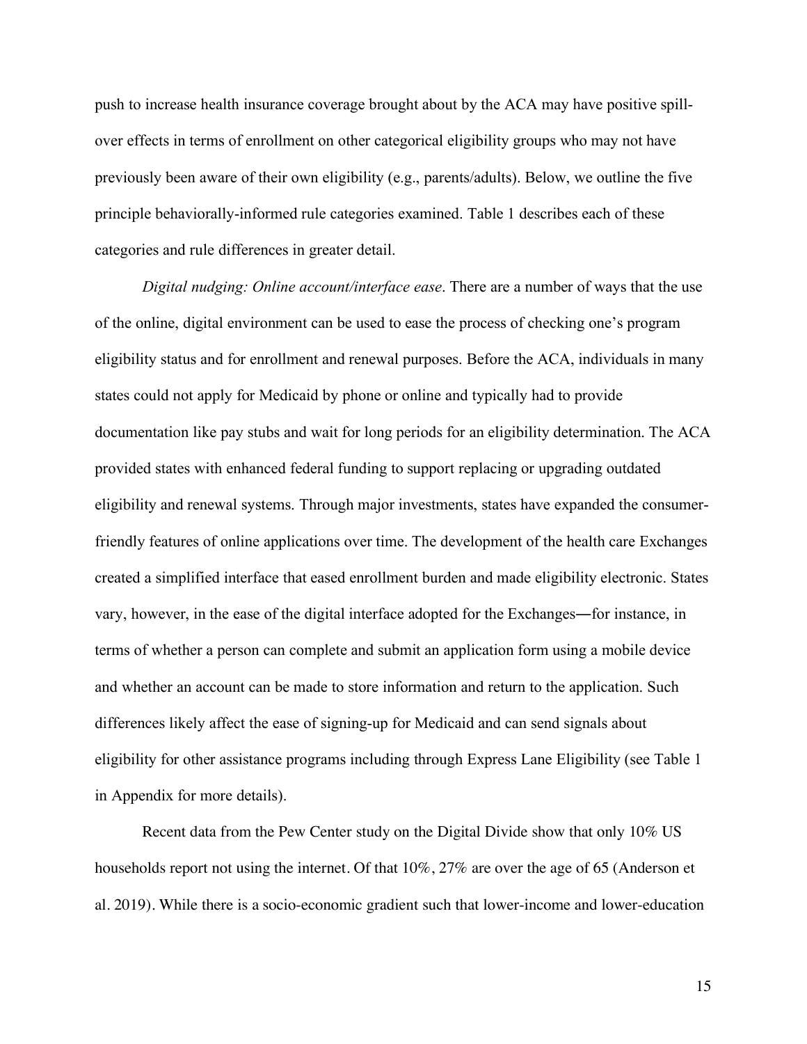push to increase health insurance coverage brought about by the ACA may have positive spill-over effects in terms of enrollment on other categorical eligibility groups who may not have previously been aware of their own eligibility (e.g., parents/adults). Below, we outline the five principle behaviorally-informed rule categories examined. Table 1 describes each of these categories and rule differences in greater detail.

*Digital nudging: Online account/interface ease*. There are a number of ways that the use of the online, digital environment can be used to ease the process of checking one's program eligibility status and for enrollment and renewal purposes. Before the ACA, individuals in many states could not apply for Medicaid by phone or online and typically had to provide documentation like pay stubs and wait for long periods for an eligibility determination. The ACA provided states with enhanced federal funding to support replacing or upgrading outdated eligibility and renewal systems. Through major investments, states have expanded the consumer-friendly features of online applications over time. The development of the health care Exchanges created a simplified interface that eased enrollment burden and made eligibility electronic. States vary, however, in the ease of the digital interface adopted for the Exchanges―for instance, in terms of whether a person can complete and submit an application form using a mobile device and whether an account can be made to store information and return to the application. Such differences likely affect the ease of signing-up for Medicaid and can send signals about eligibility for other assistance programs including through Express Lane Eligibility (see Table 1 in Appendix for more details).

Recent data from the Pew Center study on the Digital Divide show that only 10% US households report not using the internet. Of that 10%, 27% are over the age of 65 (Anderson et al. 2019). While there is a socio-economic gradient such that lower-income and lower-education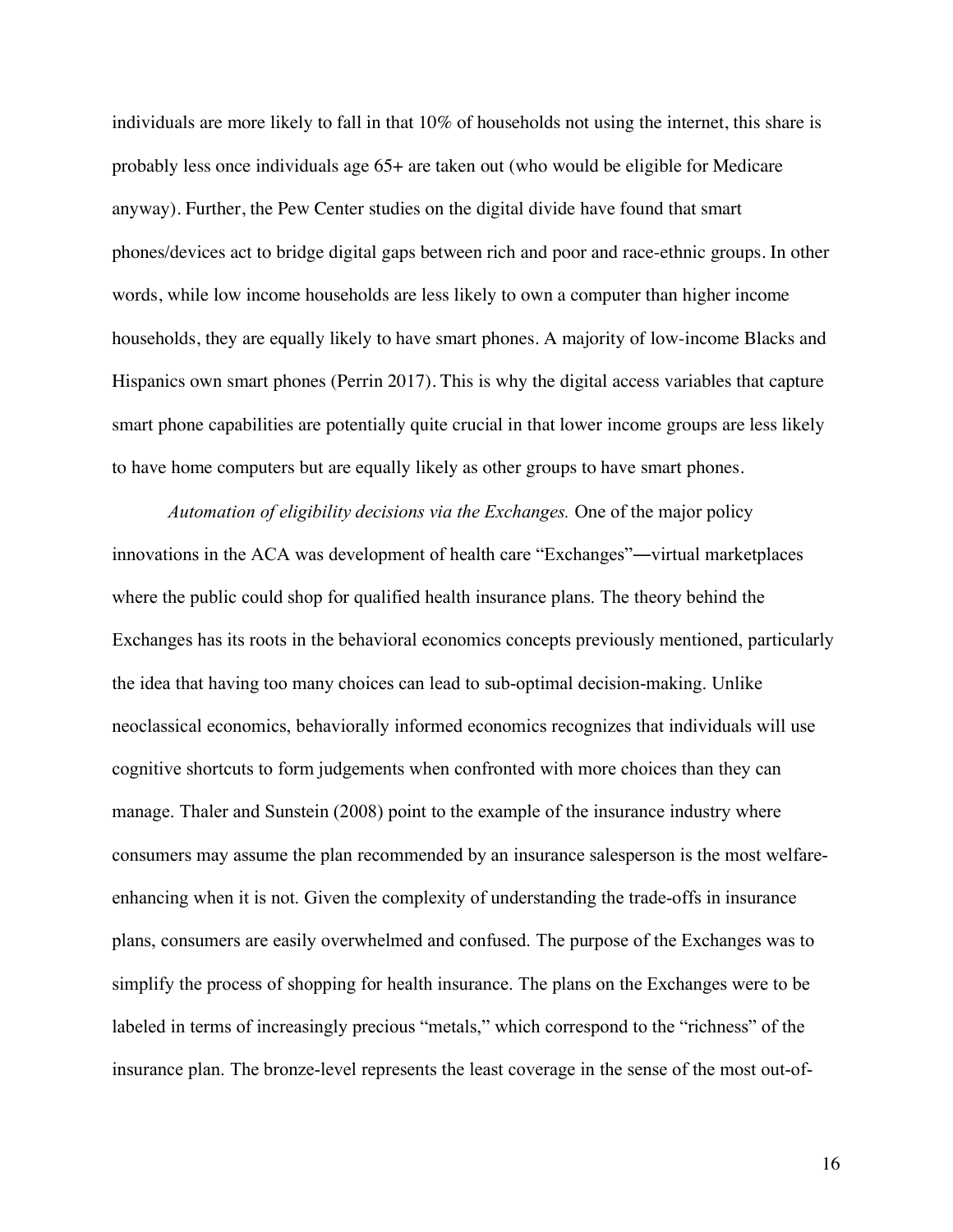individuals are more likely to fall in that 10% of households not using the internet, this share is probably less once individuals age 65+ are taken out (who would be eligible for Medicare anyway). Further, the Pew Center studies on the digital divide have found that smart phones/devices act to bridge digital gaps between rich and poor and race-ethnic groups. In other words, while low income households are less likely to own a computer than higher income households, they are equally likely to have smart phones. A majority of low-income Blacks and Hispanics own smart phones (Perrin 2017). This is why the digital access variables that capture smart phone capabilities are potentially quite crucial in that lower income groups are less likely to have home computers but are equally likely as other groups to have smart phones.

*Automation of eligibility decisions via the Exchanges.* One of the major policy innovations in the ACA was development of health care "Exchanges"—virtual marketplaces where the public could shop for qualified health insurance plans. The theory behind the Exchanges has its roots in the behavioral economics concepts previously mentioned, particularly the idea that having too many choices can lead to sub-optimal decision-making. Unlike neoclassical economics, behaviorally informed economics recognizes that individuals will use cognitive shortcuts to form judgements when confronted with more choices than they can manage. Thaler and Sunstein (2008) point to the example of the insurance industry where consumers may assume the plan recommended by an insurance salesperson is the most welfare-enhancing when it is not. Given the complexity of understanding the trade-offs in insurance plans, consumers are easily overwhelmed and confused. The purpose of the Exchanges was to simplify the process of shopping for health insurance. The plans on the Exchanges were to be labeled in terms of increasingly precious "metals," which correspond to the "richness" of the insurance plan. The bronze-level represents the least coverage in the sense of the most out-of-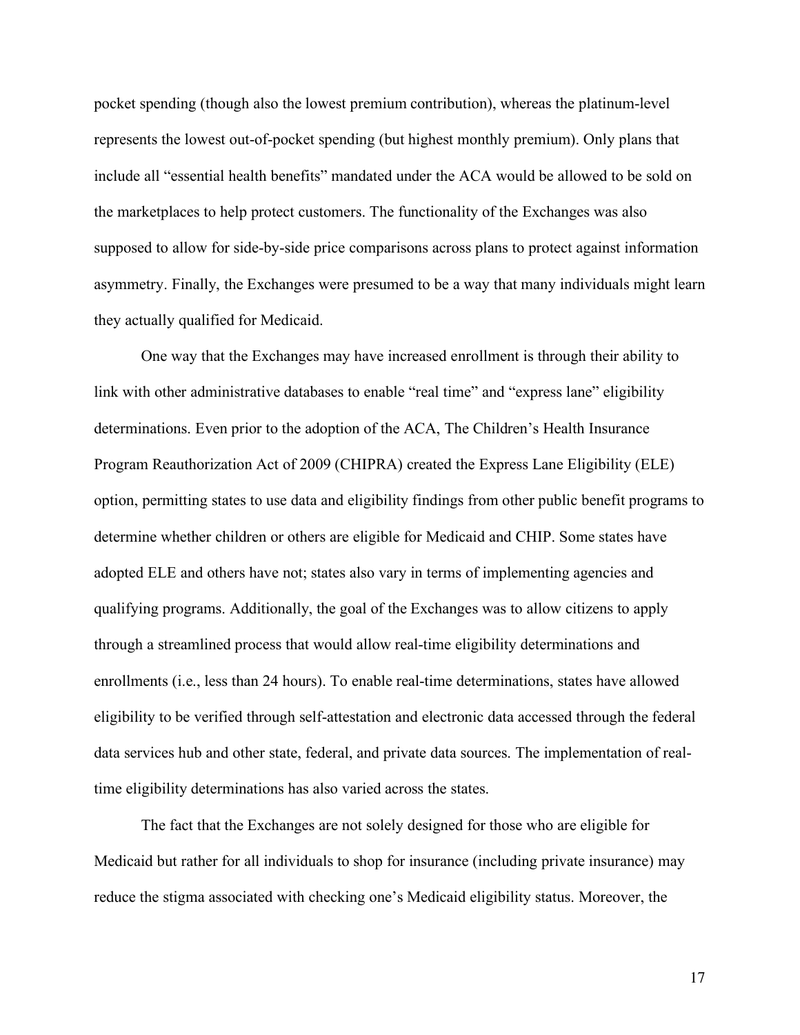pocket spending (though also the lowest premium contribution), whereas the platinum-level represents the lowest out-of-pocket spending (but highest monthly premium). Only plans that include all "essential health benefits" mandated under the ACA would be allowed to be sold on the marketplaces to help protect customers. The functionality of the Exchanges was also supposed to allow for side-by-side price comparisons across plans to protect against information asymmetry. Finally, the Exchanges were presumed to be a way that many individuals might learn they actually qualified for Medicaid.

One way that the Exchanges may have increased enrollment is through their ability to link with other administrative databases to enable "real time" and "express lane" eligibility determinations. Even prior to the adoption of the ACA, The Children's Health Insurance Program Reauthorization Act of 2009 (CHIPRA) created the Express Lane Eligibility (ELE) option, permitting states to use data and eligibility findings from other public benefit programs to determine whether children or others are eligible for Medicaid and CHIP. Some states have adopted ELE and others have not; states also vary in terms of implementing agencies and qualifying programs. Additionally, the goal of the Exchanges was to allow citizens to apply through a streamlined process that would allow real-time eligibility determinations and enrollments (i.e., less than 24 hours). To enable real-time determinations, states have allowed eligibility to be verified through self-attestation and electronic data accessed through the federal data services hub and other state, federal, and private data sources. The implementation of real-time eligibility determinations has also varied across the states.

The fact that the Exchanges are not solely designed for those who are eligible for Medicaid but rather for all individuals to shop for insurance (including private insurance) may reduce the stigma associated with checking one's Medicaid eligibility status. Moreover, the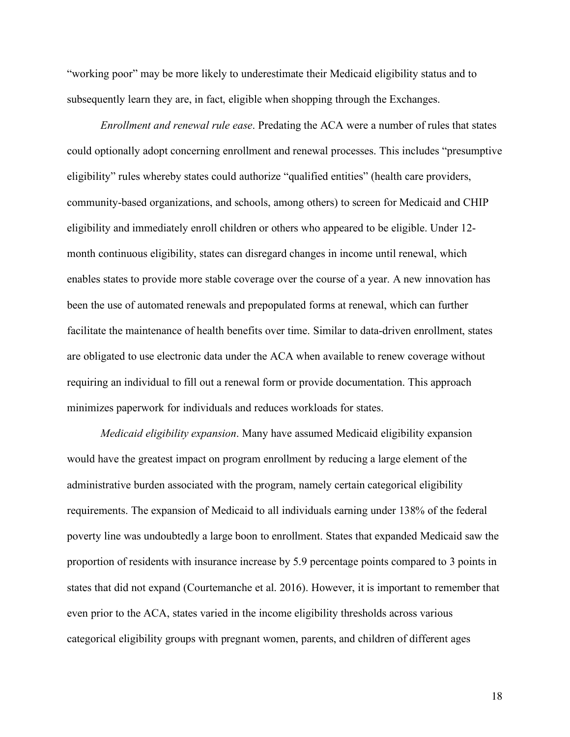"working poor" may be more likely to underestimate their Medicaid eligibility status and to subsequently learn they are, in fact, eligible when shopping through the Exchanges.

*Enrollment and renewal rule ease*. Predating the ACA were a number of rules that states could optionally adopt concerning enrollment and renewal processes. This includes "presumptive eligibility" rules whereby states could authorize "qualified entities" (health care providers, community-based organizations, and schools, among others) to screen for Medicaid and CHIP eligibility and immediately enroll children or others who appeared to be eligible. Under 12-month continuous eligibility, states can disregard changes in income until renewal, which enables states to provide more stable coverage over the course of a year. A new innovation has been the use of automated renewals and prepopulated forms at renewal, which can further facilitate the maintenance of health benefits over time. Similar to data-driven enrollment, states are obligated to use electronic data under the ACA when available to renew coverage without requiring an individual to fill out a renewal form or provide documentation. This approach minimizes paperwork for individuals and reduces workloads for states.

*Medicaid eligibility expansion*. Many have assumed Medicaid eligibility expansion would have the greatest impact on program enrollment by reducing a large element of the administrative burden associated with the program, namely certain categorical eligibility requirements. The expansion of Medicaid to all individuals earning under 138% of the federal poverty line was undoubtedly a large boon to enrollment. States that expanded Medicaid saw the proportion of residents with insurance increase by 5.9 percentage points compared to 3 points in states that did not expand (Courtemanche et al. 2016). However, it is important to remember that even prior to the ACA, states varied in the income eligibility thresholds across various categorical eligibility groups with pregnant women, parents, and children of different ages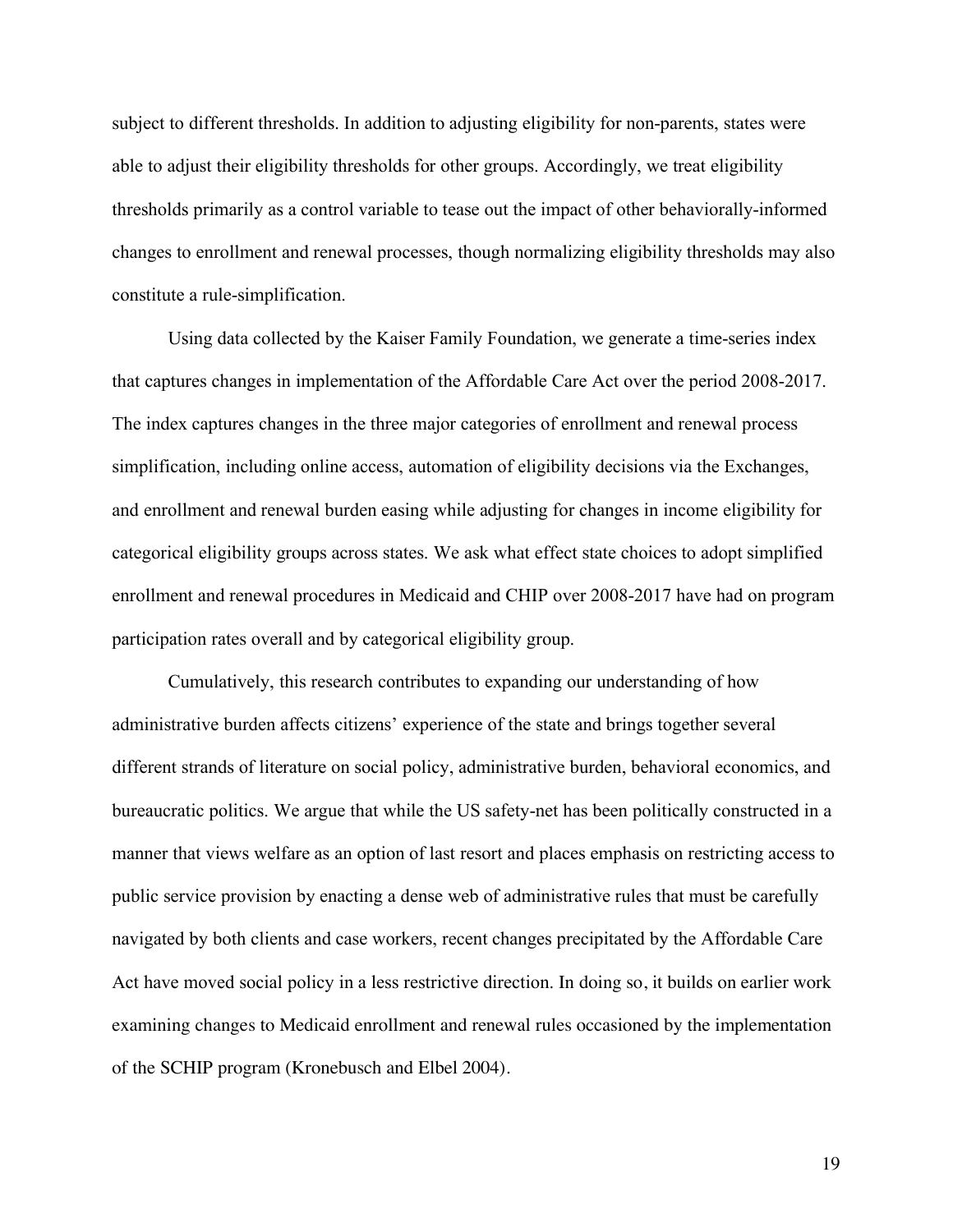subject to different thresholds. In addition to adjusting eligibility for non-parents, states were able to adjust their eligibility thresholds for other groups. Accordingly, we treat eligibility thresholds primarily as a control variable to tease out the impact of other behaviorally-informed changes to enrollment and renewal processes, though normalizing eligibility thresholds may also constitute a rule-simplification.

Using data collected by the Kaiser Family Foundation, we generate a time-series index that captures changes in implementation of the Affordable Care Act over the period 2008-2017. The index captures changes in the three major categories of enrollment and renewal process simplification, including online access, automation of eligibility decisions via the Exchanges, and enrollment and renewal burden easing while adjusting for changes in income eligibility for categorical eligibility groups across states. We ask what effect state choices to adopt simplified enrollment and renewal procedures in Medicaid and CHIP over 2008-2017 have had on program participation rates overall and by categorical eligibility group.

Cumulatively, this research contributes to expanding our understanding of how administrative burden affects citizens' experience of the state and brings together several different strands of literature on social policy, administrative burden, behavioral economics, and bureaucratic politics. We argue that while the US safety-net has been politically constructed in a manner that views welfare as an option of last resort and places emphasis on restricting access to public service provision by enacting a dense web of administrative rules that must be carefully navigated by both clients and case workers, recent changes precipitated by the Affordable Care Act have moved social policy in a less restrictive direction. In doing so, it builds on earlier work examining changes to Medicaid enrollment and renewal rules occasioned by the implementation of the SCHIP program (Kronebusch and Elbel 2004).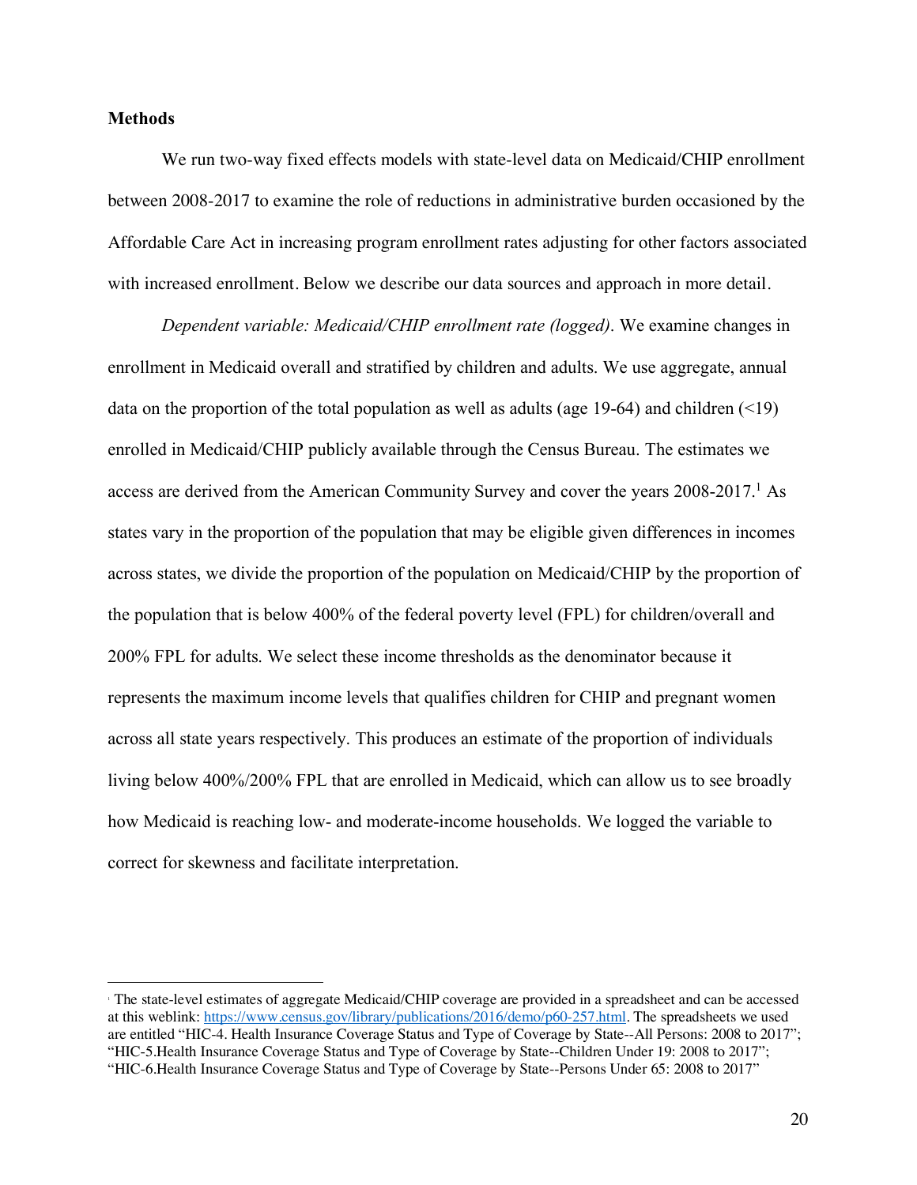**Methods**

We run two-way fixed effects models with state-level data on Medicaid/CHIP enrollment between 2008-2017 to examine the role of reductions in administrative burden occasioned by the Affordable Care Act in increasing program enrollment rates adjusting for other factors associated with increased enrollment. Below we describe our data sources and approach in more detail.

*Dependent variable: Medicaid/CHIP enrollment rate (logged)*. We examine changes in enrollment in Medicaid overall and stratified by children and adults. We use aggregate, annual data on the proportion of the total population as well as adults (age 19-64) and children (<19) enrolled in Medicaid/CHIP publicly available through the Census Bureau. The estimates we access are derived from the American Community Survey and cover the years 2008-2017.[1] As states vary in the proportion of the population that may be eligible given differences in incomes across states, we divide the proportion of the population on Medicaid/CHIP by the proportion of the population that is below 400% of the federal poverty level (FPL) for children/overall and 200% FPL for adults. We select these income thresholds as the denominator because it represents the maximum income levels that qualifies children for CHIP and pregnant women across all state years respectively. This produces an estimate of the proportion of individuals living below 400%/200% FPL that are enrolled in Medicaid, which can allow us to see broadly how Medicaid is reaching low- and moderate-income households. We logged the variable to correct for skewness and facilitate interpretation.

---

[1] The state-level estimates of aggregate Medicaid/CHIP coverage are provided in a spreadsheet and can be accessed at this weblink: https://www.census.gov/library/publications/2016/demo/p60-257.html. The spreadsheets we used are entitled "HIC-4. Health Insurance Coverage Status and Type of Coverage by State--All Persons: 2008 to 2017"; "HIC-5.Health Insurance Coverage Status and Type of Coverage by State--Children Under 19: 2008 to 2017"; "HIC-6.Health Insurance Coverage Status and Type of Coverage by State--Persons Under 65: 2008 to 2017"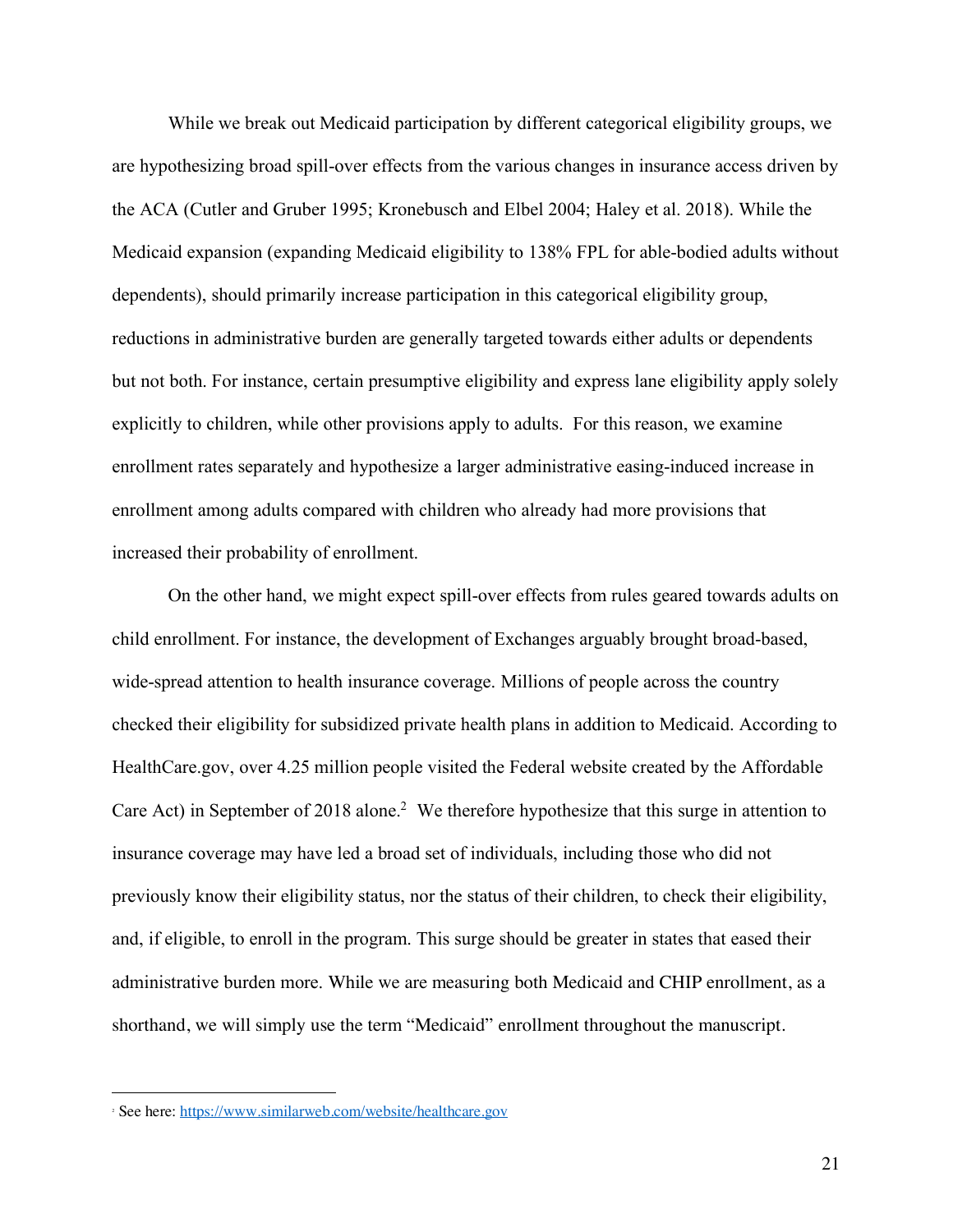While we break out Medicaid participation by different categorical eligibility groups, we are hypothesizing broad spill-over effects from the various changes in insurance access driven by the ACA (Cutler and Gruber 1995; Kronebusch and Elbel 2004; Haley et al. 2018). While the Medicaid expansion (expanding Medicaid eligibility to 138% FPL for able-bodied adults without dependents), should primarily increase participation in this categorical eligibility group, reductions in administrative burden are generally targeted towards either adults or dependents but not both. For instance, certain presumptive eligibility and express lane eligibility apply solely explicitly to children, while other provisions apply to adults. For this reason, we examine enrollment rates separately and hypothesize a larger administrative easing-induced increase in enrollment among adults compared with children who already had more provisions that increased their probability of enrollment.

On the other hand, we might expect spill-over effects from rules geared towards adults on child enrollment. For instance, the development of Exchanges arguably brought broad-based, wide-spread attention to health insurance coverage. Millions of people across the country checked their eligibility for subsidized private health plans in addition to Medicaid. According to HealthCare.gov, over 4.25 million people visited the Federal website created by the Affordable Care Act) in September of 2018 alone.[2] We therefore hypothesize that this surge in attention to insurance coverage may have led a broad set of individuals, including those who did not previously know their eligibility status, nor the status of their children, to check their eligibility, and, if eligible, to enroll in the program. This surge should be greater in states that eased their administrative burden more. While we are measuring both Medicaid and CHIP enrollment, as a shorthand, we will simply use the term "Medicaid" enrollment throughout the manuscript.

---

[2] See here: https://www.similarweb.com/website/healthcare.gov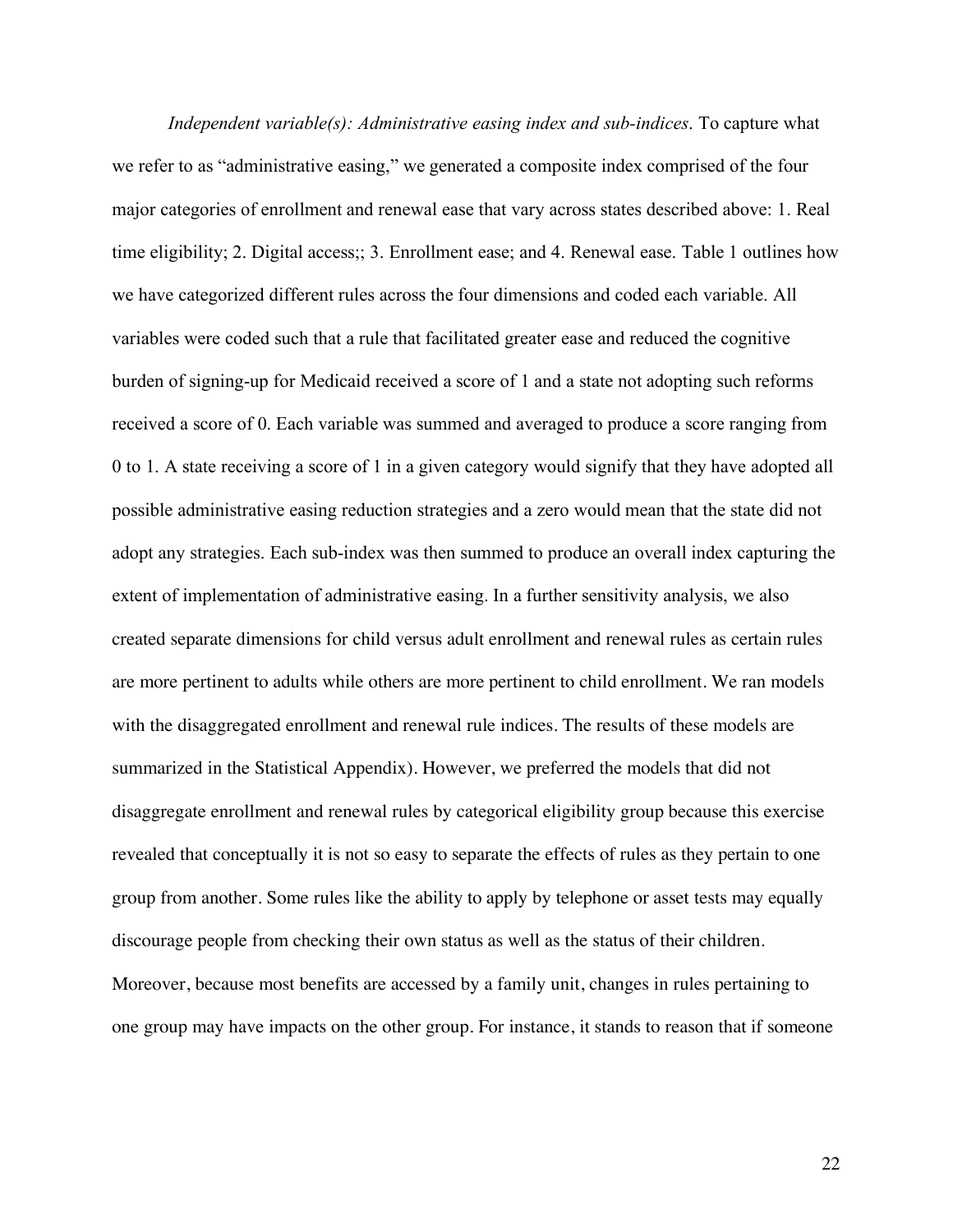*Independent variable(s): Administrative easing index and sub-indices*. To capture what we refer to as "administrative easing," we generated a composite index comprised of the four major categories of enrollment and renewal ease that vary across states described above: 1. Real time eligibility; 2. Digital access;; 3. Enrollment ease; and 4. Renewal ease. Table 1 outlines how we have categorized different rules across the four dimensions and coded each variable. All variables were coded such that a rule that facilitated greater ease and reduced the cognitive burden of signing-up for Medicaid received a score of 1 and a state not adopting such reforms received a score of 0. Each variable was summed and averaged to produce a score ranging from 0 to 1. A state receiving a score of 1 in a given category would signify that they have adopted all possible administrative easing reduction strategies and a zero would mean that the state did not adopt any strategies. Each sub-index was then summed to produce an overall index capturing the extent of implementation of administrative easing. In a further sensitivity analysis, we also created separate dimensions for child versus adult enrollment and renewal rules as certain rules are more pertinent to adults while others are more pertinent to child enrollment. We ran models with the disaggregated enrollment and renewal rule indices. The results of these models are summarized in the Statistical Appendix). However, we preferred the models that did not disaggregate enrollment and renewal rules by categorical eligibility group because this exercise revealed that conceptually it is not so easy to separate the effects of rules as they pertain to one group from another. Some rules like the ability to apply by telephone or asset tests may equally discourage people from checking their own status as well as the status of their children. Moreover, because most benefits are accessed by a family unit, changes in rules pertaining to one group may have impacts on the other group. For instance, it stands to reason that if someone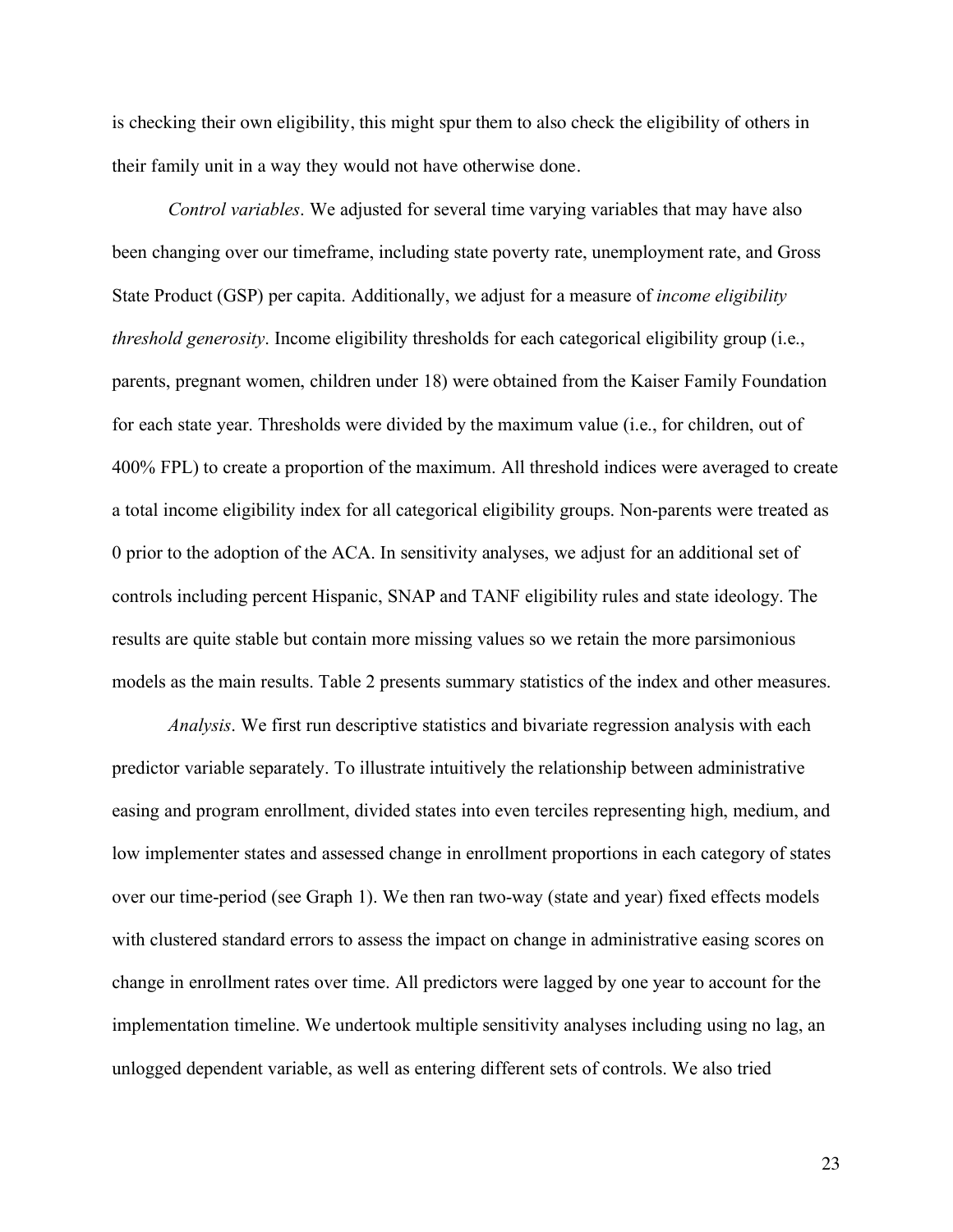is checking their own eligibility, this might spur them to also check the eligibility of others in their family unit in a way they would not have otherwise done.

*Control variables*. We adjusted for several time varying variables that may have also been changing over our timeframe, including state poverty rate, unemployment rate, and Gross State Product (GSP) per capita. Additionally, we adjust for a measure of *income eligibility threshold generosity*. Income eligibility thresholds for each categorical eligibility group (i.e., parents, pregnant women, children under 18) were obtained from the Kaiser Family Foundation for each state year. Thresholds were divided by the maximum value (i.e., for children, out of 400% FPL) to create a proportion of the maximum. All threshold indices were averaged to create a total income eligibility index for all categorical eligibility groups. Non-parents were treated as 0 prior to the adoption of the ACA. In sensitivity analyses, we adjust for an additional set of controls including percent Hispanic, SNAP and TANF eligibility rules and state ideology. The results are quite stable but contain more missing values so we retain the more parsimonious models as the main results. Table 2 presents summary statistics of the index and other measures.

*Analysis*. We first run descriptive statistics and bivariate regression analysis with each predictor variable separately. To illustrate intuitively the relationship between administrative easing and program enrollment, divided states into even terciles representing high, medium, and low implementer states and assessed change in enrollment proportions in each category of states over our time-period (see Graph 1). We then ran two-way (state and year) fixed effects models with clustered standard errors to assess the impact on change in administrative easing scores on change in enrollment rates over time. All predictors were lagged by one year to account for the implementation timeline. We undertook multiple sensitivity analyses including using no lag, an unlogged dependent variable, as well as entering different sets of controls. We also tried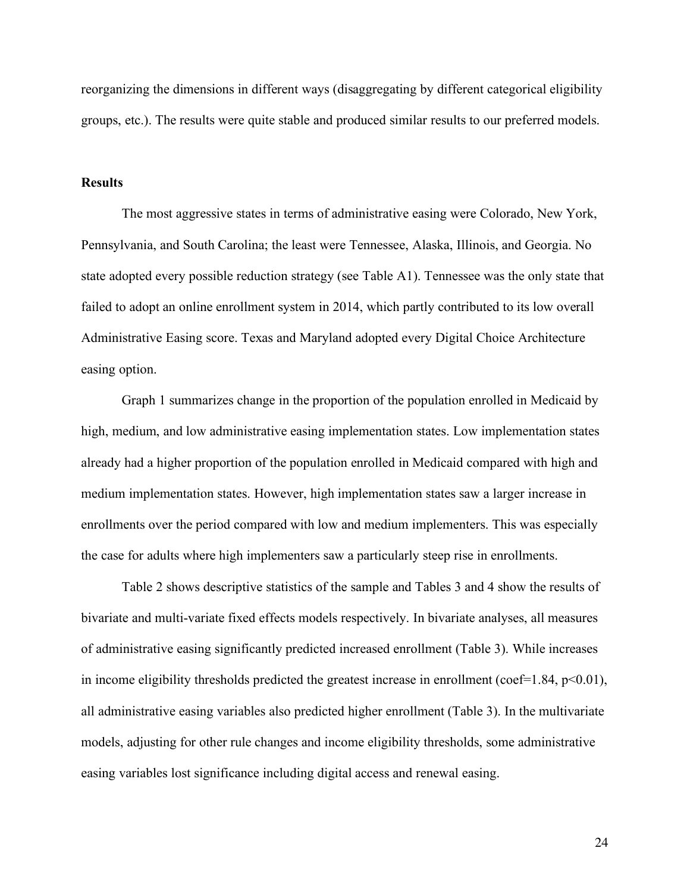reorganizing the dimensions in different ways (disaggregating by different categorical eligibility groups, etc.). The results were quite stable and produced similar results to our preferred models.

## Results

The most aggressive states in terms of administrative easing were Colorado, New York, Pennsylvania, and South Carolina; the least were Tennessee, Alaska, Illinois, and Georgia. No state adopted every possible reduction strategy (see Table A1). Tennessee was the only state that failed to adopt an online enrollment system in 2014, which partly contributed to its low overall Administrative Easing score. Texas and Maryland adopted every Digital Choice Architecture easing option.

Graph 1 summarizes change in the proportion of the population enrolled in Medicaid by high, medium, and low administrative easing implementation states. Low implementation states already had a higher proportion of the population enrolled in Medicaid compared with high and medium implementation states. However, high implementation states saw a larger increase in enrollments over the period compared with low and medium implementers. This was especially the case for adults where high implementers saw a particularly steep rise in enrollments.

Table 2 shows descriptive statistics of the sample and Tables 3 and 4 show the results of bivariate and multi-variate fixed effects models respectively. In bivariate analyses, all measures of administrative easing significantly predicted increased enrollment (Table 3). While increases in income eligibility thresholds predicted the greatest increase in enrollment (coef=1.84, $p<0.01$), all administrative easing variables also predicted higher enrollment (Table 3). In the multivariate models, adjusting for other rule changes and income eligibility thresholds, some administrative easing variables lost significance including digital access and renewal easing.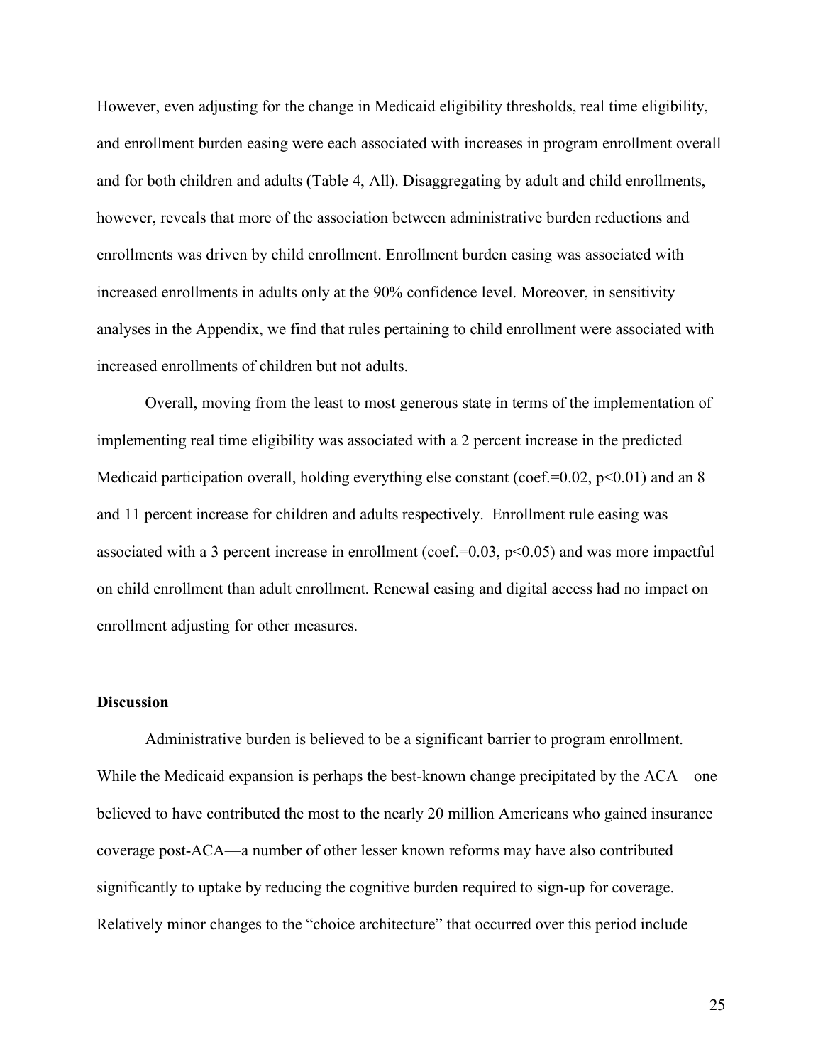However, even adjusting for the change in Medicaid eligibility thresholds, real time eligibility, and enrollment burden easing were each associated with increases in program enrollment overall and for both children and adults (Table 4, All). Disaggregating by adult and child enrollments, however, reveals that more of the association between administrative burden reductions and enrollments was driven by child enrollment. Enrollment burden easing was associated with increased enrollments in adults only at the 90% confidence level. Moreover, in sensitivity analyses in the Appendix, we find that rules pertaining to child enrollment were associated with increased enrollments of children but not adults.

Overall, moving from the least to most generous state in terms of the implementation of implementing real time eligibility was associated with a 2 percent increase in the predicted Medicaid participation overall, holding everything else constant (coef.=0.02, $p<0.01$) and an 8 and 11 percent increase for children and adults respectively. Enrollment rule easing was associated with a 3 percent increase in enrollment (coef.=0.03, $p<0.05$) and was more impactful on child enrollment than adult enrollment. Renewal easing and digital access had no impact on enrollment adjusting for other measures.

## Discussion

Administrative burden is believed to be a significant barrier to program enrollment. While the Medicaid expansion is perhaps the best-known change precipitated by the ACA—one believed to have contributed the most to the nearly 20 million Americans who gained insurance coverage post-ACA—a number of other lesser known reforms may have also contributed significantly to uptake by reducing the cognitive burden required to sign-up for coverage. Relatively minor changes to the "choice architecture" that occurred over this period include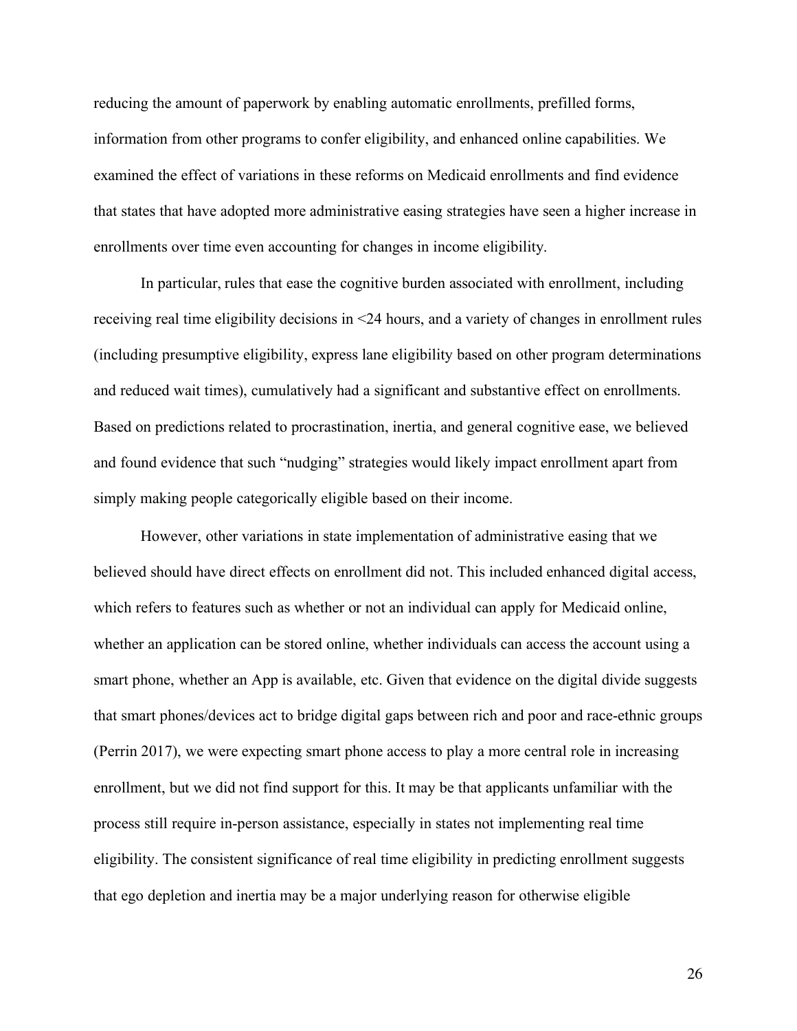reducing the amount of paperwork by enabling automatic enrollments, prefilled forms, information from other programs to confer eligibility, and enhanced online capabilities. We examined the effect of variations in these reforms on Medicaid enrollments and find evidence that states that have adopted more administrative easing strategies have seen a higher increase in enrollments over time even accounting for changes in income eligibility.

In particular, rules that ease the cognitive burden associated with enrollment, including receiving real time eligibility decisions in <24 hours, and a variety of changes in enrollment rules (including presumptive eligibility, express lane eligibility based on other program determinations and reduced wait times), cumulatively had a significant and substantive effect on enrollments. Based on predictions related to procrastination, inertia, and general cognitive ease, we believed and found evidence that such "nudging" strategies would likely impact enrollment apart from simply making people categorically eligible based on their income.

However, other variations in state implementation of administrative easing that we believed should have direct effects on enrollment did not. This included enhanced digital access, which refers to features such as whether or not an individual can apply for Medicaid online, whether an application can be stored online, whether individuals can access the account using a smart phone, whether an App is available, etc. Given that evidence on the digital divide suggests that smart phones/devices act to bridge digital gaps between rich and poor and race-ethnic groups (Perrin 2017), we were expecting smart phone access to play a more central role in increasing enrollment, but we did not find support for this. It may be that applicants unfamiliar with the process still require in-person assistance, especially in states not implementing real time eligibility. The consistent significance of real time eligibility in predicting enrollment suggests that ego depletion and inertia may be a major underlying reason for otherwise eligible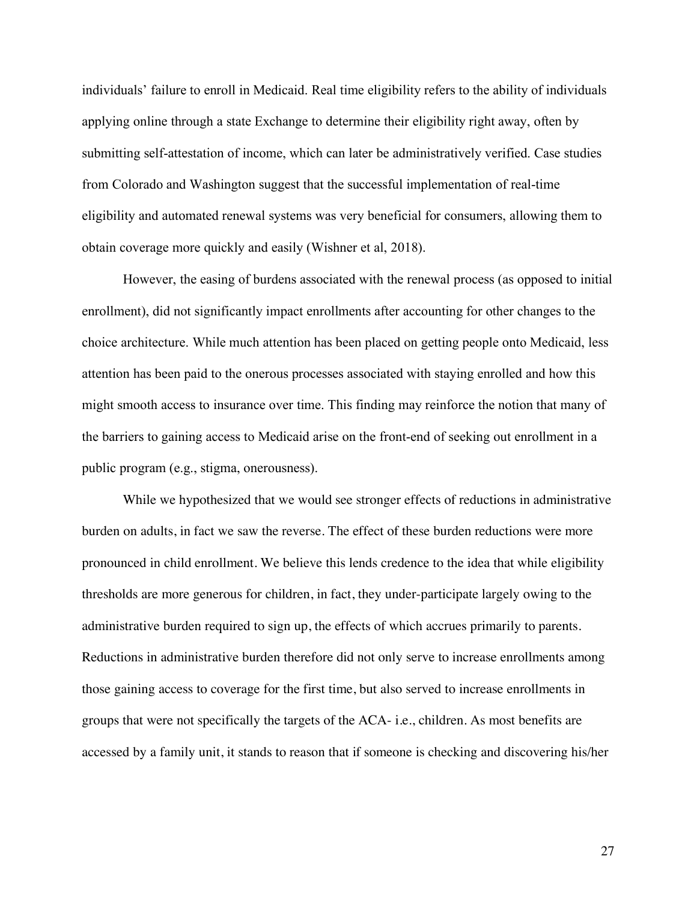individuals' failure to enroll in Medicaid. Real time eligibility refers to the ability of individuals applying online through a state Exchange to determine their eligibility right away, often by submitting self-attestation of income, which can later be administratively verified. Case studies from Colorado and Washington suggest that the successful implementation of real-time eligibility and automated renewal systems was very beneficial for consumers, allowing them to obtain coverage more quickly and easily (Wishner et al, 2018).

However, the easing of burdens associated with the renewal process (as opposed to initial enrollment), did not significantly impact enrollments after accounting for other changes to the choice architecture. While much attention has been placed on getting people onto Medicaid, less attention has been paid to the onerous processes associated with staying enrolled and how this might smooth access to insurance over time. This finding may reinforce the notion that many of the barriers to gaining access to Medicaid arise on the front-end of seeking out enrollment in a public program (e.g., stigma, onerousness).

While we hypothesized that we would see stronger effects of reductions in administrative burden on adults, in fact we saw the reverse. The effect of these burden reductions were more pronounced in child enrollment. We believe this lends credence to the idea that while eligibility thresholds are more generous for children, in fact, they under-participate largely owing to the administrative burden required to sign up, the effects of which accrues primarily to parents. Reductions in administrative burden therefore did not only serve to increase enrollments among those gaining access to coverage for the first time, but also served to increase enrollments in groups that were not specifically the targets of the ACA- i.e., children. As most benefits are accessed by a family unit, it stands to reason that if someone is checking and discovering his/her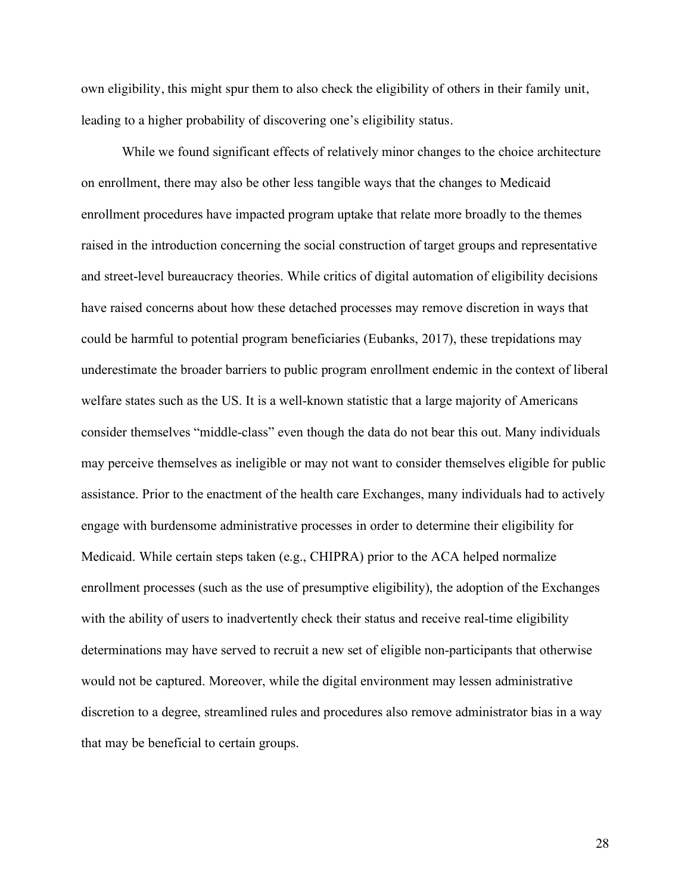own eligibility, this might spur them to also check the eligibility of others in their family unit, leading to a higher probability of discovering one's eligibility status.

While we found significant effects of relatively minor changes to the choice architecture on enrollment, there may also be other less tangible ways that the changes to Medicaid enrollment procedures have impacted program uptake that relate more broadly to the themes raised in the introduction concerning the social construction of target groups and representative and street-level bureaucracy theories. While critics of digital automation of eligibility decisions have raised concerns about how these detached processes may remove discretion in ways that could be harmful to potential program beneficiaries (Eubanks, 2017), these trepidations may underestimate the broader barriers to public program enrollment endemic in the context of liberal welfare states such as the US. It is a well-known statistic that a large majority of Americans consider themselves "middle-class" even though the data do not bear this out. Many individuals may perceive themselves as ineligible or may not want to consider themselves eligible for public assistance. Prior to the enactment of the health care Exchanges, many individuals had to actively engage with burdensome administrative processes in order to determine their eligibility for Medicaid. While certain steps taken (e.g., CHIPRA) prior to the ACA helped normalize enrollment processes (such as the use of presumptive eligibility), the adoption of the Exchanges with the ability of users to inadvertently check their status and receive real-time eligibility determinations may have served to recruit a new set of eligible non-participants that otherwise would not be captured. Moreover, while the digital environment may lessen administrative discretion to a degree, streamlined rules and procedures also remove administrator bias in a way that may be beneficial to certain groups.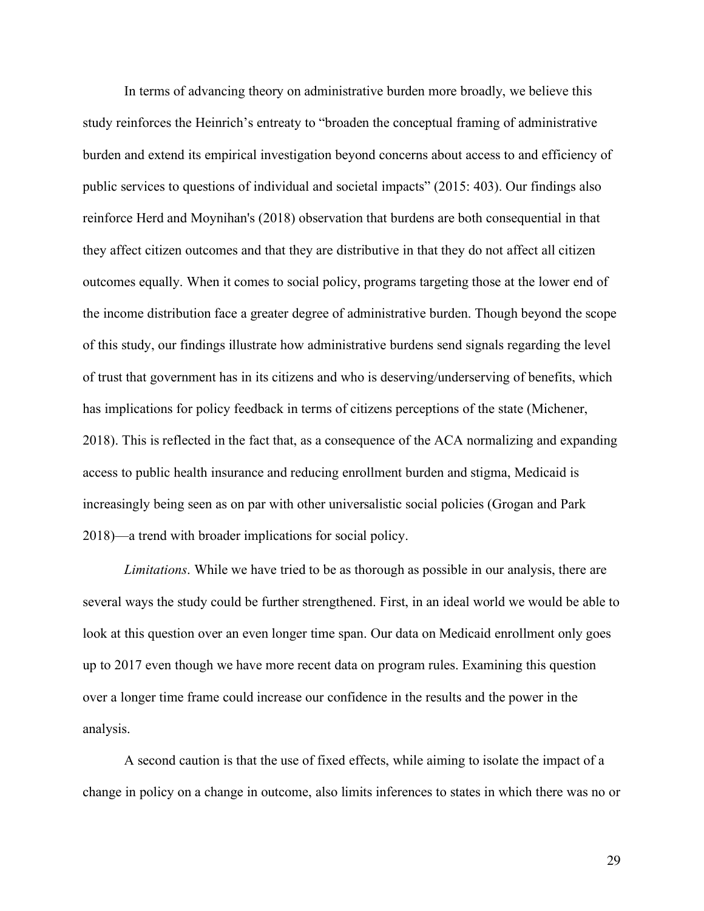In terms of advancing theory on administrative burden more broadly, we believe this study reinforces the Heinrich's entreaty to "broaden the conceptual framing of administrative burden and extend its empirical investigation beyond concerns about access to and efficiency of public services to questions of individual and societal impacts" (2015: 403). Our findings also reinforce Herd and Moynihan's (2018) observation that burdens are both consequential in that they affect citizen outcomes and that they are distributive in that they do not affect all citizen outcomes equally. When it comes to social policy, programs targeting those at the lower end of the income distribution face a greater degree of administrative burden. Though beyond the scope of this study, our findings illustrate how administrative burdens send signals regarding the level of trust that government has in its citizens and who is deserving/underserving of benefits, which has implications for policy feedback in terms of citizens perceptions of the state (Michener, 2018). This is reflected in the fact that, as a consequence of the ACA normalizing and expanding access to public health insurance and reducing enrollment burden and stigma, Medicaid is increasingly being seen as on par with other universalistic social policies (Grogan and Park 2018)—a trend with broader implications for social policy.

*Limitations*. While we have tried to be as thorough as possible in our analysis, there are several ways the study could be further strengthened. First, in an ideal world we would be able to look at this question over an even longer time span. Our data on Medicaid enrollment only goes up to 2017 even though we have more recent data on program rules. Examining this question over a longer time frame could increase our confidence in the results and the power in the analysis.

A second caution is that the use of fixed effects, while aiming to isolate the impact of a change in policy on a change in outcome, also limits inferences to states in which there was no or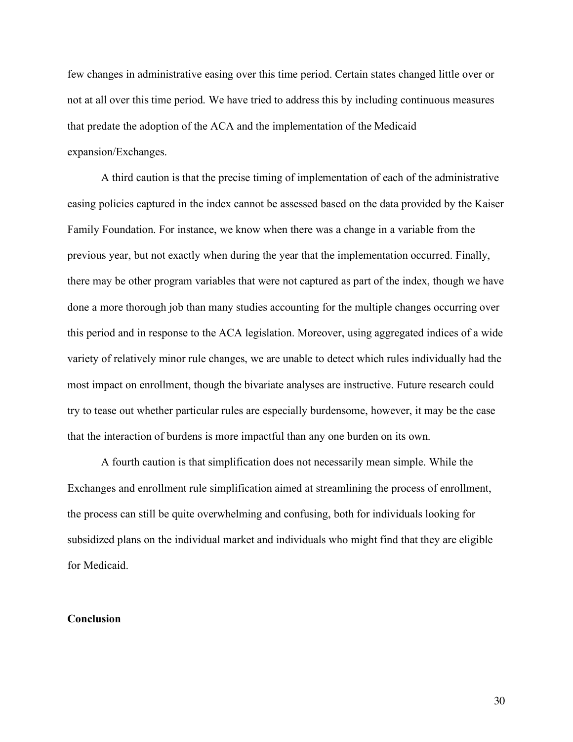few changes in administrative easing over this time period. Certain states changed little over or not at all over this time period. We have tried to address this by including continuous measures that predate the adoption of the ACA and the implementation of the Medicaid expansion/Exchanges.

A third caution is that the precise timing of implementation of each of the administrative easing policies captured in the index cannot be assessed based on the data provided by the Kaiser Family Foundation. For instance, we know when there was a change in a variable from the previous year, but not exactly when during the year that the implementation occurred. Finally, there may be other program variables that were not captured as part of the index, though we have done a more thorough job than many studies accounting for the multiple changes occurring over this period and in response to the ACA legislation. Moreover, using aggregated indices of a wide variety of relatively minor rule changes, we are unable to detect which rules individually had the most impact on enrollment, though the bivariate analyses are instructive. Future research could try to tease out whether particular rules are especially burdensome, however, it may be the case that the interaction of burdens is more impactful than any one burden on its own.

A fourth caution is that simplification does not necessarily mean simple. While the Exchanges and enrollment rule simplification aimed at streamlining the process of enrollment, the process can still be quite overwhelming and confusing, both for individuals looking for subsidized plans on the individual market and individuals who might find that they are eligible for Medicaid.

## Conclusion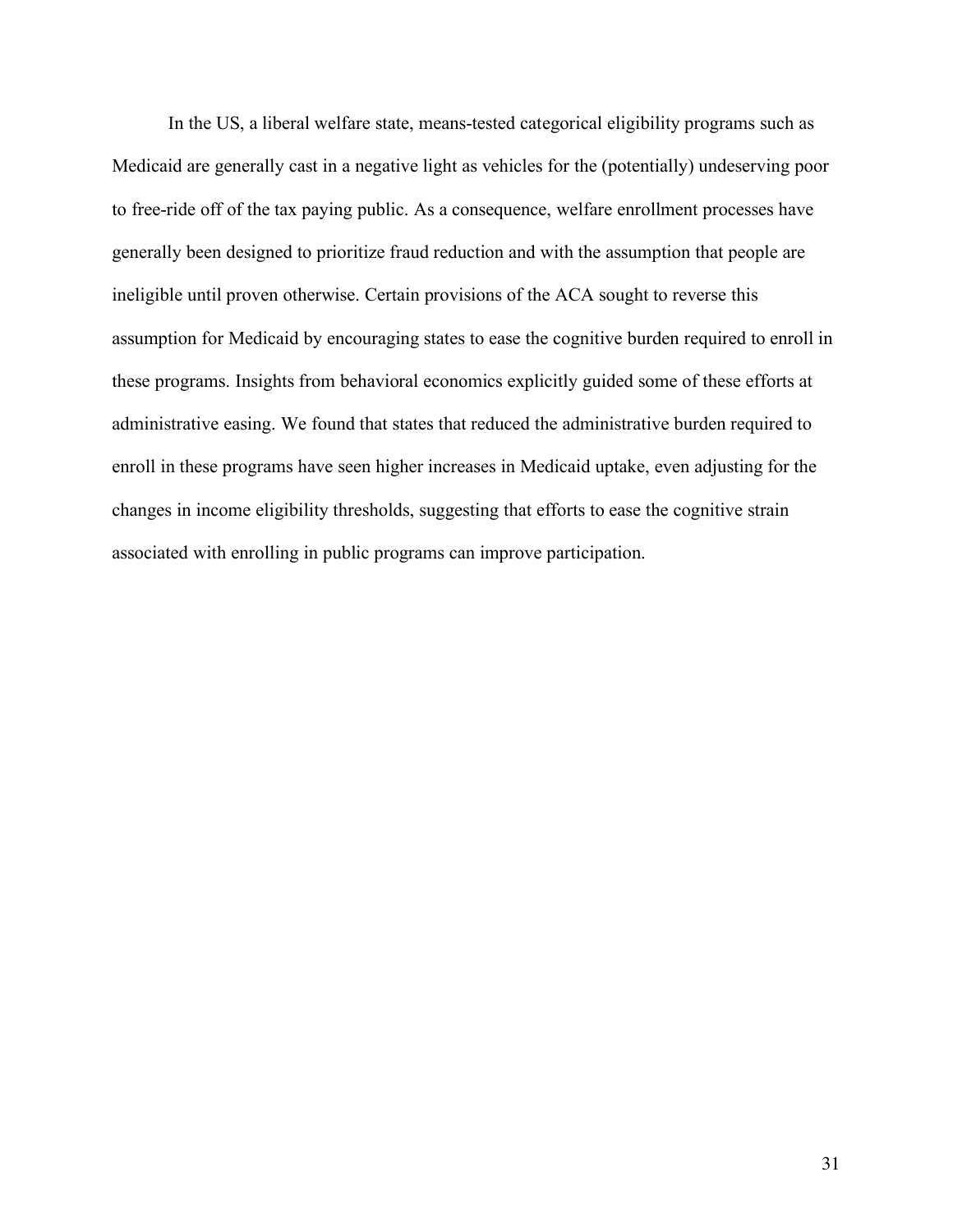In the US, a liberal welfare state, means-tested categorical eligibility programs such as Medicaid are generally cast in a negative light as vehicles for the (potentially) undeserving poor to free-ride off of the tax paying public. As a consequence, welfare enrollment processes have generally been designed to prioritize fraud reduction and with the assumption that people are ineligible until proven otherwise. Certain provisions of the ACA sought to reverse this assumption for Medicaid by encouraging states to ease the cognitive burden required to enroll in these programs. Insights from behavioral economics explicitly guided some of these efforts at administrative easing. We found that states that reduced the administrative burden required to enroll in these programs have seen higher increases in Medicaid uptake, even adjusting for the changes in income eligibility thresholds, suggesting that efforts to ease the cognitive strain associated with enrolling in public programs can improve participation.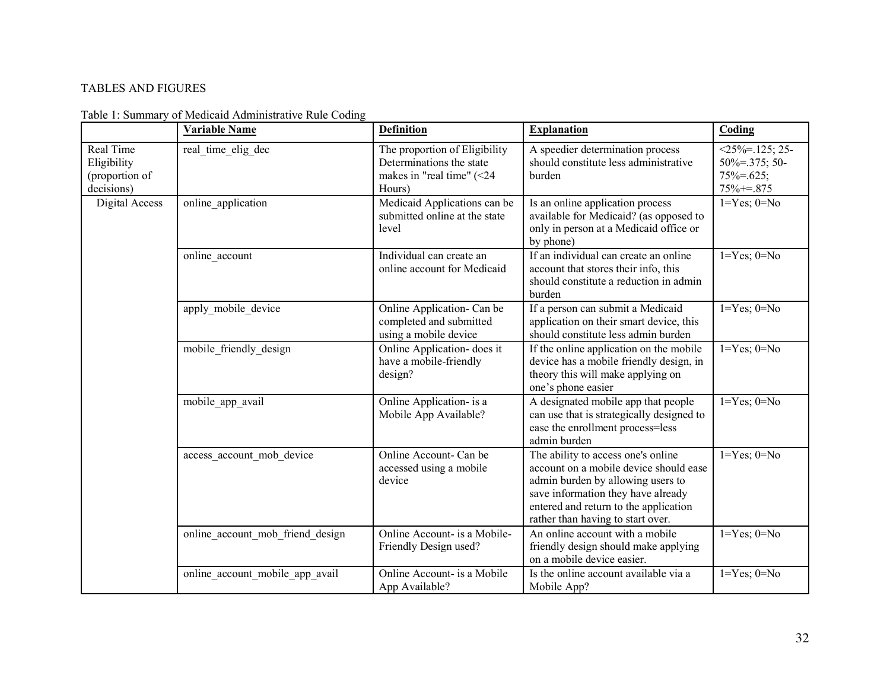TABLES AND FIGURES

Table 1: Summary of Medicaid Administrative Rule Coding

| | **Variable Name** | **Definition** | **Explanation** | **Coding** |
|---|---|---|---|---|
| Real Time Eligibility (proportion of decisions) | real_time_elig_dec | The proportion of Eligibility Determinations the state makes in "real time" (<24 Hours) | A speedier determination process should constitute less administrative burden | <25%=.125; 25-50%=.375; 50-75%=.625; 75%+=.875 |
| Digital Access | online_application | Medicaid Applications can be submitted online at the state level | Is an online application process available for Medicaid? (as opposed to only in person at a Medicaid office or by phone) | 1=Yes; 0=No |
| | online_account | Individual can create an online account for Medicaid | If an individual can create an online account that stores their info, this should constitute a reduction in admin burden | 1=Yes; 0=No |
| | apply_mobile_device | Online Application- Can be completed and submitted using a mobile device | If a person can submit a Medicaid application on their smart device, this should constitute less admin burden | 1=Yes; 0=No |
| | mobile_friendly_design | Online Application- does it have a mobile-friendly design? | If the online application on the mobile device has a mobile friendly design, in theory this will make applying on one's phone easier | 1=Yes; 0=No |
| | mobile_app_avail | Online Application- is a Mobile App Available? | A designated mobile app that people can use that is strategically designed to ease the enrollment process=less admin burden | 1=Yes; 0=No |
| | access_account_mob_device | Online Account- Can be accessed using a mobile device | The ability to access one's online account on a mobile device should ease admin burden by allowing users to save information they have already entered and return to the application rather than having to start over. | 1=Yes; 0=No |
| | online_account_mob_friend_design | Online Account- is a Mobile-Friendly Design used? | An online account with a mobile friendly design should make applying on a mobile device easier. | 1=Yes; 0=No |
| | online_account_mobile_app_avail | Online Account- is a Mobile App Available? | Is the online account available via a Mobile App? | 1=Yes; 0=No |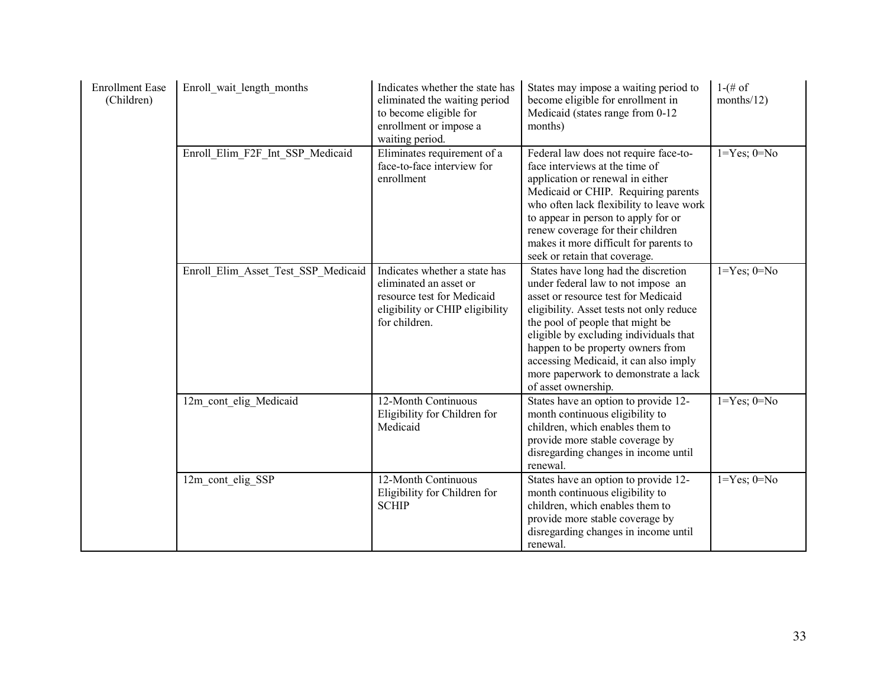| | | | | |
|---|---|---|---|---|
| Enrollment Ease (Children) | Enroll_wait_length_months | Indicates whether the state has eliminated the waiting period to become eligible for enrollment or impose a waiting period. | States may impose a waiting period to become eligible for enrollment in Medicaid (states range from 0-12 months) | 1-(# of months/12) |
| | Enroll_Elim_F2F_Int_SSP_Medicaid | Eliminates requirement of a face-to-face interview for enrollment | Federal law does not require face-to-face interviews at the time of application or renewal in either Medicaid or CHIP. Requiring parents who often lack flexibility to leave work to appear in person to apply for or renew coverage for their children makes it more difficult for parents to seek or retain that coverage. | 1=Yes; 0=No |
| | Enroll_Elim_Asset_Test_SSP_Medicaid | Indicates whether a state has eliminated an asset or resource test for Medicaid eligibility or CHIP eligibility for children. | States have long had the discretion under federal law to not impose an asset or resource test for Medicaid eligibility. Asset tests not only reduce the pool of people that might be eligible by excluding individuals that happen to be property owners from accessing Medicaid, it can also imply more paperwork to demonstrate a lack of asset ownership. | 1=Yes; 0=No |
| | 12m_cont_elig_Medicaid | 12-Month Continuous Eligibility for Children for Medicaid | States have an option to provide 12-month continuous eligibility to children, which enables them to provide more stable coverage by disregarding changes in income until renewal. | 1=Yes; 0=No |
| | 12m_cont_elig_SSP | 12-Month Continuous Eligibility for Children for SCHIP | States have an option to provide 12-month continuous eligibility to children, which enables them to provide more stable coverage by disregarding changes in income until renewal. | 1=Yes; 0=No |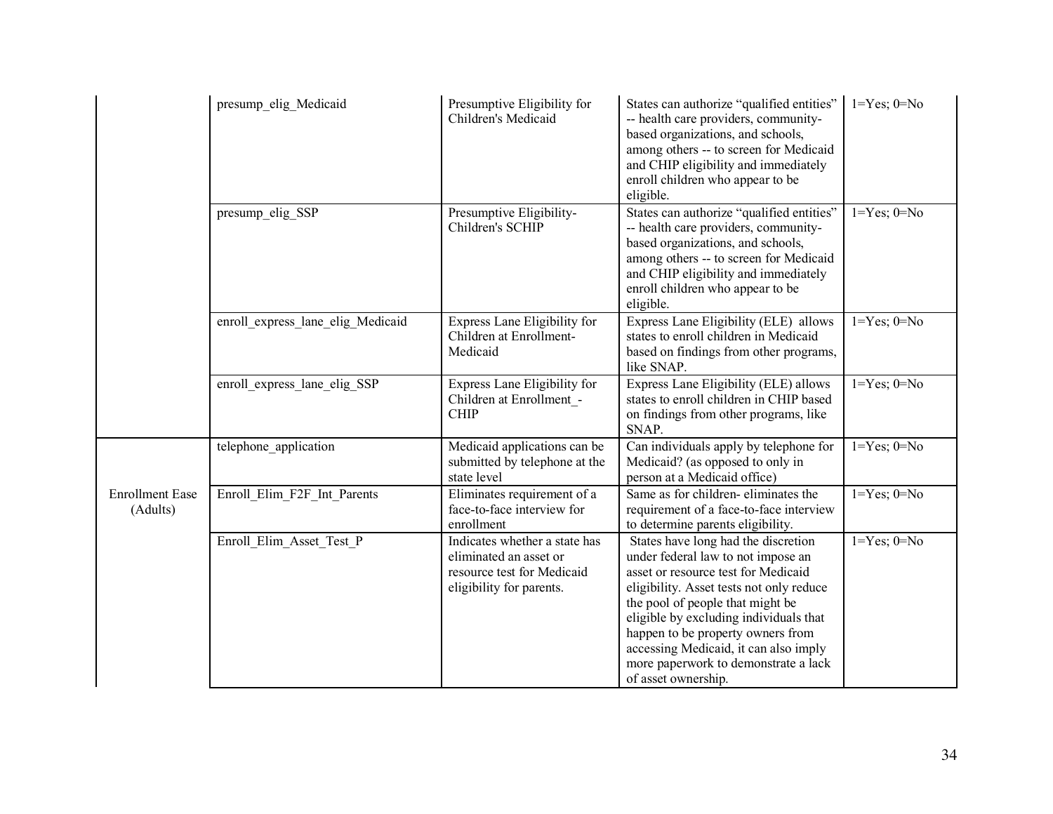| | | | | |
|---|---|---|---|---|
| | presump_elig_Medicaid | Presumptive Eligibility for Children's Medicaid | States can authorize "qualified entities" -- health care providers, community-based organizations, and schools, among others -- to screen for Medicaid and CHIP eligibility and immediately enroll children who appear to be eligible. | 1=Yes; 0=No |
| | presump_elig_SSP | Presumptive Eligibility- Children's SCHIP | States can authorize "qualified entities" -- health care providers, community-based organizations, and schools, among others -- to screen for Medicaid and CHIP eligibility and immediately enroll children who appear to be eligible. | 1=Yes; 0=No |
| | enroll_express_lane_elig_Medicaid | Express Lane Eligibility for Children at Enrollment-Medicaid | Express Lane Eligibility (ELE) allows states to enroll children in Medicaid based on findings from other programs, like SNAP. | 1=Yes; 0=No |
| | enroll_express_lane_elig_SSP | Express Lane Eligibility for Children at Enrollment_-CHIP | Express Lane Eligibility (ELE) allows states to enroll children in CHIP based on findings from other programs, like SNAP. | 1=Yes; 0=No |
| Enrollment Ease (Adults) | telephone_application | Medicaid applications can be submitted by telephone at the state level | Can individuals apply by telephone for Medicaid? (as opposed to only in person at a Medicaid office) | 1=Yes; 0=No |
| | Enroll_Elim_F2F_Int_Parents | Eliminates requirement of a face-to-face interview for enrollment | Same as for children- eliminates the requirement of a face-to-face interview to determine parents eligibility. | 1=Yes; 0=No |
| | Enroll_Elim_Asset_Test_P | Indicates whether a state has eliminated an asset or resource test for Medicaid eligibility for parents. | States have long had the discretion under federal law to not impose an asset or resource test for Medicaid eligibility. Asset tests not only reduce the pool of people that might be eligible by excluding individuals that happen to be property owners from accessing Medicaid, it can also imply more paperwork to demonstrate a lack of asset ownership. | 1=Yes; 0=No |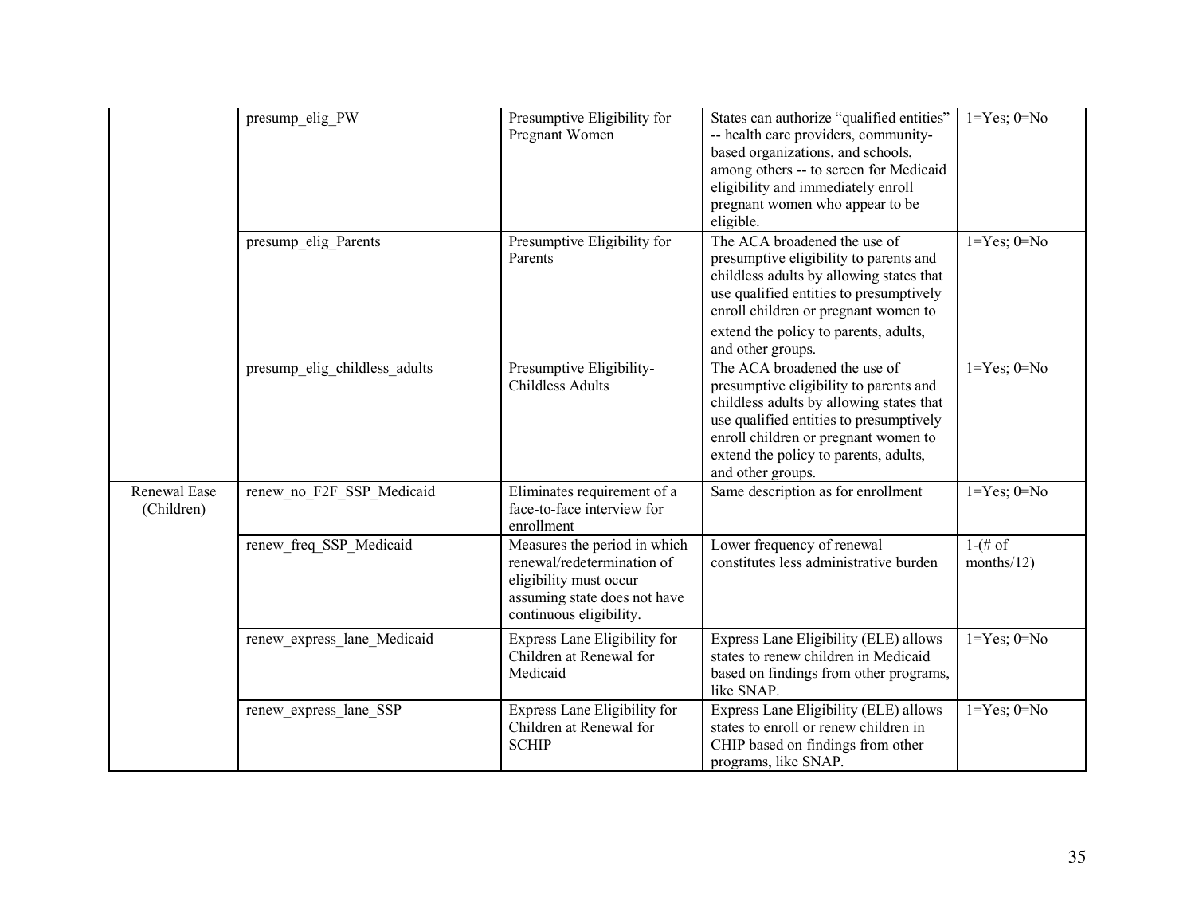| | | | | |
|---|---|---|---|---|
| | presump_elig_PW | Presumptive Eligibility for Pregnant Women | States can authorize "qualified entities" -- health care providers, community-based organizations, and schools, among others -- to screen for Medicaid eligibility and immediately enroll pregnant women who appear to be eligible. | 1=Yes; 0=No |
| | presump_elig_Parents | Presumptive Eligibility for Parents | The ACA broadened the use of presumptive eligibility to parents and childless adults by allowing states that use qualified entities to presumptively enroll children or pregnant women to extend the policy to parents, adults, and other groups. | 1=Yes; 0=No |
| | presump_elig_childless_adults | Presumptive Eligibility-Childless Adults | The ACA broadened the use of presumptive eligibility to parents and childless adults by allowing states that use qualified entities to presumptively enroll children or pregnant women to extend the policy to parents, adults, and other groups. | 1=Yes; 0=No |
| Renewal Ease (Children) | renew_no_F2F_SSP_Medicaid | Eliminates requirement of a face-to-face interview for enrollment | Same description as for enrollment | 1=Yes; 0=No |
| | renew_freq_SSP_Medicaid | Measures the period in which renewal/redetermination of eligibility must occur assuming state does not have continuous eligibility. | Lower frequency of renewal constitutes less administrative burden | 1-(# of months/12) |
| | renew_express_lane_Medicaid | Express Lane Eligibility for Children at Renewal for Medicaid | Express Lane Eligibility (ELE) allows states to renew children in Medicaid based on findings from other programs, like SNAP. | 1=Yes; 0=No |
| | renew_express_lane_SSP | Express Lane Eligibility for Children at Renewal for SCHIP | Express Lane Eligibility (ELE) allows states to enroll or renew children in CHIP based on findings from other programs, like SNAP. | 1=Yes; 0=No |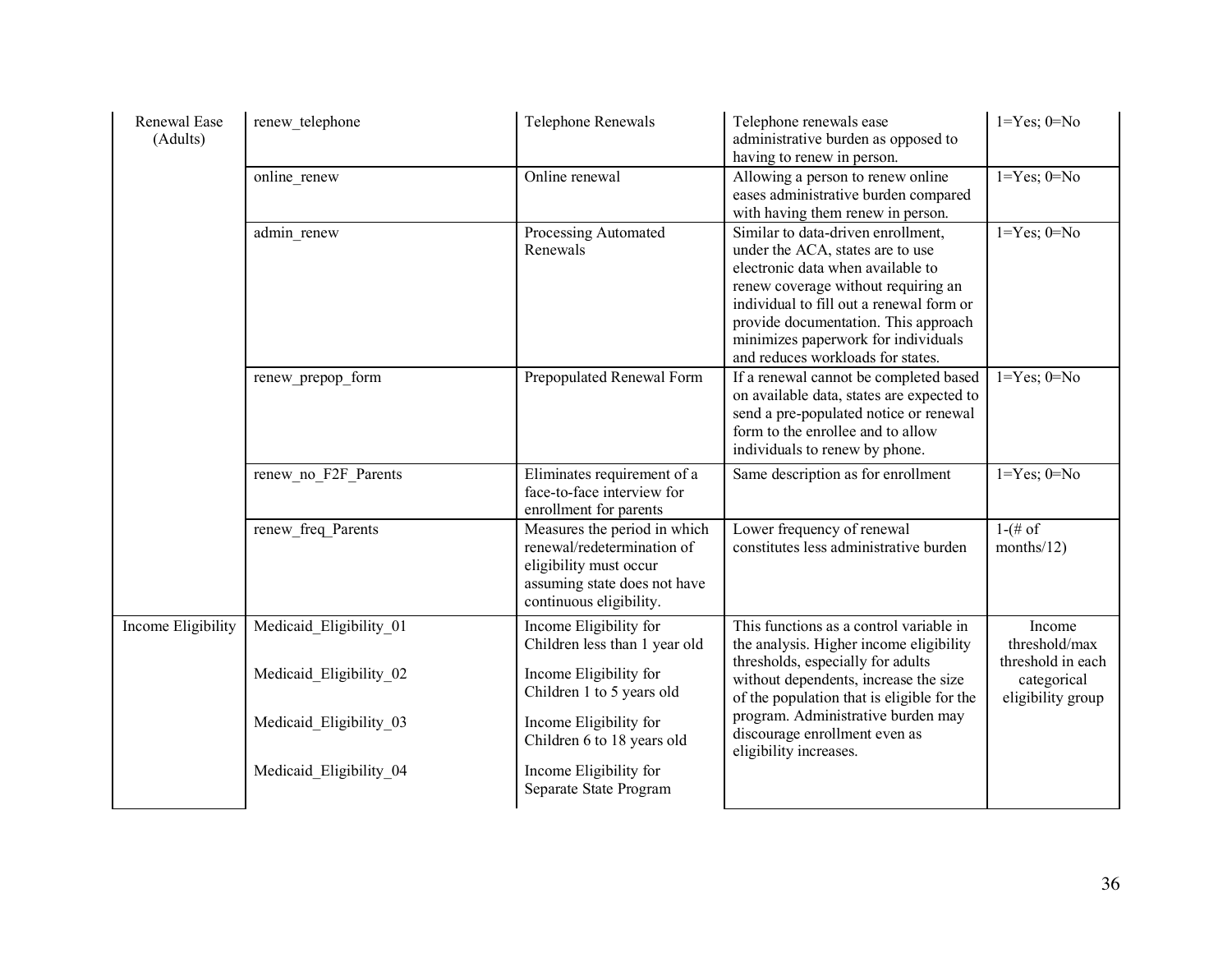| | | | | |
|---|---|---|---|---|
| Renewal Ease (Adults) | renew_telephone | Telephone Renewals | Telephone renewals ease administrative burden as opposed to having to renew in person. | 1=Yes; 0=No |
| | online_renew | Online renewal | Allowing a person to renew online eases administrative burden compared with having them renew in person. | 1=Yes; 0=No |
| | admin_renew | Processing Automated Renewals | Similar to data-driven enrollment, under the ACA, states are to use electronic data when available to renew coverage without requiring an individual to fill out a renewal form or provide documentation. This approach minimizes paperwork for individuals and reduces workloads for states. | 1=Yes; 0=No |
| | renew_prepop_form | Prepopulated Renewal Form | If a renewal cannot be completed based on available data, states are expected to send a pre-populated notice or renewal form to the enrollee and to allow individuals to renew by phone. | 1=Yes; 0=No |
| | renew_no_F2F_Parents | Eliminates requirement of a face-to-face interview for enrollment for parents | Same description as for enrollment | 1=Yes; 0=No |
| | renew_freq_Parents | Measures the period in which renewal/redetermination of eligibility must occur assuming state does not have continuous eligibility. | Lower frequency of renewal constitutes less administrative burden | 1-(# of months/12) |
| Income Eligibility | Medicaid_Eligibility_01 | Income Eligibility for Children less than 1 year old | This functions as a control variable in the analysis. Higher income eligibility thresholds, especially for adults without dependents, increase the size of the population that is eligible for the program. Administrative burden may discourage enrollment even as eligibility increases. | Income threshold/max threshold in each categorical eligibility group |
| | Medicaid_Eligibility_02 | Income Eligibility for Children 1 to 5 years old | | |
| | Medicaid_Eligibility_03 | Income Eligibility for Children 6 to 18 years old | | |
| | Medicaid_Eligibility_04 | Income Eligibility for Separate State Program | | |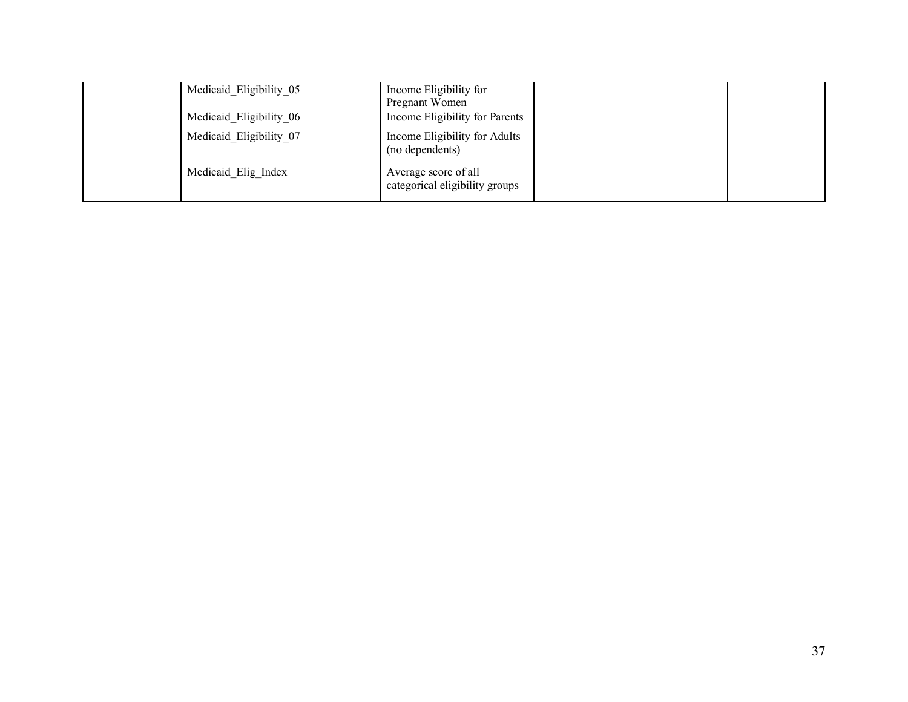| | | | | |
|---|---|---|---|---|
| | Medicaid_Eligibility_05 | Income Eligibility for Pregnant Women | | |
| | Medicaid_Eligibility_06 | Income Eligibility for Parents | | |
| | Medicaid_Eligibility_07 | Income Eligibility for Adults (no dependents) | | |
| | Medicaid_Elig_Index | Average score of all categorical eligibility groups | | |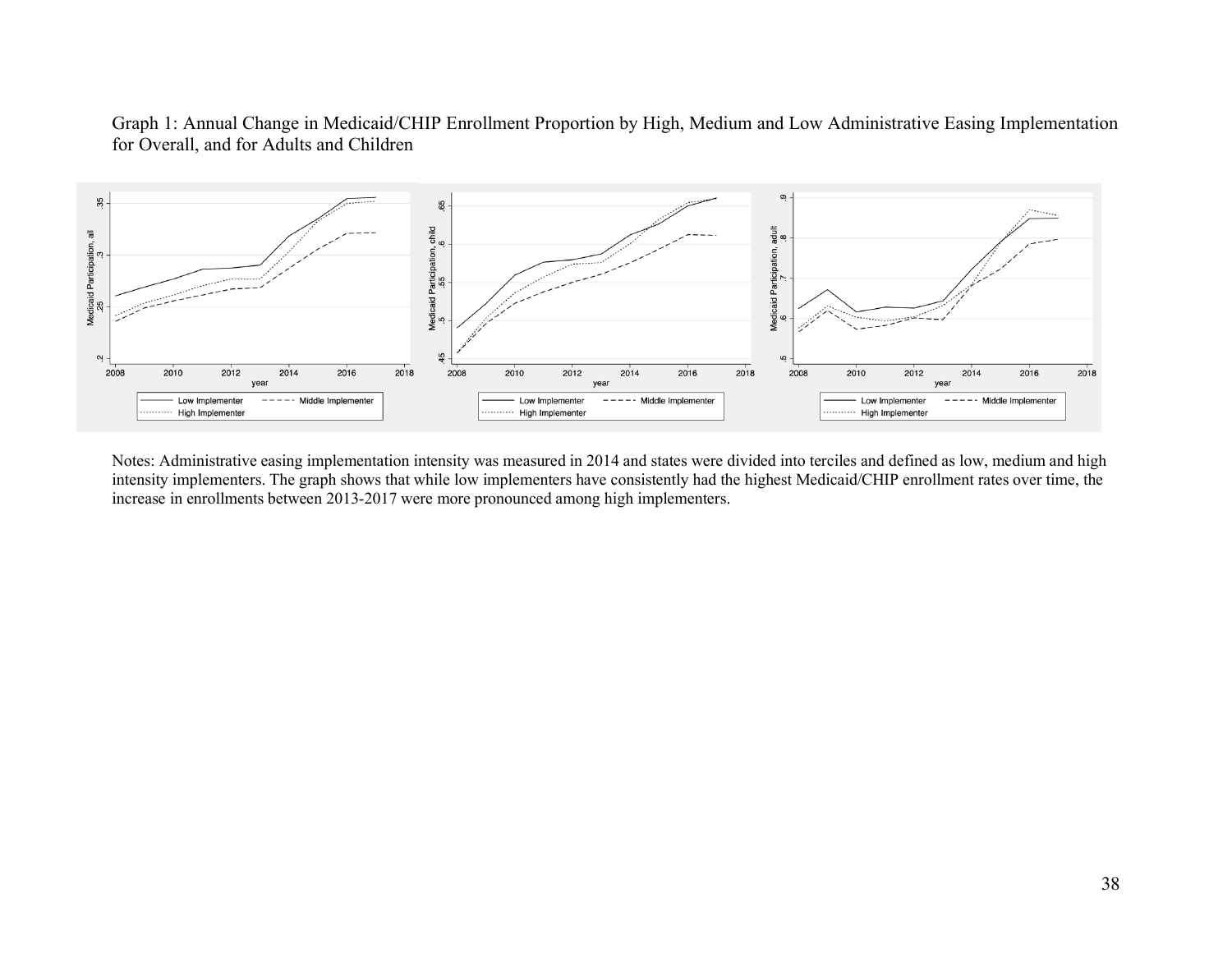Graph 1: Annual Change in Medicaid/CHIP Enrollment Proportion by High, Medium and Low Administrative Easing Implementation for Overall, and for Adults and Children

Notes: Administrative easing implementation intensity was measured in 2014 and states were divided into terciles and defined as low, medium and high intensity implementers. The graph shows that while low implementers have consistently had the highest Medicaid/CHIP enrollment rates over time, the increase in enrollments between 2013-2017 were more pronounced among high implementers.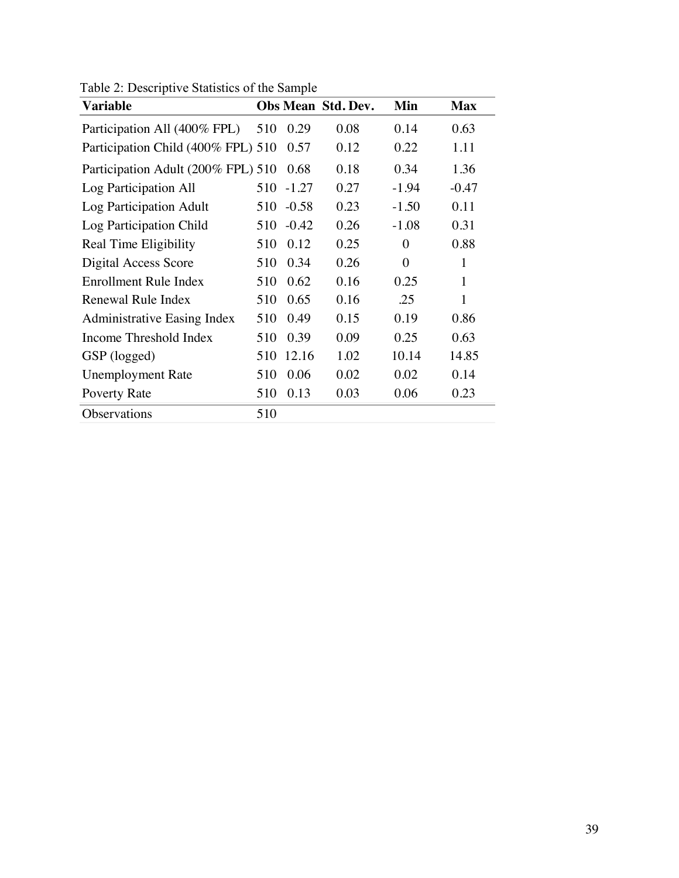Table 2: Descriptive Statistics of the Sample

| Variable | Obs | Mean | Std. Dev. | Min | Max |
|---|---|---|---|---|---|
| Participation All (400% FPL) | 510 | 0.29 | 0.08 | 0.14 | 0.63 |
| Participation Child (400% FPL) | 510 | 0.57 | 0.12 | 0.22 | 1.11 |
| Participation Adult (200% FPL) | 510 | 0.68 | 0.18 | 0.34 | 1.36 |
| Log Participation All | 510 | -1.27 | 0.27 | -1.94 | -0.47 |
| Log Participation Adult | 510 | -0.58 | 0.23 | -1.50 | 0.11 |
| Log Participation Child | 510 | -0.42 | 0.26 | -1.08 | 0.31 |
| Real Time Eligibility | 510 | 0.12 | 0.25 | 0 | 0.88 |
| Digital Access Score | 510 | 0.34 | 0.26 | 0 | 1 |
| Enrollment Rule Index | 510 | 0.62 | 0.16 | 0.25 | 1 |
| Renewal Rule Index | 510 | 0.65 | 0.16 | .25 | 1 |
| Administrative Easing Index | 510 | 0.49 | 0.15 | 0.19 | 0.86 |
| Income Threshold Index | 510 | 0.39 | 0.09 | 0.25 | 0.63 |
| GSP (logged) | 510 | 12.16 | 1.02 | 10.14 | 14.85 |
| Unemployment Rate | 510 | 0.06 | 0.02 | 0.02 | 0.14 |
| Poverty Rate | 510 | 0.13 | 0.03 | 0.06 | 0.23 |
| Observations | 510 | | | | |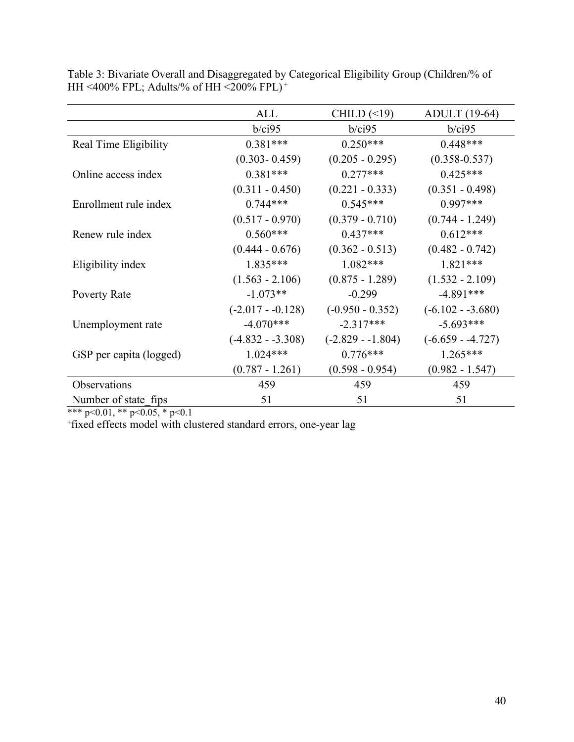Table 3: Bivariate Overall and Disaggregated by Categorical Eligibility Group (Children/% of HH <400% FPL; Adults/% of HH <200% FPL)[+]

| | ALL | CHILD (<19) | ADULT (19-64) |
|---|---|---|---|
| | b/ci95 | b/ci95 | b/ci95 |
| Real Time Eligibility | 0.381*** | 0.250*** | 0.448*** |
| | (0.303- 0.459) | (0.205 - 0.295) | (0.358-0.537) |
| Online access index | 0.381*** | 0.277*** | 0.425*** |
| | (0.311 - 0.450) | (0.221 - 0.333) | (0.351 - 0.498) |
| Enrollment rule index | 0.744*** | 0.545*** | 0.997*** |
| | (0.517 - 0.970) | (0.379 - 0.710) | (0.744 - 1.249) |
| Renew rule index | 0.560*** | 0.437*** | 0.612*** |
| | (0.444 - 0.676) | (0.362 - 0.513) | (0.482 - 0.742) |
| Eligibility index | 1.835*** | 1.082*** | 1.821*** |
| | (1.563 - 2.106) | (0.875 - 1.289) | (1.532 - 2.109) |
| Poverty Rate | -1.073** | -0.299 | -4.891*** |
| | (-2.017 - -0.128) | (-0.950 - 0.352) | (-6.102 - -3.680) |
| Unemployment rate | -4.070*** | -2.317*** | -5.693*** |
| | (-4.832 - -3.308) | (-2.829 - -1.804) | (-6.659 - -4.727) |
| GSP per capita (logged) | 1.024*** | 0.776*** | 1.265*** |
| | (0.787 - 1.261) | (0.598 - 0.954) | (0.982 - 1.547) |
| Observations | 459 | 459 | 459 |
| Number of state_fips | 51 | 51 | 51 |

*** p<0.01, ** p<0.05, * p<0.1

[+]fixed effects model with clustered standard errors, one-year lag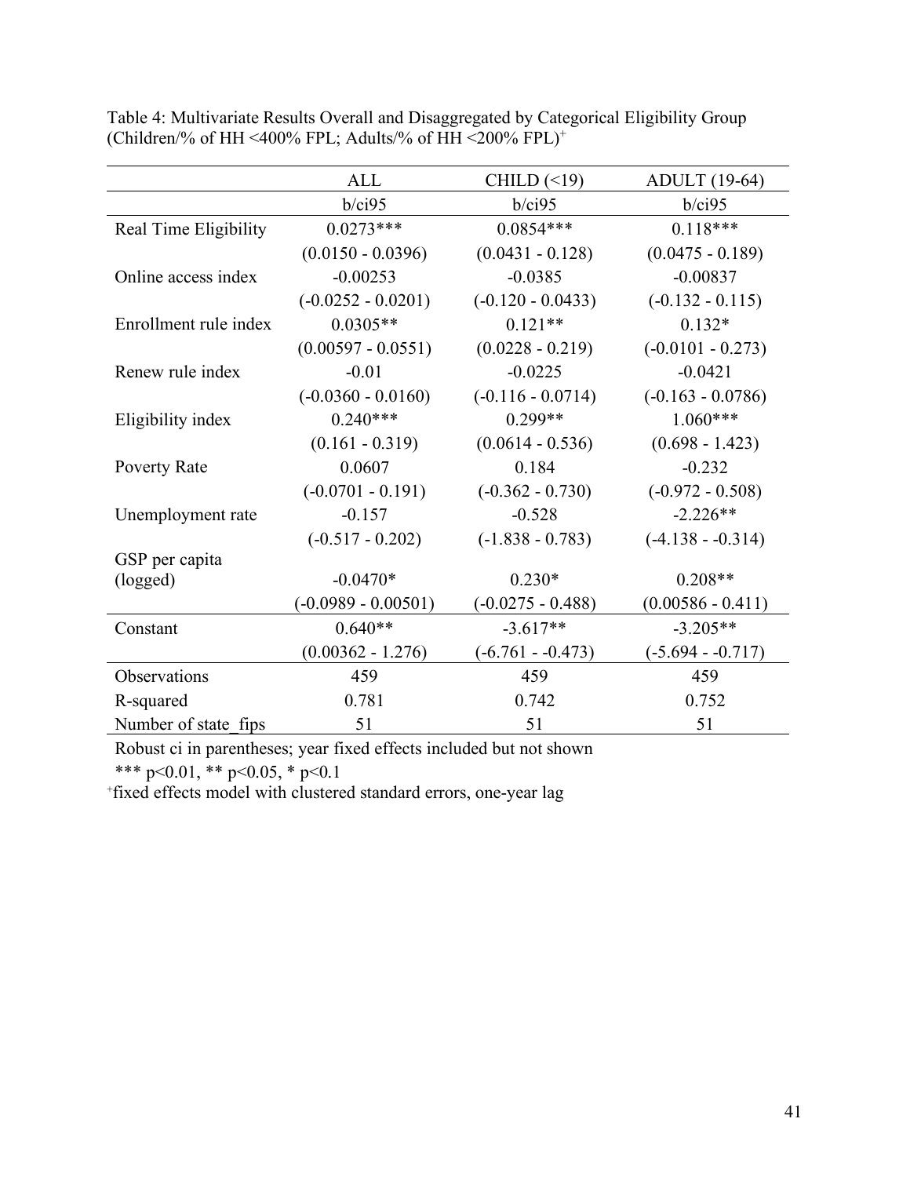Table 4: Multivariate Results Overall and Disaggregated by Categorical Eligibility Group (Children/% of HH <400% FPL; Adults/% of HH <200% FPL)+

| | ALL | CHILD (<19) | ADULT (19-64) |
|---|---|---|---|
| | b/ci95 | b/ci95 | b/ci95 |
| Real Time Eligibility | 0.0273*** | 0.0854*** | 0.118*** |
| | (0.0150 - 0.0396) | (0.0431 - 0.128) | (0.0475 - 0.189) |
| Online access index | -0.00253 | -0.0385 | -0.00837 |
| | (-0.0252 - 0.0201) | (-0.120 - 0.0433) | (-0.132 - 0.115) |
| Enrollment rule index | 0.0305** | 0.121** | 0.132* |
| | (0.00597 - 0.0551) | (0.0228 - 0.219) | (-0.0101 - 0.273) |
| Renew rule index | -0.01 | -0.0225 | -0.0421 |
| | (-0.0360 - 0.0160) | (-0.116 - 0.0714) | (-0.163 - 0.0786) |
| Eligibility index | 0.240*** | 0.299** | 1.060*** |
| | (0.161 - 0.319) | (0.0614 - 0.536) | (0.698 - 1.423) |
| Poverty Rate | 0.0607 | 0.184 | -0.232 |
| | (-0.0701 - 0.191) | (-0.362 - 0.730) | (-0.972 - 0.508) |
| Unemployment rate | -0.157 | -0.528 | -2.226** |
| | (-0.517 - 0.202) | (-1.838 - 0.783) | (-4.138 - -0.314) |
| GSP per capita (logged) | -0.0470* | 0.230* | 0.208** |
| | (-0.0989 - 0.00501) | (-0.0275 - 0.488) | (0.00586 - 0.411) |
| Constant | 0.640** | -3.617** | -3.205** |
| | (0.00362 - 1.276) | (-6.761 - -0.473) | (-5.694 - -0.717) |
| Observations | 459 | 459 | 459 |
| R-squared | 0.781 | 0.742 | 0.752 |
| Number of state_fips | 51 | 51 | 51 |

Robust ci in parentheses; year fixed effects included but not shown

*** p<0.01, ** p<0.05, * p<0.1

+fixed effects model with clustered standard errors, one-year lag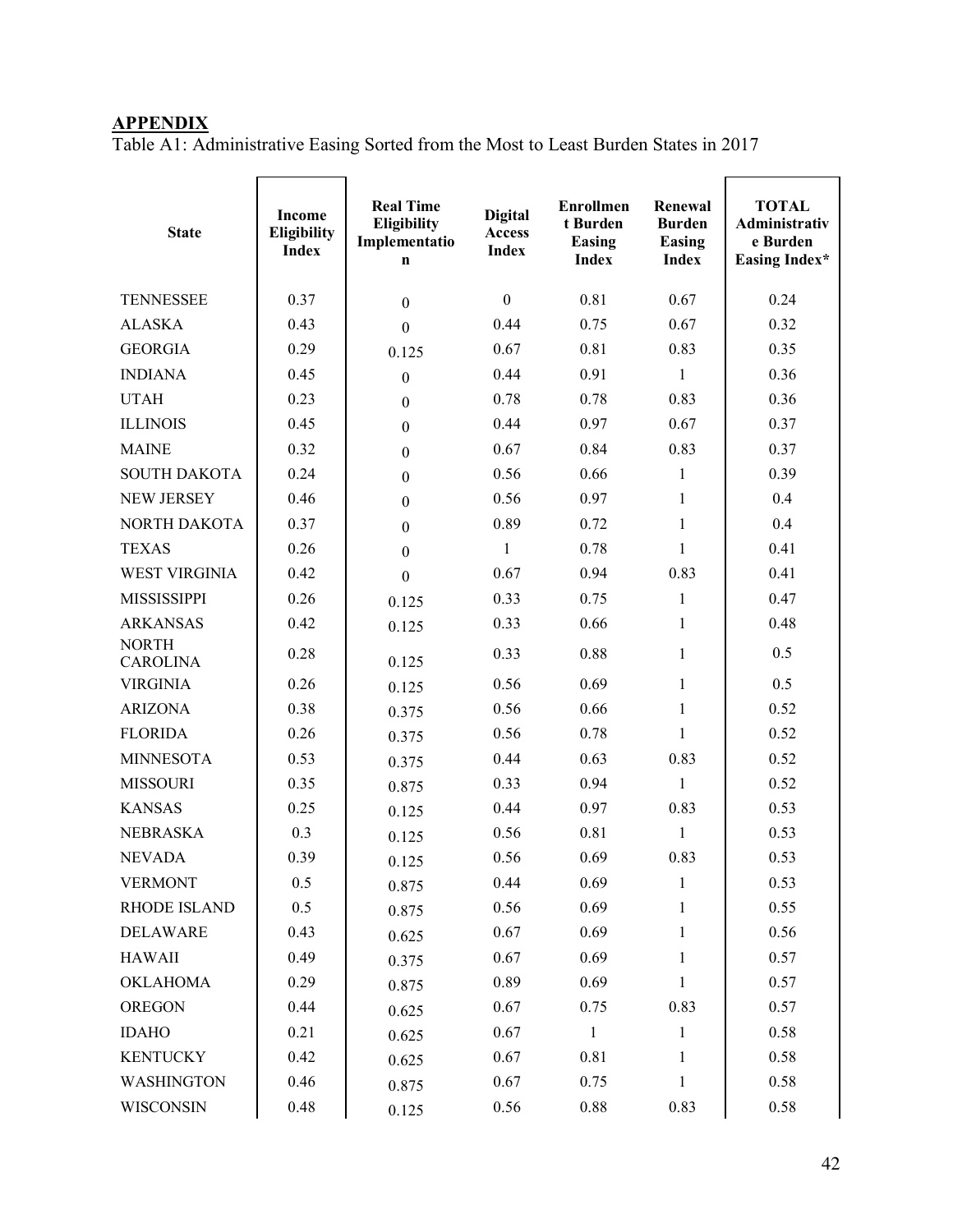## APPENDIX

Table A1: Administrative Easing Sorted from the Most to Least Burden States in 2017

| State | Income Eligibility Index | Real Time Eligibility Implementation | Digital Access Index | Enrollment Burden Easing Index | Renewal Burden Easing Index | TOTAL Administrative Burden Easing Index* |
|---|---|---|---|---|---|---|
| TENNESSEE | 0.37 | 0 | 0 | 0.81 | 0.67 | 0.24 |
| ALASKA | 0.43 | 0 | 0.44 | 0.75 | 0.67 | 0.32 |
| GEORGIA | 0.29 | 0.125 | 0.67 | 0.81 | 0.83 | 0.35 |
| INDIANA | 0.45 | 0 | 0.44 | 0.91 | 1 | 0.36 |
| UTAH | 0.23 | 0 | 0.78 | 0.78 | 0.83 | 0.36 |
| ILLINOIS | 0.45 | 0 | 0.44 | 0.97 | 0.67 | 0.37 |
| MAINE | 0.32 | 0 | 0.67 | 0.84 | 0.83 | 0.37 |
| SOUTH DAKOTA | 0.24 | 0 | 0.56 | 0.66 | 1 | 0.39 |
| NEW JERSEY | 0.46 | 0 | 0.56 | 0.97 | 1 | 0.4 |
| NORTH DAKOTA | 0.37 | 0 | 0.89 | 0.72 | 1 | 0.4 |
| TEXAS | 0.26 | 0 | 1 | 0.78 | 1 | 0.41 |
| WEST VIRGINIA | 0.42 | 0 | 0.67 | 0.94 | 0.83 | 0.41 |
| MISSISSIPPI | 0.26 | 0.125 | 0.33 | 0.75 | 1 | 0.47 |
| ARKANSAS | 0.42 | 0.125 | 0.33 | 0.66 | 1 | 0.48 |
| NORTH CAROLINA | 0.28 | 0.125 | 0.33 | 0.88 | 1 | 0.5 |
| VIRGINIA | 0.26 | 0.125 | 0.56 | 0.69 | 1 | 0.5 |
| ARIZONA | 0.38 | 0.375 | 0.56 | 0.66 | 1 | 0.52 |
| FLORIDA | 0.26 | 0.375 | 0.56 | 0.78 | 1 | 0.52 |
| MINNESOTA | 0.53 | 0.375 | 0.44 | 0.63 | 0.83 | 0.52 |
| MISSOURI | 0.35 | 0.875 | 0.33 | 0.94 | 1 | 0.52 |
| KANSAS | 0.25 | 0.125 | 0.44 | 0.97 | 0.83 | 0.53 |
| NEBRASKA | 0.3 | 0.125 | 0.56 | 0.81 | 1 | 0.53 |
| NEVADA | 0.39 | 0.125 | 0.56 | 0.69 | 0.83 | 0.53 |
| VERMONT | 0.5 | 0.875 | 0.44 | 0.69 | 1 | 0.53 |
| RHODE ISLAND | 0.5 | 0.875 | 0.56 | 0.69 | 1 | 0.55 |
| DELAWARE | 0.43 | 0.625 | 0.67 | 0.69 | 1 | 0.56 |
| HAWAII | 0.49 | 0.375 | 0.67 | 0.69 | 1 | 0.57 |
| OKLAHOMA | 0.29 | 0.875 | 0.89 | 0.69 | 1 | 0.57 |
| OREGON | 0.44 | 0.625 | 0.67 | 0.75 | 0.83 | 0.57 |
| IDAHO | 0.21 | 0.625 | 0.67 | 1 | 1 | 0.58 |
| KENTUCKY | 0.42 | 0.625 | 0.67 | 0.81 | 1 | 0.58 |
| WASHINGTON | 0.46 | 0.875 | 0.67 | 0.75 | 1 | 0.58 |
| WISCONSIN | 0.48 | 0.125 | 0.56 | 0.88 | 0.83 | 0.58 |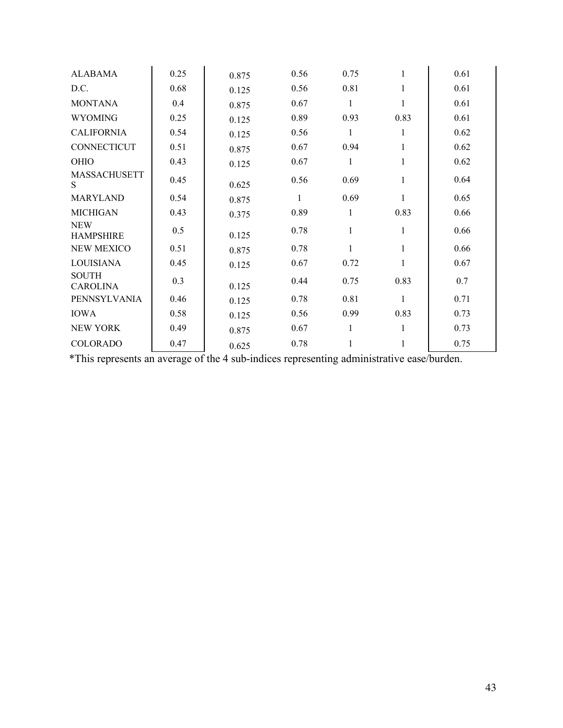| | | | | | | |
|---|---|---|---|---|---|---|
| ALABAMA | 0.25 | 0.875 | 0.56 | 0.75 | 1 | 0.61 |
| D.C. | 0.68 | 0.125 | 0.56 | 0.81 | 1 | 0.61 |
| MONTANA | 0.4 | 0.875 | 0.67 | 1 | 1 | 0.61 |
| WYOMING | 0.25 | 0.125 | 0.89 | 0.93 | 0.83 | 0.61 |
| CALIFORNIA | 0.54 | 0.125 | 0.56 | 1 | 1 | 0.62 |
| CONNECTICUT | 0.51 | 0.875 | 0.67 | 0.94 | 1 | 0.62 |
| OHIO | 0.43 | 0.125 | 0.67 | 1 | 1 | 0.62 |
| MASSACHUSETTS | 0.45 | 0.625 | 0.56 | 0.69 | 1 | 0.64 |
| MARYLAND | 0.54 | 0.875 | 1 | 0.69 | 1 | 0.65 |
| MICHIGAN | 0.43 | 0.375 | 0.89 | 1 | 0.83 | 0.66 |
| NEW HAMPSHIRE | 0.5 | 0.125 | 0.78 | 1 | 1 | 0.66 |
| NEW MEXICO | 0.51 | 0.875 | 0.78 | 1 | 1 | 0.66 |
| LOUISIANA | 0.45 | 0.125 | 0.67 | 0.72 | 1 | 0.67 |
| SOUTH CAROLINA | 0.3 | 0.125 | 0.44 | 0.75 | 0.83 | 0.7 |
| PENNSYLVANIA | 0.46 | 0.125 | 0.78 | 0.81 | 1 | 0.71 |
| IOWA | 0.58 | 0.125 | 0.56 | 0.99 | 0.83 | 0.73 |
| NEW YORK | 0.49 | 0.875 | 0.67 | 1 | 1 | 0.73 |
| COLORADO | 0.47 | 0.625 | 0.78 | 1 | 1 | 0.75 |

*This represents an average of the 4 sub-indices representing administrative ease/burden.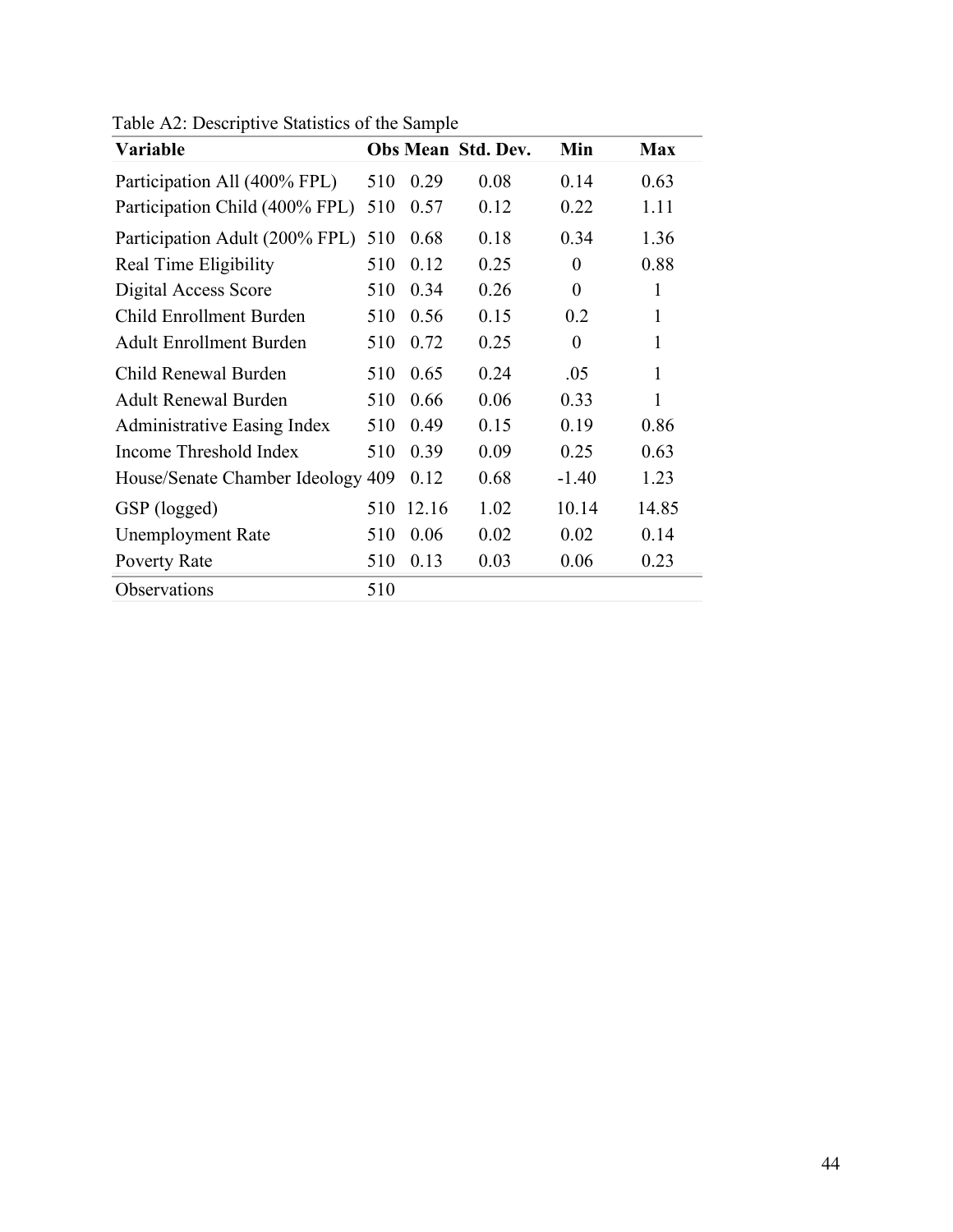Table A2: Descriptive Statistics of the Sample

| Variable | Obs | Mean | Std. Dev. | Min | Max |
|---|---|---|---|---|---|
| Participation All (400% FPL) | 510 | 0.29 | 0.08 | 0.14 | 0.63 |
| Participation Child (400% FPL) | 510 | 0.57 | 0.12 | 0.22 | 1.11 |
| Participation Adult (200% FPL) | 510 | 0.68 | 0.18 | 0.34 | 1.36 |
| Real Time Eligibility | 510 | 0.12 | 0.25 | 0 | 0.88 |
| Digital Access Score | 510 | 0.34 | 0.26 | 0 | 1 |
| Child Enrollment Burden | 510 | 0.56 | 0.15 | 0.2 | 1 |
| Adult Enrollment Burden | 510 | 0.72 | 0.25 | 0 | 1 |
| Child Renewal Burden | 510 | 0.65 | 0.24 | .05 | 1 |
| Adult Renewal Burden | 510 | 0.66 | 0.06 | 0.33 | 1 |
| Administrative Easing Index | 510 | 0.49 | 0.15 | 0.19 | 0.86 |
| Income Threshold Index | 510 | 0.39 | 0.09 | 0.25 | 0.63 |
| House/Senate Chamber Ideology | 409 | 0.12 | 0.68 | -1.40 | 1.23 |
| GSP (logged) | 510 | 12.16 | 1.02 | 10.14 | 14.85 |
| Unemployment Rate | 510 | 0.06 | 0.02 | 0.02 | 0.14 |
| Poverty Rate | 510 | 0.13 | 0.03 | 0.06 | 0.23 |
| Observations | 510 | | | | |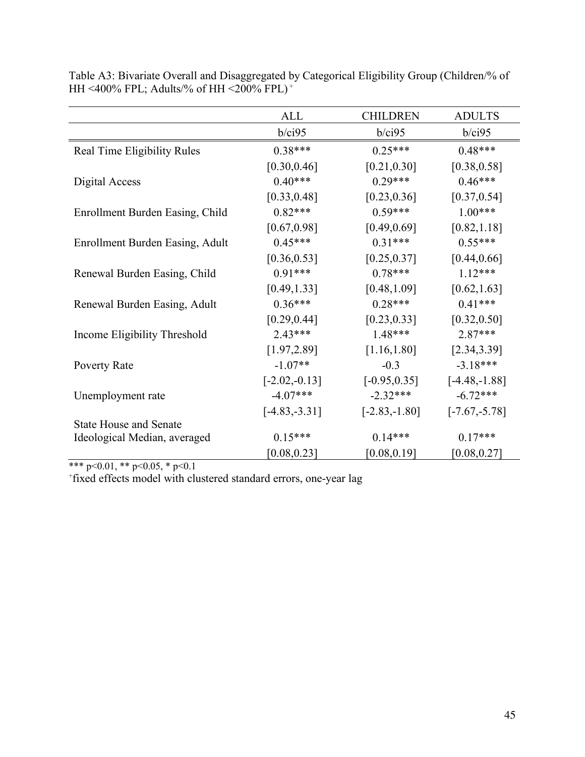Table A3: Bivariate Overall and Disaggregated by Categorical Eligibility Group (Children/% of HH <400% FPL; Adults/% of HH <200% FPL)[+]

| | ALL | CHILDREN | ADULTS |
|---|---|---|---|
| | b/ci95 | b/ci95 | b/ci95 |
| Real Time Eligibility Rules | 0.38*** | 0.25*** | 0.48*** |
| | [0.30,0.46] | [0.21,0.30] | [0.38,0.58] |
| Digital Access | 0.40*** | 0.29*** | 0.46*** |
| | [0.33,0.48] | [0.23,0.36] | [0.37,0.54] |
| Enrollment Burden Easing, Child | 0.82*** | 0.59*** | 1.00*** |
| | [0.67,0.98] | [0.49,0.69] | [0.82,1.18] |
| Enrollment Burden Easing, Adult | 0.45*** | 0.31*** | 0.55*** |
| | [0.36,0.53] | [0.25,0.37] | [0.44,0.66] |
| Renewal Burden Easing, Child | 0.91*** | 0.78*** | 1.12*** |
| | [0.49,1.33] | [0.48,1.09] | [0.62,1.63] |
| Renewal Burden Easing, Adult | 0.36*** | 0.28*** | 0.41*** |
| | [0.29,0.44] | [0.23,0.33] | [0.32,0.50] |
| Income Eligibility Threshold | 2.43*** | 1.48*** | 2.87*** |
| | [1.97,2.89] | [1.16,1.80] | [2.34,3.39] |
| Poverty Rate | -1.07** | -0.3 | -3.18*** |
| | [-2.02,-0.13] | [-0.95,0.35] | [-4.48,-1.88] |
| Unemployment rate | -4.07*** | -2.32*** | -6.72*** |
| | [-4.83,-3.31] | [-2.83,-1.80] | [-7.67,-5.78] |
| State House and Senate Ideological Median, averaged | 0.15*** | 0.14*** | 0.17*** |
| | [0.08,0.23] | [0.08,0.19] | [0.08,0.27] |

*** p<0.01, ** p<0.05, * p<0.1

[+]fixed effects model with clustered standard errors, one-year lag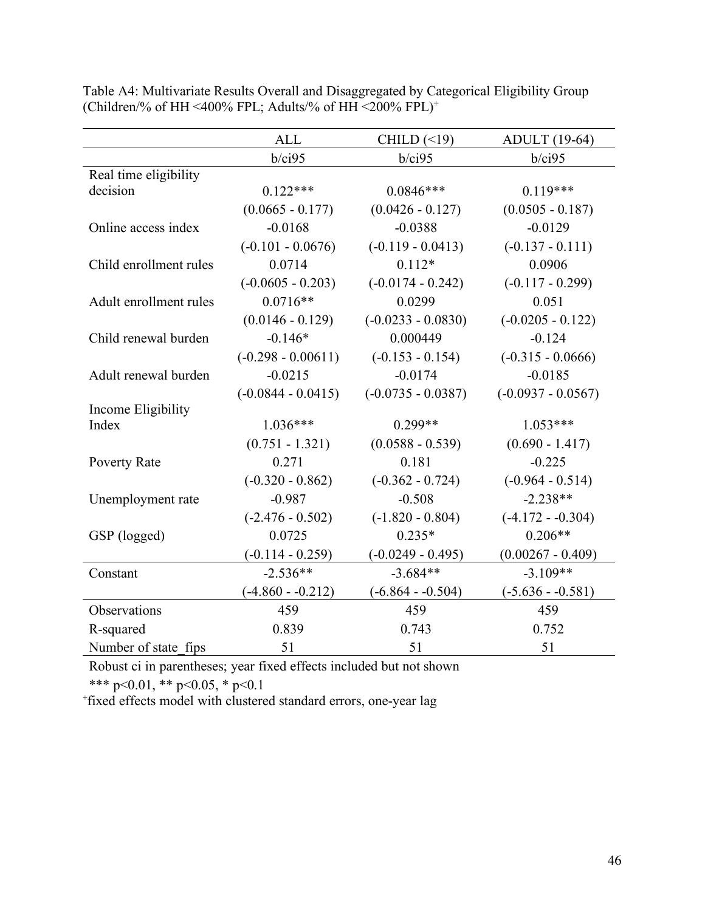Table A4: Multivariate Results Overall and Disaggregated by Categorical Eligibility Group (Children/% of HH <400% FPL; Adults/% of HH <200% FPL)[+]

| | ALL | CHILD (<19) | ADULT (19-64) |
|---|---|---|---|
| | b/ci95 | b/ci95 | b/ci95 |
| Real time eligibility decision | 0.122*** | 0.0846*** | 0.119*** |
| | (0.0665 - 0.177) | (0.0426 - 0.127) | (0.0505 - 0.187) |
| Online access index | -0.0168 | -0.0388 | -0.0129 |
| | (-0.101 - 0.0676) | (-0.119 - 0.0413) | (-0.137 - 0.111) |
| Child enrollment rules | 0.0714 | 0.112* | 0.0906 |
| | (-0.0605 - 0.203) | (-0.0174 - 0.242) | (-0.117 - 0.299) |
| Adult enrollment rules | 0.0716** | 0.0299 | 0.051 |
| | (0.0146 - 0.129) | (-0.0233 - 0.0830) | (-0.0205 - 0.122) |
| Child renewal burden | -0.146* | 0.000449 | -0.124 |
| | (-0.298 - 0.00611) | (-0.153 - 0.154) | (-0.315 - 0.0666) |
| Adult renewal burden | -0.0215 | -0.0174 | -0.0185 |
| | (-0.0844 - 0.0415) | (-0.0735 - 0.0387) | (-0.0937 - 0.0567) |
| Income Eligibility Index | 1.036*** | 0.299** | 1.053*** |
| | (0.751 - 1.321) | (0.0588 - 0.539) | (0.690 - 1.417) |
| Poverty Rate | 0.271 | 0.181 | -0.225 |
| | (-0.320 - 0.862) | (-0.362 - 0.724) | (-0.964 - 0.514) |
| Unemployment rate | -0.987 | -0.508 | -2.238** |
| | (-2.476 - 0.502) | (-1.820 - 0.804) | (-4.172 - -0.304) |
| GSP (logged) | 0.0725 | 0.235* | 0.206** |
| | (-0.114 - 0.259) | (-0.0249 - 0.495) | (0.00267 - 0.409) |
| Constant | -2.536** | -3.684** | -3.109** |
| | (-4.860 - -0.212) | (-6.864 - -0.504) | (-5.636 - -0.581) |
| Observations | 459 | 459 | 459 |
| R-squared | 0.839 | 0.743 | 0.752 |
| Number of state_fips | 51 | 51 | 51 |

Robust ci in parentheses; year fixed effects included but not shown

*** p<0.01, ** p<0.05, * p<0.1

[+]fixed effects model with clustered standard errors, one-year lag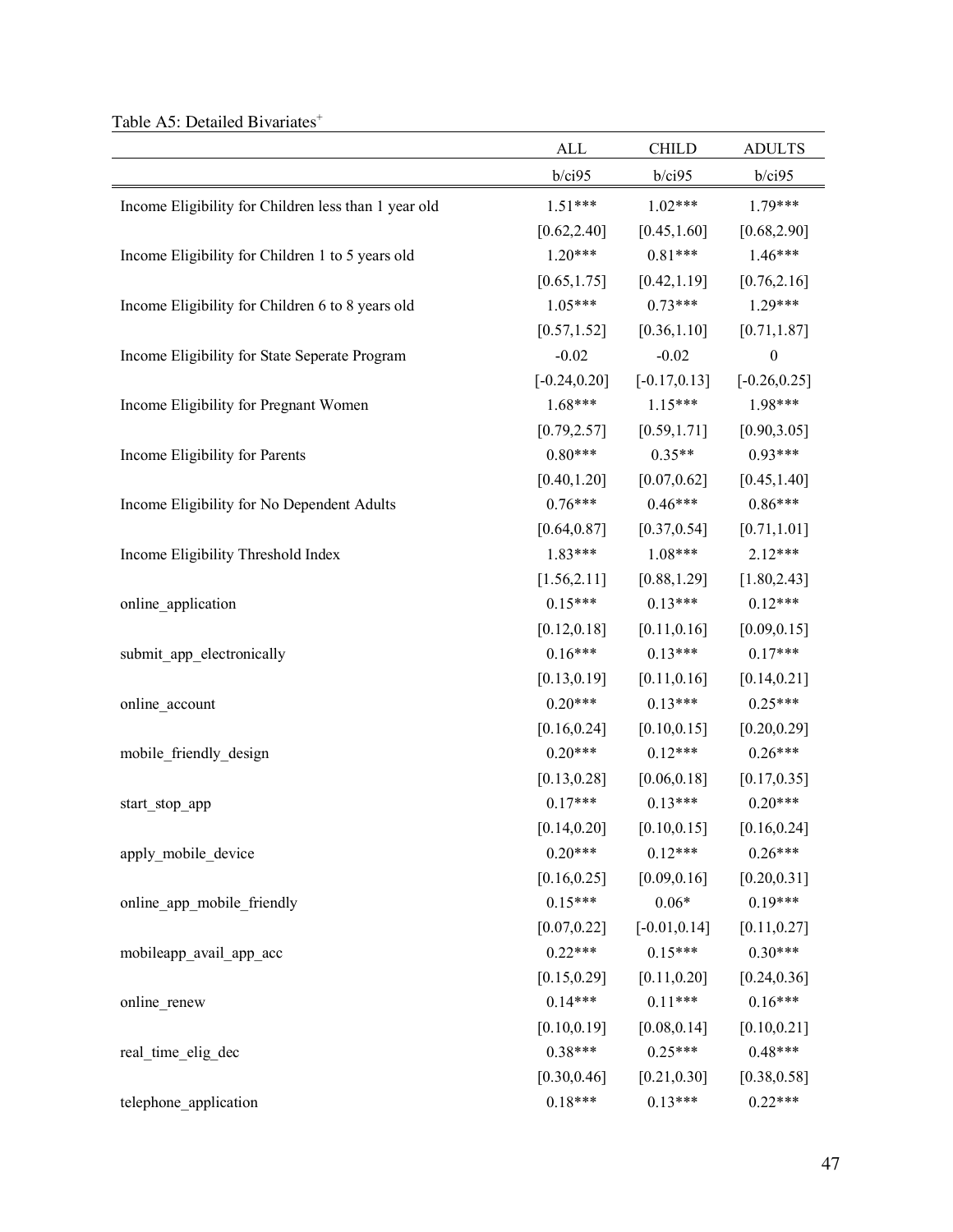Table A5: Detailed Bivariates[+]

| | ALL | CHILD | ADULTS |
|---|---|---|---|
| | b/ci95 | b/ci95 | b/ci95 |
| Income Eligibility for Children less than 1 year old | 1.51*** | 1.02*** | 1.79*** |
| | [0.62,2.40] | [0.45,1.60] | [0.68,2.90] |
| Income Eligibility for Children 1 to 5 years old | 1.20*** | 0.81*** | 1.46*** |
| | [0.65,1.75] | [0.42,1.19] | [0.76,2.16] |
| Income Eligibility for Children 6 to 8 years old | 1.05*** | 0.73*** | 1.29*** |
| | [0.57,1.52] | [0.36,1.10] | [0.71,1.87] |
| Income Eligibility for State Seperate Program | -0.02 | -0.02 | 0 |
| | [-0.24,0.20] | [-0.17,0.13] | [-0.26,0.25] |
| Income Eligibility for Pregnant Women | 1.68*** | 1.15*** | 1.98*** |
| | [0.79,2.57] | [0.59,1.71] | [0.90,3.05] |
| Income Eligibility for Parents | 0.80*** | 0.35** | 0.93*** |
| | [0.40,1.20] | [0.07,0.62] | [0.45,1.40] |
| Income Eligibility for No Dependent Adults | 0.76*** | 0.46*** | 0.86*** |
| | [0.64,0.87] | [0.37,0.54] | [0.71,1.01] |
| Income Eligibility Threshold Index | 1.83*** | 1.08*** | 2.12*** |
| | [1.56,2.11] | [0.88,1.29] | [1.80,2.43] |
| online_application | 0.15*** | 0.13*** | 0.12*** |
| | [0.12,0.18] | [0.11,0.16] | [0.09,0.15] |
| submit_app_electronically | 0.16*** | 0.13*** | 0.17*** |
| | [0.13,0.19] | [0.11,0.16] | [0.14,0.21] |
| online_account | 0.20*** | 0.13*** | 0.25*** |
| | [0.16,0.24] | [0.10,0.15] | [0.20,0.29] |
| mobile_friendly_design | 0.20*** | 0.12*** | 0.26*** |
| | [0.13,0.28] | [0.06,0.18] | [0.17,0.35] |
| start_stop_app | 0.17*** | 0.13*** | 0.20*** |
| | [0.14,0.20] | [0.10,0.15] | [0.16,0.24] |
| apply_mobile_device | 0.20*** | 0.12*** | 0.26*** |
| | [0.16,0.25] | [0.09,0.16] | [0.20,0.31] |
| online_app_mobile_friendly | 0.15*** | 0.06* | 0.19*** |
| | [0.07,0.22] | [-0.01,0.14] | [0.11,0.27] |
| mobileapp_avail_app_acc | 0.22*** | 0.15*** | 0.30*** |
| | [0.15,0.29] | [0.11,0.20] | [0.24,0.36] |
| online_renew | 0.14*** | 0.11*** | 0.16*** |
| | [0.10,0.19] | [0.08,0.14] | [0.10,0.21] |
| real_time_elig_dec | 0.38*** | 0.25*** | 0.48*** |
| | [0.30,0.46] | [0.21,0.30] | [0.38,0.58] |
| telephone_application | 0.18*** | 0.13*** | 0.22*** |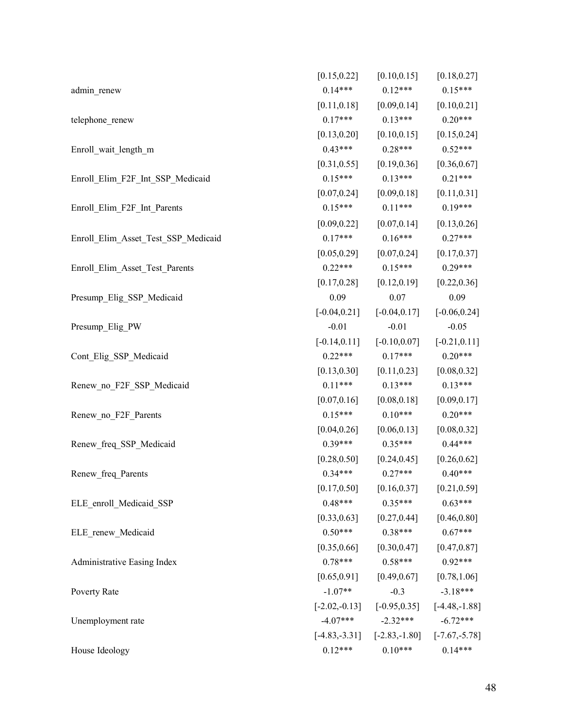| | | | |
|---|---|---|---|
| | [0.15,0.22] | [0.10,0.15] | [0.18,0.27] |
| admin_renew | 0.14*** | 0.12*** | 0.15*** |
| | [0.11,0.18] | [0.09,0.14] | [0.10,0.21] |
| telephone_renew | 0.17*** | 0.13*** | 0.20*** |
| | [0.13,0.20] | [0.10,0.15] | [0.15,0.24] |
| Enroll_wait_length_m | 0.43*** | 0.28*** | 0.52*** |
| | [0.31,0.55] | [0.19,0.36] | [0.36,0.67] |
| Enroll_Elim_F2F_Int_SSP_Medicaid | 0.15*** | 0.13*** | 0.21*** |
| | [0.07,0.24] | [0.09,0.18] | [0.11,0.31] |
| Enroll_Elim_F2F_Int_Parents | 0.15*** | 0.11*** | 0.19*** |
| | [0.09,0.22] | [0.07,0.14] | [0.13,0.26] |
| Enroll_Elim_Asset_Test_SSP_Medicaid | 0.17*** | 0.16*** | 0.27*** |
| | [0.05,0.29] | [0.07,0.24] | [0.17,0.37] |
| Enroll_Elim_Asset_Test_Parents | 0.22*** | 0.15*** | 0.29*** |
| | [0.17,0.28] | [0.12,0.19] | [0.22,0.36] |
| Presump_Elig_SSP_Medicaid | 0.09 | 0.07 | 0.09 |
| | [-0.04,0.21] | [-0.04,0.17] | [-0.06,0.24] |
| Presump_Elig_PW | -0.01 | -0.01 | -0.05 |
| | [-0.14,0.11] | [-0.10,0.07] | [-0.21,0.11] |
| Cont_Elig_SSP_Medicaid | 0.22*** | 0.17*** | 0.20*** |
| | [0.13,0.30] | [0.11,0.23] | [0.08,0.32] |
| Renew_no_F2F_SSP_Medicaid | 0.11*** | 0.13*** | 0.13*** |
| | [0.07,0.16] | [0.08,0.18] | [0.09,0.17] |
| Renew_no_F2F_Parents | 0.15*** | 0.10*** | 0.20*** |
| | [0.04,0.26] | [0.06,0.13] | [0.08,0.32] |
| Renew_freq_SSP_Medicaid | 0.39*** | 0.35*** | 0.44*** |
| | [0.28,0.50] | [0.24,0.45] | [0.26,0.62] |
| Renew_freq_Parents | 0.34*** | 0.27*** | 0.40*** |
| | [0.17,0.50] | [0.16,0.37] | [0.21,0.59] |
| ELE_enroll_Medicaid_SSP | 0.48*** | 0.35*** | 0.63*** |
| | [0.33,0.63] | [0.27,0.44] | [0.46,0.80] |
| ELE_renew_Medicaid | 0.50*** | 0.38*** | 0.67*** |
| | [0.35,0.66] | [0.30,0.47] | [0.47,0.87] |
| Administrative Easing Index | 0.78*** | 0.58*** | 0.92*** |
| | [0.65,0.91] | [0.49,0.67] | [0.78,1.06] |
| Poverty Rate | -1.07** | -0.3 | -3.18*** |
| | [-2.02,-0.13] | [-0.95,0.35] | [-4.48,-1.88] |
| Unemployment rate | -4.07*** | -2.32*** | -6.72*** |
| | [-4.83,-3.31] | [-2.83,-1.80] | [-7.67,-5.78] |
| House Ideology | 0.12*** | 0.10*** | 0.14*** |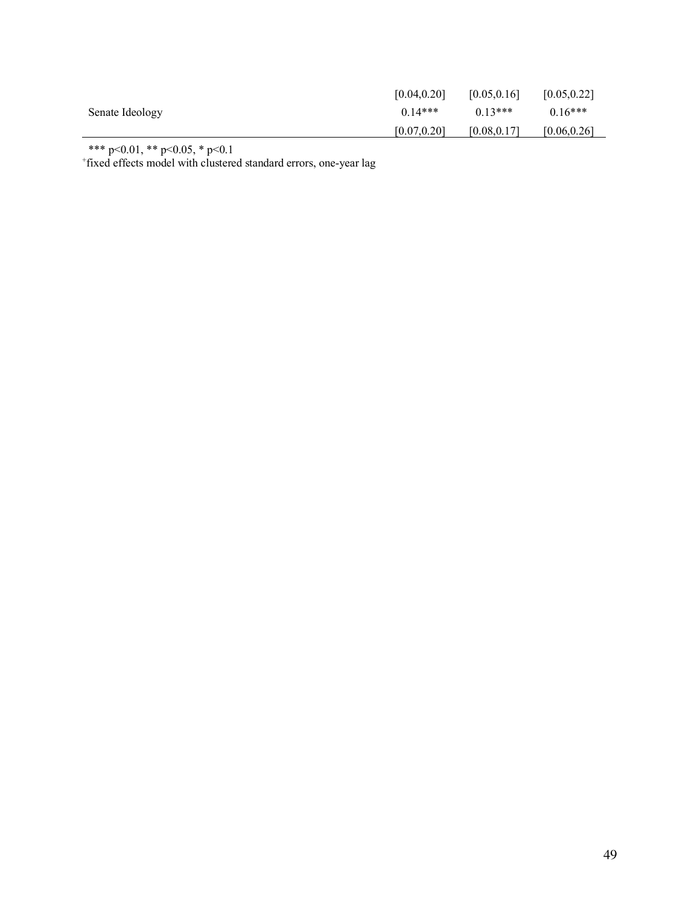| | | | |
|---|---|---|---|
| | [0.04,0.20] | [0.05,0.16] | [0.05,0.22] |
| Senate Ideology | 0.14*** | 0.13*** | 0.16*** |
| | [0.07,0.20] | [0.08,0.17] | [0.06,0.26] |

*** p<0.01, ** p<0.05, * p<0.1

+fixed effects model with clustered standard errors, one-year lag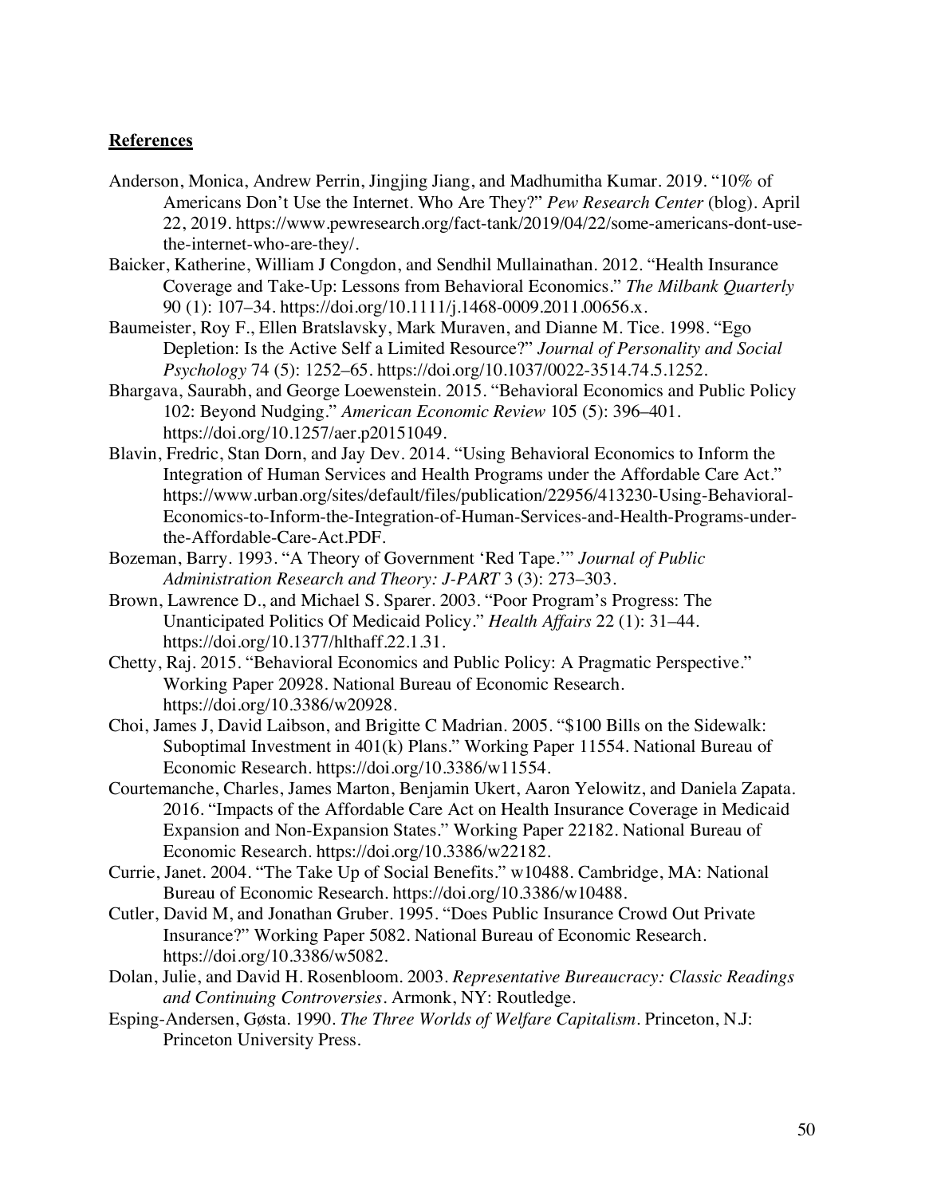## **References**

Anderson, Monica, Andrew Perrin, Jingjing Jiang, and Madhumitha Kumar. 2019. "10% of Americans Don't Use the Internet. Who Are They?" *Pew Research Center* (blog). April 22, 2019. https://www.pewresearch.org/fact-tank/2019/04/22/some-americans-dont-use-the-internet-who-are-they/.

Baicker, Katherine, William J Congdon, and Sendhil Mullainathan. 2012. "Health Insurance Coverage and Take-Up: Lessons from Behavioral Economics." *The Milbank Quarterly* 90 (1): 107–34. https://doi.org/10.1111/j.1468-0009.2011.00656.x.

Baumeister, Roy F., Ellen Bratslavsky, Mark Muraven, and Dianne M. Tice. 1998. "Ego Depletion: Is the Active Self a Limited Resource?" *Journal of Personality and Social Psychology* 74 (5): 1252–65. https://doi.org/10.1037/0022-3514.74.5.1252.

Bhargava, Saurabh, and George Loewenstein. 2015. "Behavioral Economics and Public Policy 102: Beyond Nudging." *American Economic Review* 105 (5): 396–401. https://doi.org/10.1257/aer.p20151049.

Blavin, Fredric, Stan Dorn, and Jay Dev. 2014. "Using Behavioral Economics to Inform the Integration of Human Services and Health Programs under the Affordable Care Act." https://www.urban.org/sites/default/files/publication/22956/413230-Using-Behavioral-Economics-to-Inform-the-Integration-of-Human-Services-and-Health-Programs-under-the-Affordable-Care-Act.PDF.

Bozeman, Barry. 1993. "A Theory of Government 'Red Tape.'" *Journal of Public Administration Research and Theory: J-PART* 3 (3): 273–303.

Brown, Lawrence D., and Michael S. Sparer. 2003. "Poor Program's Progress: The Unanticipated Politics Of Medicaid Policy." *Health Affairs* 22 (1): 31–44. https://doi.org/10.1377/hlthaff.22.1.31.

Chetty, Raj. 2015. "Behavioral Economics and Public Policy: A Pragmatic Perspective." Working Paper 20928. National Bureau of Economic Research. https://doi.org/10.3386/w20928.

Choi, James J, David Laibson, and Brigitte C Madrian. 2005. "$100 Bills on the Sidewalk: Suboptimal Investment in 401(k) Plans." Working Paper 11554. National Bureau of Economic Research. https://doi.org/10.3386/w11554.

Courtemanche, Charles, James Marton, Benjamin Ukert, Aaron Yelowitz, and Daniela Zapata. 2016. "Impacts of the Affordable Care Act on Health Insurance Coverage in Medicaid Expansion and Non-Expansion States." Working Paper 22182. National Bureau of Economic Research. https://doi.org/10.3386/w22182.

Currie, Janet. 2004. "The Take Up of Social Benefits." w10488. Cambridge, MA: National Bureau of Economic Research. https://doi.org/10.3386/w10488.

Cutler, David M, and Jonathan Gruber. 1995. "Does Public Insurance Crowd Out Private Insurance?" Working Paper 5082. National Bureau of Economic Research. https://doi.org/10.3386/w5082.

Dolan, Julie, and David H. Rosenbloom. 2003. *Representative Bureaucracy: Classic Readings and Continuing Controversies*. Armonk, NY: Routledge.

Esping-Andersen, Gøsta. 1990. *The Three Worlds of Welfare Capitalism*. Princeton, N.J: Princeton University Press.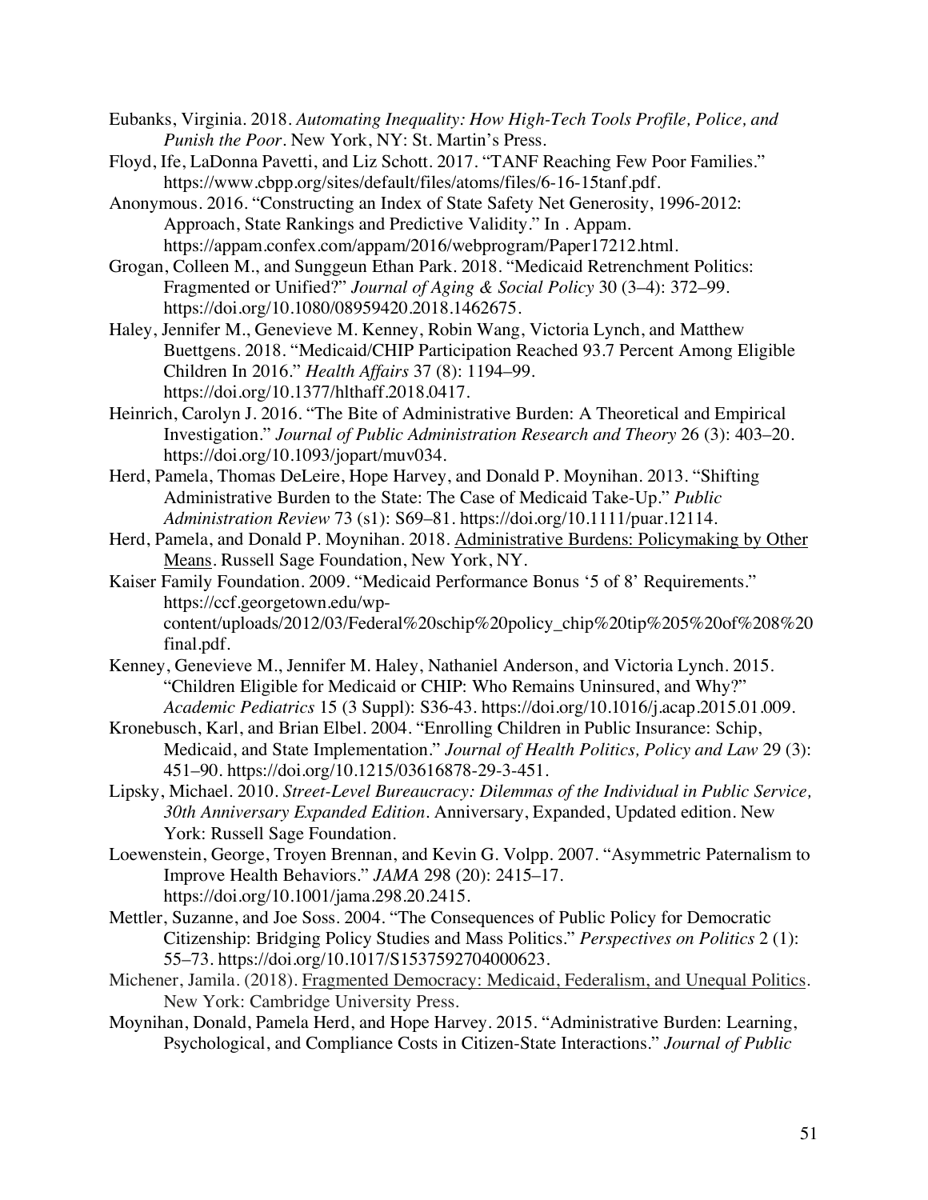Eubanks, Virginia. 2018. *Automating Inequality: How High-Tech Tools Profile, Police, and Punish the Poor*. New York, NY: St. Martin's Press.

Floyd, Ife, LaDonna Pavetti, and Liz Schott. 2017. "TANF Reaching Few Poor Families." https://www.cbpp.org/sites/default/files/atoms/files/6-16-15tanf.pdf.

Anonymous. 2016. "Constructing an Index of State Safety Net Generosity, 1996-2012: Approach, State Rankings and Predictive Validity." In . Appam. https://appam.confex.com/appam/2016/webprogram/Paper17212.html.

Grogan, Colleen M., and Sunggeun Ethan Park. 2018. "Medicaid Retrenchment Politics: Fragmented or Unified?" *Journal of Aging & Social Policy* 30 (3–4): 372–99. https://doi.org/10.1080/08959420.2018.1462675.

Haley, Jennifer M., Genevieve M. Kenney, Robin Wang, Victoria Lynch, and Matthew Buettgens. 2018. "Medicaid/CHIP Participation Reached 93.7 Percent Among Eligible Children In 2016." *Health Affairs* 37 (8): 1194–99. https://doi.org/10.1377/hlthaff.2018.0417.

Heinrich, Carolyn J. 2016. "The Bite of Administrative Burden: A Theoretical and Empirical Investigation." *Journal of Public Administration Research and Theory* 26 (3): 403–20. https://doi.org/10.1093/jopart/muv034.

Herd, Pamela, Thomas DeLeire, Hope Harvey, and Donald P. Moynihan. 2013. "Shifting Administrative Burden to the State: The Case of Medicaid Take-Up." *Public Administration Review* 73 (s1): S69–81. https://doi.org/10.1111/puar.12114.

Herd, Pamela, and Donald P. Moynihan. 2018. Administrative Burdens: Policymaking by Other Means. Russell Sage Foundation, New York, NY.

Kaiser Family Foundation. 2009. "Medicaid Performance Bonus '5 of 8' Requirements." https://ccf.georgetown.edu/wp-content/uploads/2012/03/Federal%20schip%20policy_chip%20tip%205%20of%208%20final.pdf.

Kenney, Genevieve M., Jennifer M. Haley, Nathaniel Anderson, and Victoria Lynch. 2015. "Children Eligible for Medicaid or CHIP: Who Remains Uninsured, and Why?" *Academic Pediatrics* 15 (3 Suppl): S36-43. https://doi.org/10.1016/j.acap.2015.01.009.

Kronebusch, Karl, and Brian Elbel. 2004. "Enrolling Children in Public Insurance: Schip, Medicaid, and State Implementation." *Journal of Health Politics, Policy and Law* 29 (3): 451–90. https://doi.org/10.1215/03616878-29-3-451.

Lipsky, Michael. 2010. *Street-Level Bureaucracy: Dilemmas of the Individual in Public Service, 30th Anniversary Expanded Edition*. Anniversary, Expanded, Updated edition. New York: Russell Sage Foundation.

Loewenstein, George, Troyen Brennan, and Kevin G. Volpp. 2007. "Asymmetric Paternalism to Improve Health Behaviors." *JAMA* 298 (20): 2415–17. https://doi.org/10.1001/jama.298.20.2415.

Mettler, Suzanne, and Joe Soss. 2004. "The Consequences of Public Policy for Democratic Citizenship: Bridging Policy Studies and Mass Politics." *Perspectives on Politics* 2 (1): 55–73. https://doi.org/10.1017/S1537592704000623.

Michener, Jamila. (2018). Fragmented Democracy: Medicaid, Federalism, and Unequal Politics. New York: Cambridge University Press.

Moynihan, Donald, Pamela Herd, and Hope Harvey. 2015. "Administrative Burden: Learning, Psychological, and Compliance Costs in Citizen-State Interactions." *Journal of Public*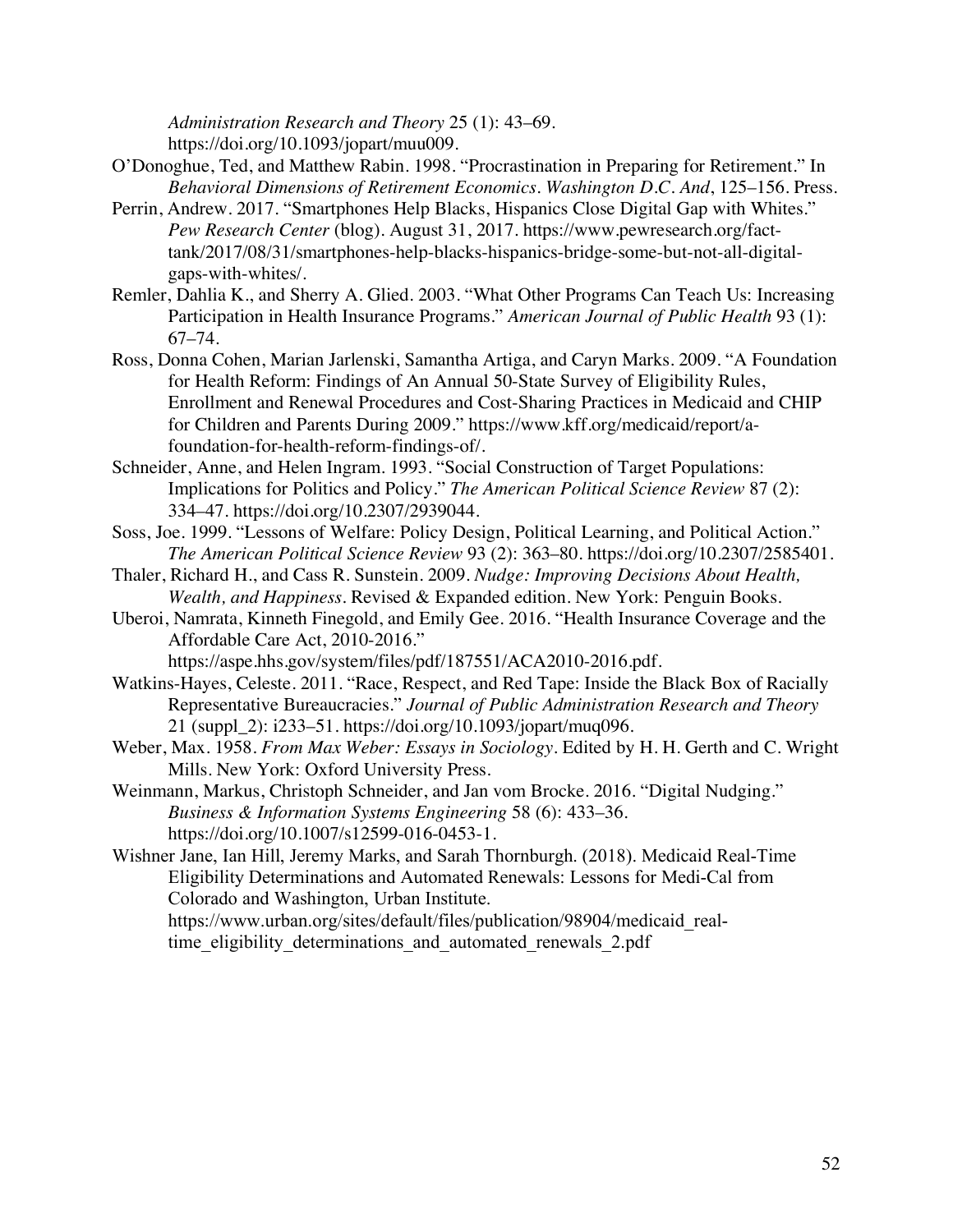*Administration Research and Theory* 25 (1): 43–69. https://doi.org/10.1093/jopart/muu009.

O'Donoghue, Ted, and Matthew Rabin. 1998. "Procrastination in Preparing for Retirement." In *Behavioral Dimensions of Retirement Economics. Washington D.C. And*, 125–156. Press.

Perrin, Andrew. 2017. "Smartphones Help Blacks, Hispanics Close Digital Gap with Whites." *Pew Research Center* (blog). August 31, 2017. https://www.pewresearch.org/fact-tank/2017/08/31/smartphones-help-blacks-hispanics-bridge-some-but-not-all-digital-gaps-with-whites/.

Remler, Dahlia K., and Sherry A. Glied. 2003. "What Other Programs Can Teach Us: Increasing Participation in Health Insurance Programs." *American Journal of Public Health* 93 (1): 67–74.

Ross, Donna Cohen, Marian Jarlenski, Samantha Artiga, and Caryn Marks. 2009. "A Foundation for Health Reform: Findings of An Annual 50-State Survey of Eligibility Rules, Enrollment and Renewal Procedures and Cost-Sharing Practices in Medicaid and CHIP for Children and Parents During 2009." https://www.kff.org/medicaid/report/a-foundation-for-health-reform-findings-of/.

Schneider, Anne, and Helen Ingram. 1993. "Social Construction of Target Populations: Implications for Politics and Policy." *The American Political Science Review* 87 (2): 334–47. https://doi.org/10.2307/2939044.

Soss, Joe. 1999. "Lessons of Welfare: Policy Design, Political Learning, and Political Action." *The American Political Science Review* 93 (2): 363–80. https://doi.org/10.2307/2585401.

Thaler, Richard H., and Cass R. Sunstein. 2009. *Nudge: Improving Decisions About Health, Wealth, and Happiness*. Revised & Expanded edition. New York: Penguin Books.

Uberoi, Namrata, Kinneth Finegold, and Emily Gee. 2016. "Health Insurance Coverage and the Affordable Care Act, 2010-2016." https://aspe.hhs.gov/system/files/pdf/187551/ACA2010-2016.pdf.

Watkins-Hayes, Celeste. 2011. "Race, Respect, and Red Tape: Inside the Black Box of Racially Representative Bureaucracies." *Journal of Public Administration Research and Theory* 21 (suppl_2): i233–51. https://doi.org/10.1093/jopart/muq096.

Weber, Max. 1958. *From Max Weber: Essays in Sociology*. Edited by H. H. Gerth and C. Wright Mills. New York: Oxford University Press.

Weinmann, Markus, Christoph Schneider, and Jan vom Brocke. 2016. "Digital Nudging." *Business & Information Systems Engineering* 58 (6): 433–36. https://doi.org/10.1007/s12599-016-0453-1.

Wishner Jane, Ian Hill, Jeremy Marks, and Sarah Thornburgh. (2018). Medicaid Real-Time Eligibility Determinations and Automated Renewals: Lessons for Medi-Cal from Colorado and Washington, Urban Institute. https://www.urban.org/sites/default/files/publication/98904/medicaid_real-time_eligibility_determinations_and_automated_renewals_2.pdf